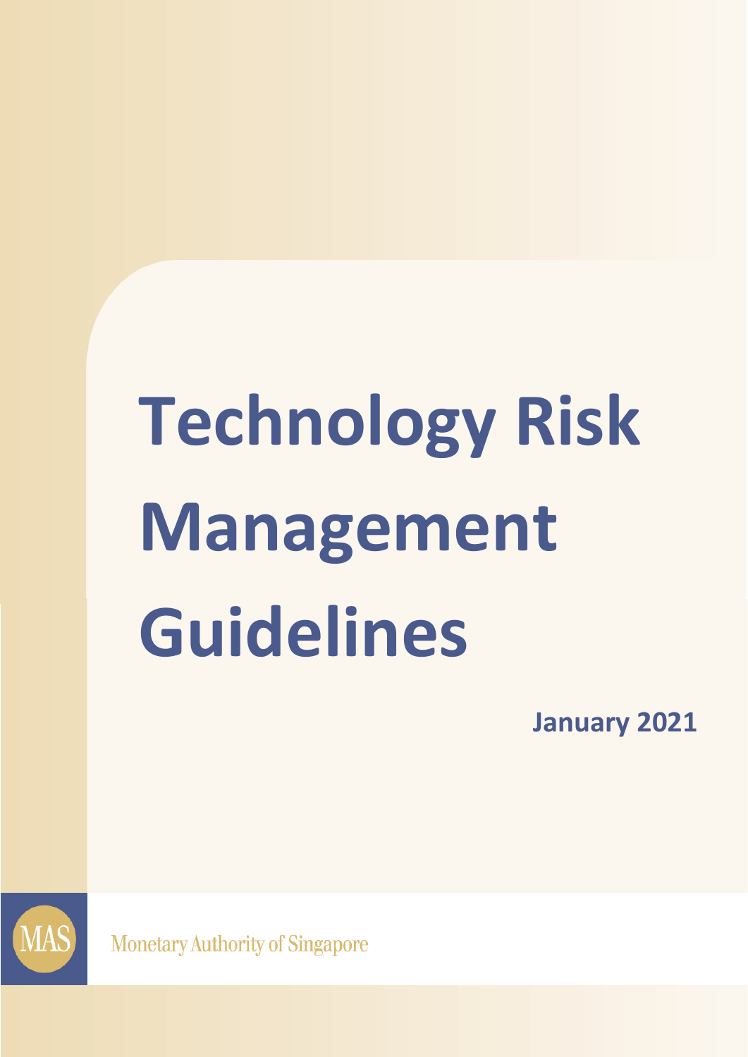# Technology Risk Management Guidelines

**January 2021**

Monetary Authority of Singapore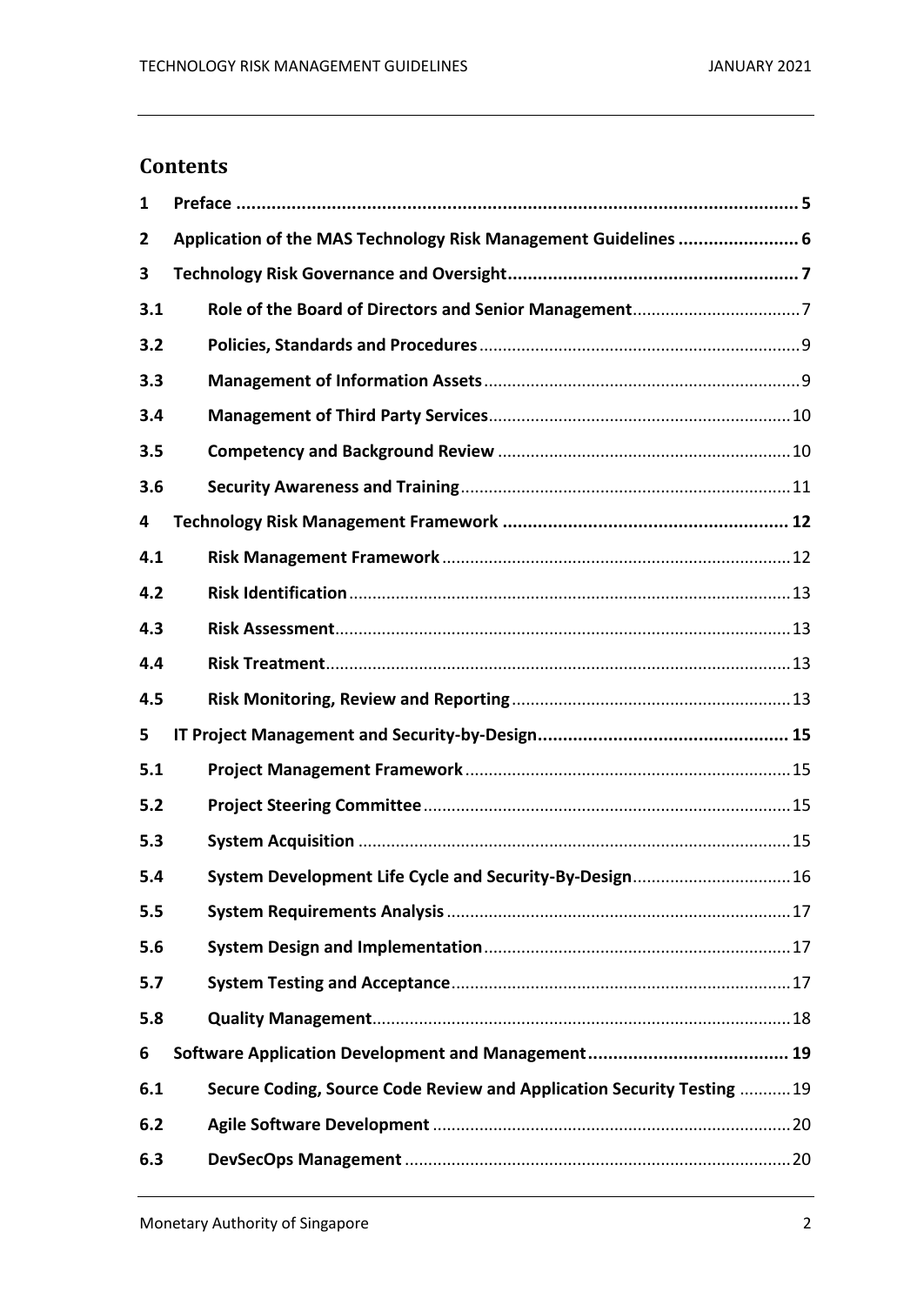## Contents

| | | |
|---|---|---|
| **1** | **Preface** | **5** |
| **2** | **Application of the MAS Technology Risk Management Guidelines** | **6** |
| **3** | **Technology Risk Governance and Oversight** | **7** |
| **3.1** | **Role of the Board of Directors and Senior Management** | 7 |
| **3.2** | **Policies, Standards and Procedures** | 9 |
| **3.3** | **Management of Information Assets** | 9 |
| **3.4** | **Management of Third Party Services** | 10 |
| **3.5** | **Competency and Background Review** | 10 |
| **3.6** | **Security Awareness and Training** | 11 |
| **4** | **Technology Risk Management Framework** | **12** |
| **4.1** | **Risk Management Framework** | 12 |
| **4.2** | **Risk Identification** | 13 |
| **4.3** | **Risk Assessment** | 13 |
| **4.4** | **Risk Treatment** | 13 |
| **4.5** | **Risk Monitoring, Review and Reporting** | 13 |
| **5** | **IT Project Management and Security-by-Design** | **15** |
| **5.1** | **Project Management Framework** | 15 |
| **5.2** | **Project Steering Committee** | 15 |
| **5.3** | **System Acquisition** | 15 |
| **5.4** | **System Development Life Cycle and Security-By-Design** | 16 |
| **5.5** | **System Requirements Analysis** | 17 |
| **5.6** | **System Design and Implementation** | 17 |
| **5.7** | **System Testing and Acceptance** | 17 |
| **5.8** | **Quality Management** | 18 |
| **6** | **Software Application Development and Management** | **19** |
| **6.1** | **Secure Coding, Source Code Review and Application Security Testing** | 19 |
| **6.2** | **Agile Software Development** | 20 |
| **6.3** | **DevSecOps Management** | 20 |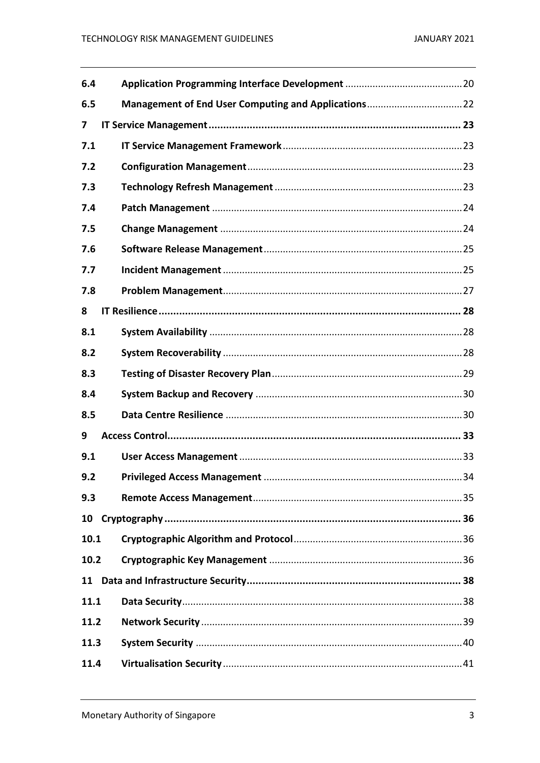| | | |
|---|---|---|
| **6.4** | **Application Programming Interface Development** | 20 |
| **6.5** | **Management of End User Computing and Applications** | 22 |
| **7** | **IT Service Management** | **23** |
| **7.1** | **IT Service Management Framework** | 23 |
| **7.2** | **Configuration Management** | 23 |
| **7.3** | **Technology Refresh Management** | 23 |
| **7.4** | **Patch Management** | 24 |
| **7.5** | **Change Management** | 24 |
| **7.6** | **Software Release Management** | 25 |
| **7.7** | **Incident Management** | 25 |
| **7.8** | **Problem Management** | 27 |
| **8** | **IT Resilience** | **28** |
| **8.1** | **System Availability** | 28 |
| **8.2** | **System Recoverability** | 28 |
| **8.3** | **Testing of Disaster Recovery Plan** | 29 |
| **8.4** | **System Backup and Recovery** | 30 |
| **8.5** | **Data Centre Resilience** | 30 |
| **9** | **Access Control** | **33** |
| **9.1** | **User Access Management** | 33 |
| **9.2** | **Privileged Access Management** | 34 |
| **9.3** | **Remote Access Management** | 35 |
| **10** | **Cryptography** | **36** |
| **10.1** | **Cryptographic Algorithm and Protocol** | 36 |
| **10.2** | **Cryptographic Key Management** | 36 |
| **11** | **Data and Infrastructure Security** | **38** |
| **11.1** | **Data Security** | 38 |
| **11.2** | **Network Security** | 39 |
| **11.3** | **System Security** | 40 |
| **11.4** | **Virtualisation Security** | 41 |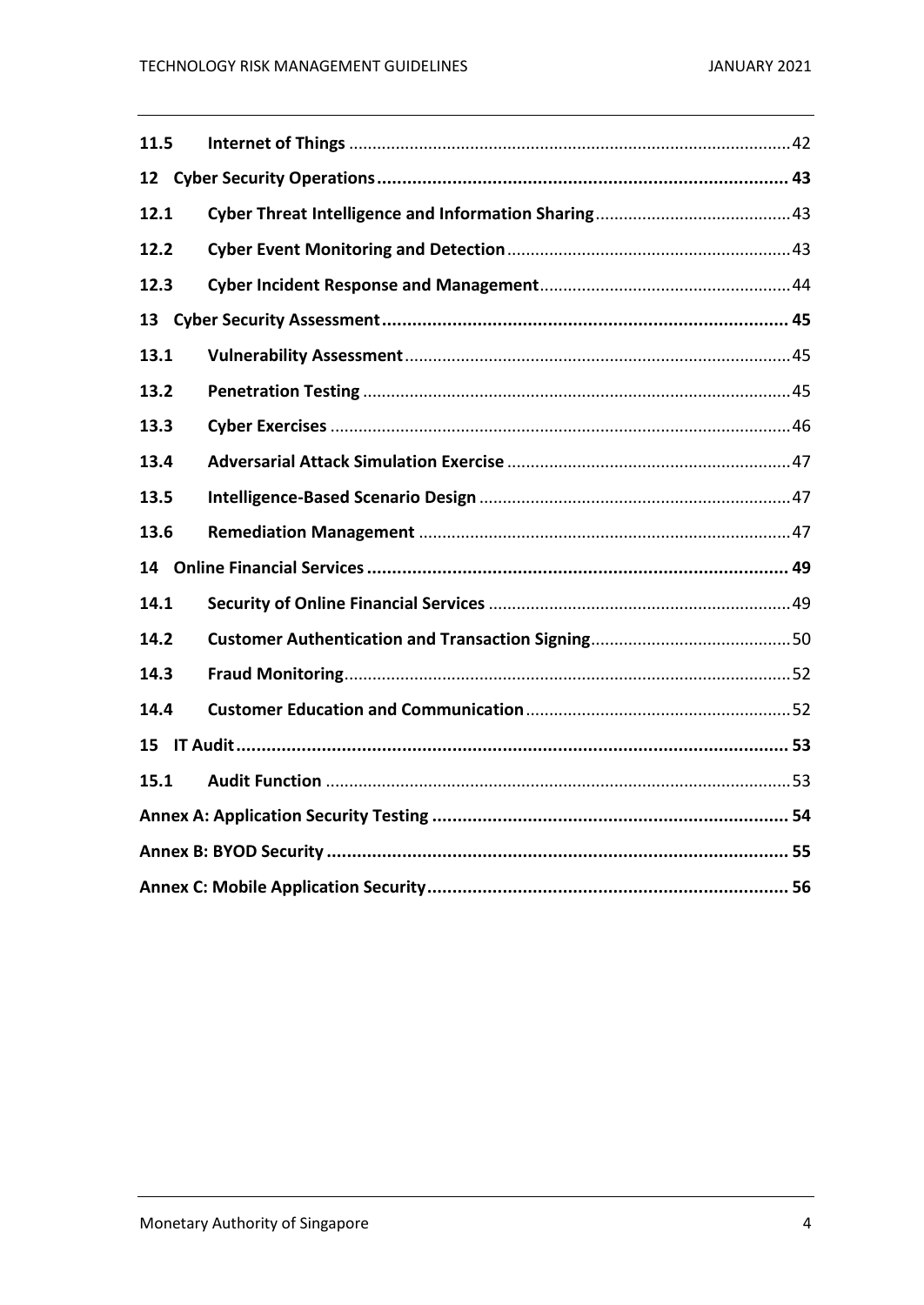| | | |
|---|---|---|
| **11.5** | **Internet of Things** | 42 |
| **12** | **Cyber Security Operations** | **43** |
| **12.1** | **Cyber Threat Intelligence and Information Sharing** | 43 |
| **12.2** | **Cyber Event Monitoring and Detection** | 43 |
| **12.3** | **Cyber Incident Response and Management** | 44 |
| **13** | **Cyber Security Assessment** | **45** |
| **13.1** | **Vulnerability Assessment** | 45 |
| **13.2** | **Penetration Testing** | 45 |
| **13.3** | **Cyber Exercises** | 46 |
| **13.4** | **Adversarial Attack Simulation Exercise** | 47 |
| **13.5** | **Intelligence-Based Scenario Design** | 47 |
| **13.6** | **Remediation Management** | 47 |
| **14** | **Online Financial Services** | **49** |
| **14.1** | **Security of Online Financial Services** | 49 |
| **14.2** | **Customer Authentication and Transaction Signing** | 50 |
| **14.3** | **Fraud Monitoring** | 52 |
| **14.4** | **Customer Education and Communication** | 52 |
| **15** | **IT Audit** | **53** |
| **15.1** | **Audit Function** | 53 |
| **Annex A: Application Security Testing** | | **54** |
| **Annex B: BYOD Security** | | **55** |
| **Annex C: Mobile Application Security** | | **56** |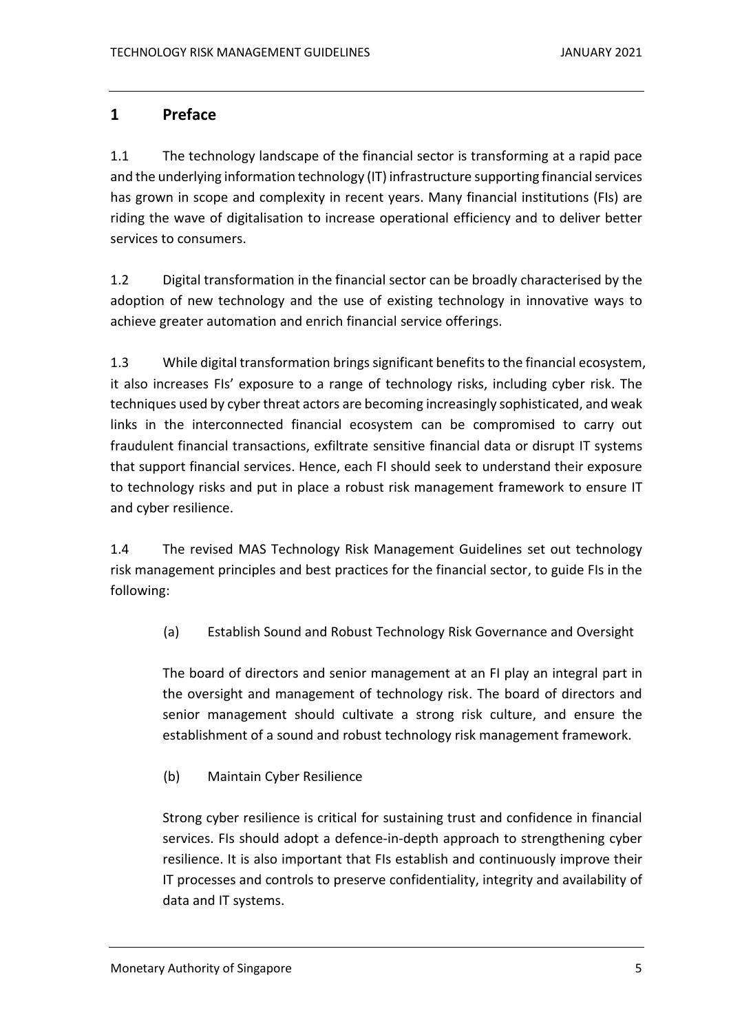# 1 Preface

1.1 The technology landscape of the financial sector is transforming at a rapid pace and the underlying information technology (IT) infrastructure supporting financial services has grown in scope and complexity in recent years. Many financial institutions (FIs) are riding the wave of digitalisation to increase operational efficiency and to deliver better services to consumers.

1.2 Digital transformation in the financial sector can be broadly characterised by the adoption of new technology and the use of existing technology in innovative ways to achieve greater automation and enrich financial service offerings.

1.3 While digital transformation brings significant benefits to the financial ecosystem, it also increases FIs' exposure to a range of technology risks, including cyber risk. The techniques used by cyber threat actors are becoming increasingly sophisticated, and weak links in the interconnected financial ecosystem can be compromised to carry out fraudulent financial transactions, exfiltrate sensitive financial data or disrupt IT systems that support financial services. Hence, each FI should seek to understand their exposure to technology risks and put in place a robust risk management framework to ensure IT and cyber resilience.

1.4 The revised MAS Technology Risk Management Guidelines set out technology risk management principles and best practices for the financial sector, to guide FIs in the following:

(a) Establish Sound and Robust Technology Risk Governance and Oversight

The board of directors and senior management at an FI play an integral part in the oversight and management of technology risk. The board of directors and senior management should cultivate a strong risk culture, and ensure the establishment of a sound and robust technology risk management framework.

(b) Maintain Cyber Resilience

Strong cyber resilience is critical for sustaining trust and confidence in financial services. FIs should adopt a defence-in-depth approach to strengthening cyber resilience. It is also important that FIs establish and continuously improve their IT processes and controls to preserve confidentiality, integrity and availability of data and IT systems.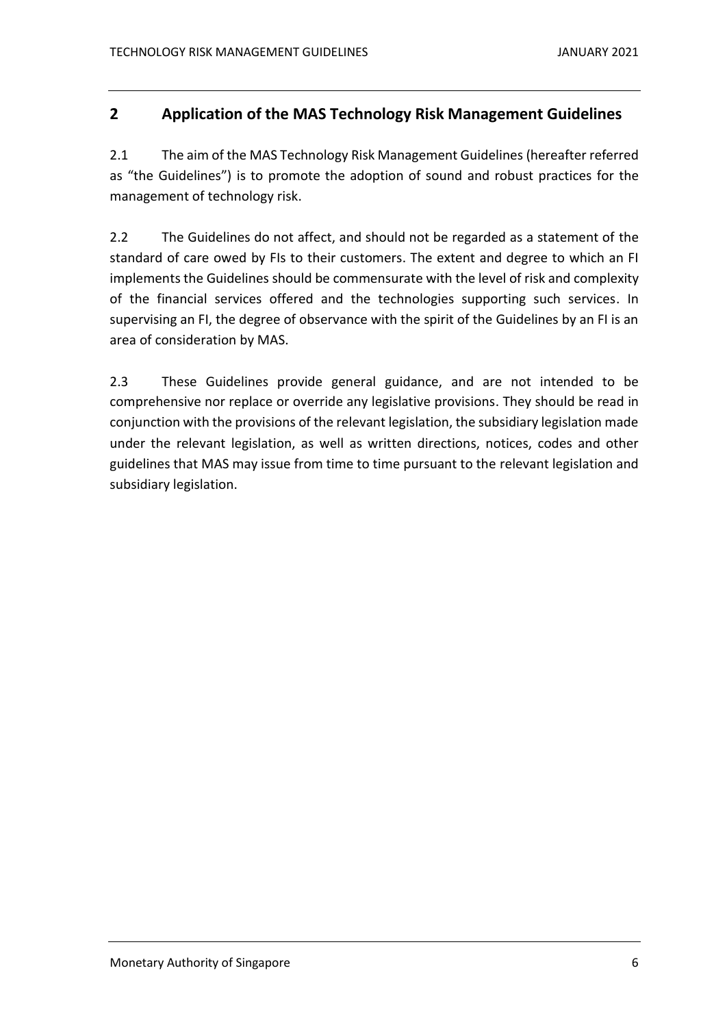## 2 Application of the MAS Technology Risk Management Guidelines

2.1 The aim of the MAS Technology Risk Management Guidelines (hereafter referred as "the Guidelines") is to promote the adoption of sound and robust practices for the management of technology risk.

2.2 The Guidelines do not affect, and should not be regarded as a statement of the standard of care owed by FIs to their customers. The extent and degree to which an FI implements the Guidelines should be commensurate with the level of risk and complexity of the financial services offered and the technologies supporting such services. In supervising an FI, the degree of observance with the spirit of the Guidelines by an FI is an area of consideration by MAS.

2.3 These Guidelines provide general guidance, and are not intended to be comprehensive nor replace or override any legislative provisions. They should be read in conjunction with the provisions of the relevant legislation, the subsidiary legislation made under the relevant legislation, as well as written directions, notices, codes and other guidelines that MAS may issue from time to time pursuant to the relevant legislation and subsidiary legislation.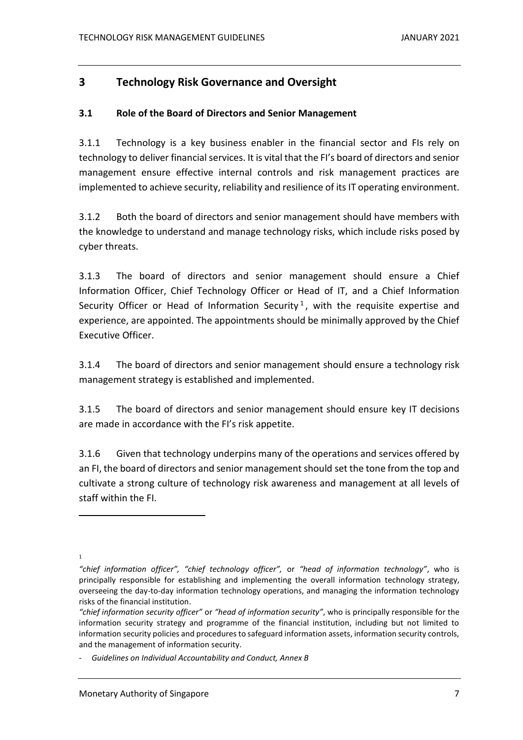## 3 Technology Risk Governance and Oversight

### 3.1 Role of the Board of Directors and Senior Management

3.1.1 Technology is a key business enabler in the financial sector and FIs rely on technology to deliver financial services. It is vital that the FI's board of directors and senior management ensure effective internal controls and risk management practices are implemented to achieve security, reliability and resilience of its IT operating environment.

3.1.2 Both the board of directors and senior management should have members with the knowledge to understand and manage technology risks, which include risks posed by cyber threats.

3.1.3 The board of directors and senior management should ensure a Chief Information Officer, Chief Technology Officer or Head of IT, and a Chief Information Security Officer or Head of Information Security[1], with the requisite expertise and experience, are appointed. The appointments should be minimally approved by the Chief Executive Officer.

3.1.4 The board of directors and senior management should ensure a technology risk management strategy is established and implemented.

3.1.5 The board of directors and senior management should ensure key IT decisions are made in accordance with the FI's risk appetite.

3.1.6 Given that technology underpins many of the operations and services offered by an FI, the board of directors and senior management should set the tone from the top and cultivate a strong culture of technology risk awareness and management at all levels of staff within the FI.

---

[1]

*"chief information officer", "chief technology officer",* or *"head of information technology"*, who is principally responsible for establishing and implementing the overall information technology strategy, overseeing the day-to-day information technology operations, and managing the information technology risks of the financial institution.

*"chief information security officer"* or *"head of information security"*, who is principally responsible for the information security strategy and programme of the financial institution, including but not limited to information security policies and procedures to safeguard information assets, information security controls, and the management of information security.

- *Guidelines on Individual Accountability and Conduct, Annex B*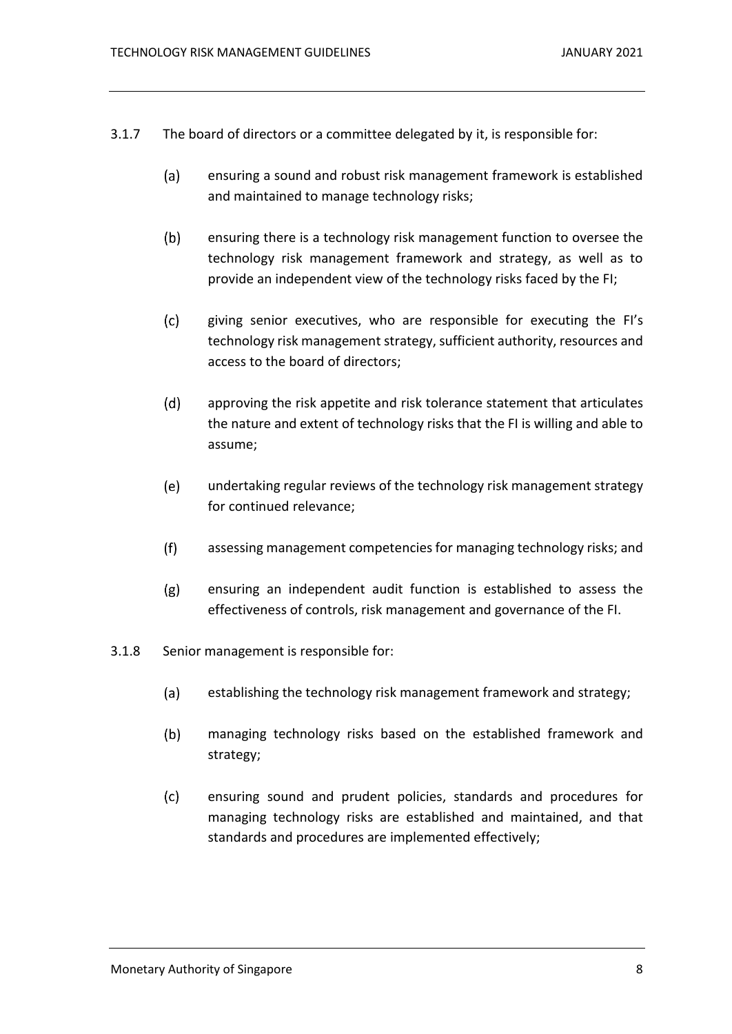3.1.7 The board of directors or a committee delegated by it, is responsible for:

(a) ensuring a sound and robust risk management framework is established and maintained to manage technology risks;

(b) ensuring there is a technology risk management function to oversee the technology risk management framework and strategy, as well as to provide an independent view of the technology risks faced by the FI;

(c) giving senior executives, who are responsible for executing the FI's technology risk management strategy, sufficient authority, resources and access to the board of directors;

(d) approving the risk appetite and risk tolerance statement that articulates the nature and extent of technology risks that the FI is willing and able to assume;

(e) undertaking regular reviews of the technology risk management strategy for continued relevance;

(f) assessing management competencies for managing technology risks; and

(g) ensuring an independent audit function is established to assess the effectiveness of controls, risk management and governance of the FI.

3.1.8 Senior management is responsible for:

(a) establishing the technology risk management framework and strategy;

(b) managing technology risks based on the established framework and strategy;

(c) ensuring sound and prudent policies, standards and procedures for managing technology risks are established and maintained, and that standards and procedures are implemented effectively;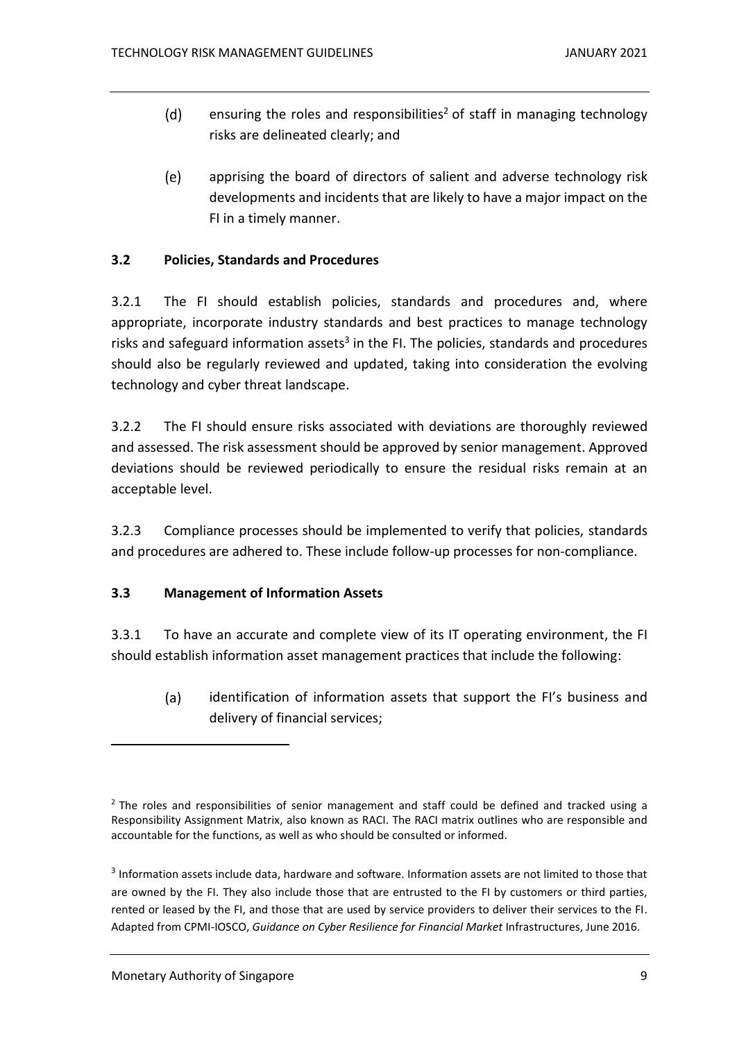(d) ensuring the roles and responsibilities[2] of staff in managing technology risks are delineated clearly; and

(e) apprising the board of directors of salient and adverse technology risk developments and incidents that are likely to have a major impact on the FI in a timely manner.

### 3.2 Policies, Standards and Procedures

3.2.1 The FI should establish policies, standards and procedures and, where appropriate, incorporate industry standards and best practices to manage technology risks and safeguard information assets[3] in the FI. The policies, standards and procedures should also be regularly reviewed and updated, taking into consideration the evolving technology and cyber threat landscape.

3.2.2 The FI should ensure risks associated with deviations are thoroughly reviewed and assessed. The risk assessment should be approved by senior management. Approved deviations should be reviewed periodically to ensure the residual risks remain at an acceptable level.

3.2.3 Compliance processes should be implemented to verify that policies, standards and procedures are adhered to. These include follow-up processes for non-compliance.

### 3.3 Management of Information Assets

3.3.1 To have an accurate and complete view of its IT operating environment, the FI should establish information asset management practices that include the following:

(a) identification of information assets that support the FI's business and delivery of financial services;

---

[2] The roles and responsibilities of senior management and staff could be defined and tracked using a Responsibility Assignment Matrix, also known as RACI. The RACI matrix outlines who are responsible and accountable for the functions, as well as who should be consulted or informed.

[3] Information assets include data, hardware and software. Information assets are not limited to those that are owned by the FI. They also include those that are entrusted to the FI by customers or third parties, rented or leased by the FI, and those that are used by service providers to deliver their services to the FI. Adapted from CPMI-IOSCO, *Guidance on Cyber Resilience for Financial Market* Infrastructures, June 2016.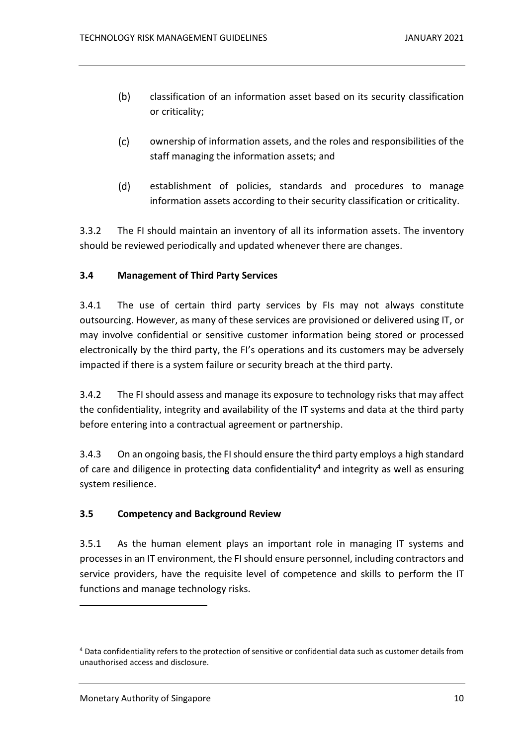(b) classification of an information asset based on its security classification or criticality;

(c) ownership of information assets, and the roles and responsibilities of the staff managing the information assets; and

(d) establishment of policies, standards and procedures to manage information assets according to their security classification or criticality.

3.3.2 The FI should maintain an inventory of all its information assets. The inventory should be reviewed periodically and updated whenever there are changes.

### 3.4 Management of Third Party Services

3.4.1 The use of certain third party services by FIs may not always constitute outsourcing. However, as many of these services are provisioned or delivered using IT, or may involve confidential or sensitive customer information being stored or processed electronically by the third party, the FI's operations and its customers may be adversely impacted if there is a system failure or security breach at the third party.

3.4.2 The FI should assess and manage its exposure to technology risks that may affect the confidentiality, integrity and availability of the IT systems and data at the third party before entering into a contractual agreement or partnership.

3.4.3 On an ongoing basis, the FI should ensure the third party employs a high standard of care and diligence in protecting data confidentiality[4] and integrity as well as ensuring system resilience.

### 3.5 Competency and Background Review

3.5.1 As the human element plays an important role in managing IT systems and processes in an IT environment, the FI should ensure personnel, including contractors and service providers, have the requisite level of competence and skills to perform the IT functions and manage technology risks.

[4] Data confidentiality refers to the protection of sensitive or confidential data such as customer details from unauthorised access and disclosure.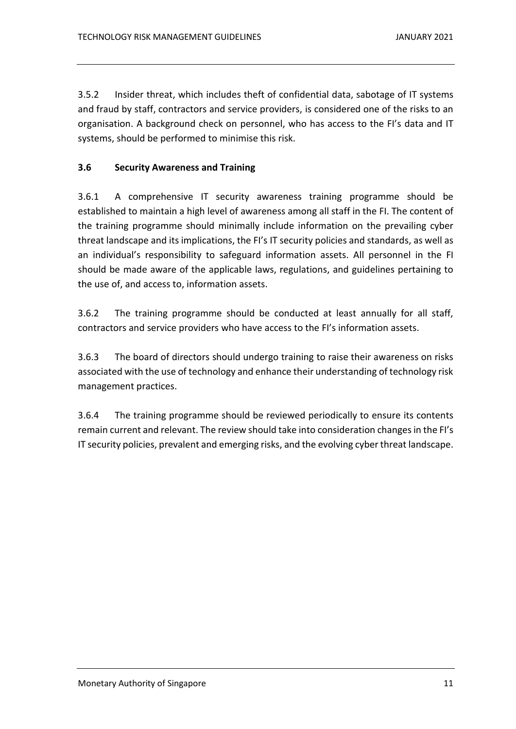3.5.2 Insider threat, which includes theft of confidential data, sabotage of IT systems and fraud by staff, contractors and service providers, is considered one of the risks to an organisation. A background check on personnel, who has access to the FI's data and IT systems, should be performed to minimise this risk.

### 3.6 Security Awareness and Training

3.6.1 A comprehensive IT security awareness training programme should be established to maintain a high level of awareness among all staff in the FI. The content of the training programme should minimally include information on the prevailing cyber threat landscape and its implications, the FI's IT security policies and standards, as well as an individual's responsibility to safeguard information assets. All personnel in the FI should be made aware of the applicable laws, regulations, and guidelines pertaining to the use of, and access to, information assets.

3.6.2 The training programme should be conducted at least annually for all staff, contractors and service providers who have access to the FI's information assets.

3.6.3 The board of directors should undergo training to raise their awareness on risks associated with the use of technology and enhance their understanding of technology risk management practices.

3.6.4 The training programme should be reviewed periodically to ensure its contents remain current and relevant. The review should take into consideration changes in the FI's IT security policies, prevalent and emerging risks, and the evolving cyber threat landscape.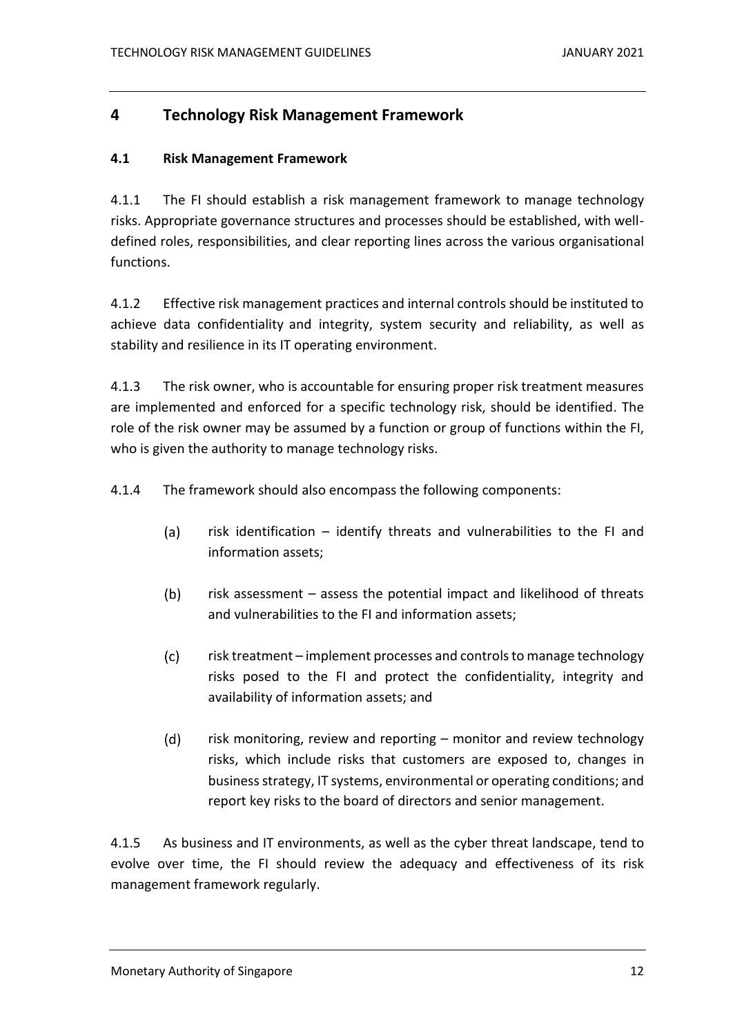# 4 Technology Risk Management Framework

## 4.1 Risk Management Framework

4.1.1 The FI should establish a risk management framework to manage technology risks. Appropriate governance structures and processes should be established, with well-defined roles, responsibilities, and clear reporting lines across the various organisational functions.

4.1.2 Effective risk management practices and internal controls should be instituted to achieve data confidentiality and integrity, system security and reliability, as well as stability and resilience in its IT operating environment.

4.1.3 The risk owner, who is accountable for ensuring proper risk treatment measures are implemented and enforced for a specific technology risk, should be identified. The role of the risk owner may be assumed by a function or group of functions within the FI, who is given the authority to manage technology risks.

4.1.4 The framework should also encompass the following components:

(a) risk identification – identify threats and vulnerabilities to the FI and information assets;

(b) risk assessment – assess the potential impact and likelihood of threats and vulnerabilities to the FI and information assets;

(c) risk treatment – implement processes and controls to manage technology risks posed to the FI and protect the confidentiality, integrity and availability of information assets; and

(d) risk monitoring, review and reporting – monitor and review technology risks, which include risks that customers are exposed to, changes in business strategy, IT systems, environmental or operating conditions; and report key risks to the board of directors and senior management.

4.1.5 As business and IT environments, as well as the cyber threat landscape, tend to evolve over time, the FI should review the adequacy and effectiveness of its risk management framework regularly.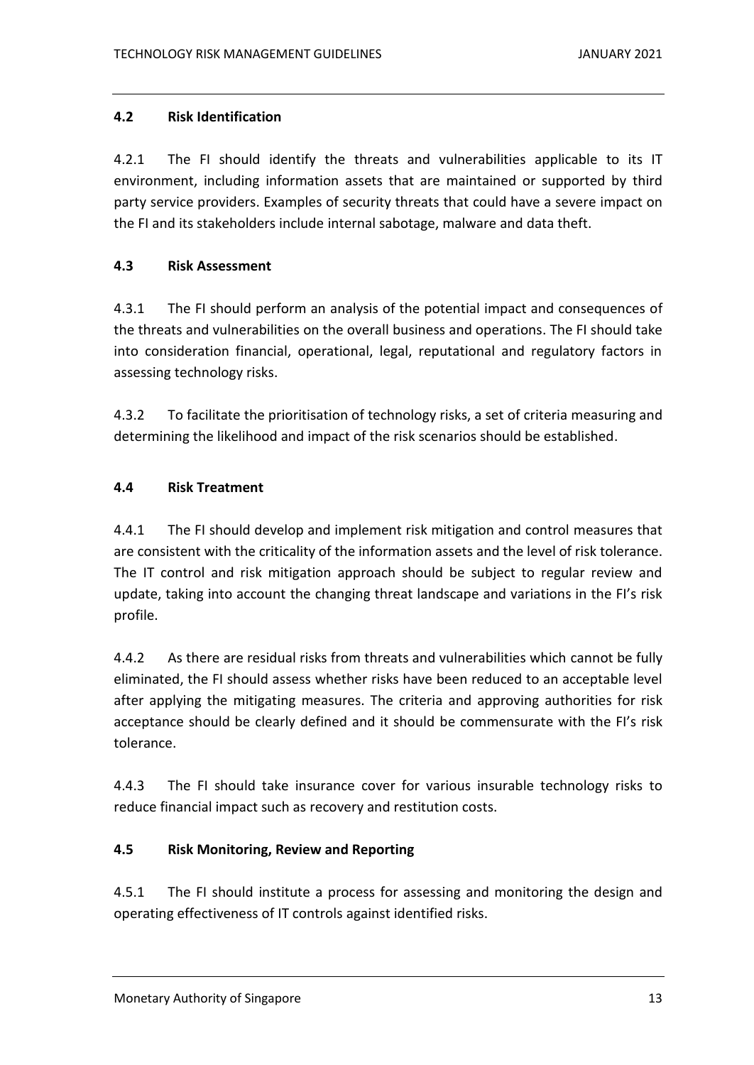### 4.2 Risk Identification

4.2.1 The FI should identify the threats and vulnerabilities applicable to its IT environment, including information assets that are maintained or supported by third party service providers. Examples of security threats that could have a severe impact on the FI and its stakeholders include internal sabotage, malware and data theft.

### 4.3 Risk Assessment

4.3.1 The FI should perform an analysis of the potential impact and consequences of the threats and vulnerabilities on the overall business and operations. The FI should take into consideration financial, operational, legal, reputational and regulatory factors in assessing technology risks.

4.3.2 To facilitate the prioritisation of technology risks, a set of criteria measuring and determining the likelihood and impact of the risk scenarios should be established.

### 4.4 Risk Treatment

4.4.1 The FI should develop and implement risk mitigation and control measures that are consistent with the criticality of the information assets and the level of risk tolerance. The IT control and risk mitigation approach should be subject to regular review and update, taking into account the changing threat landscape and variations in the FI's risk profile.

4.4.2 As there are residual risks from threats and vulnerabilities which cannot be fully eliminated, the FI should assess whether risks have been reduced to an acceptable level after applying the mitigating measures. The criteria and approving authorities for risk acceptance should be clearly defined and it should be commensurate with the FI's risk tolerance.

4.4.3 The FI should take insurance cover for various insurable technology risks to reduce financial impact such as recovery and restitution costs.

### 4.5 Risk Monitoring, Review and Reporting

4.5.1 The FI should institute a process for assessing and monitoring the design and operating effectiveness of IT controls against identified risks.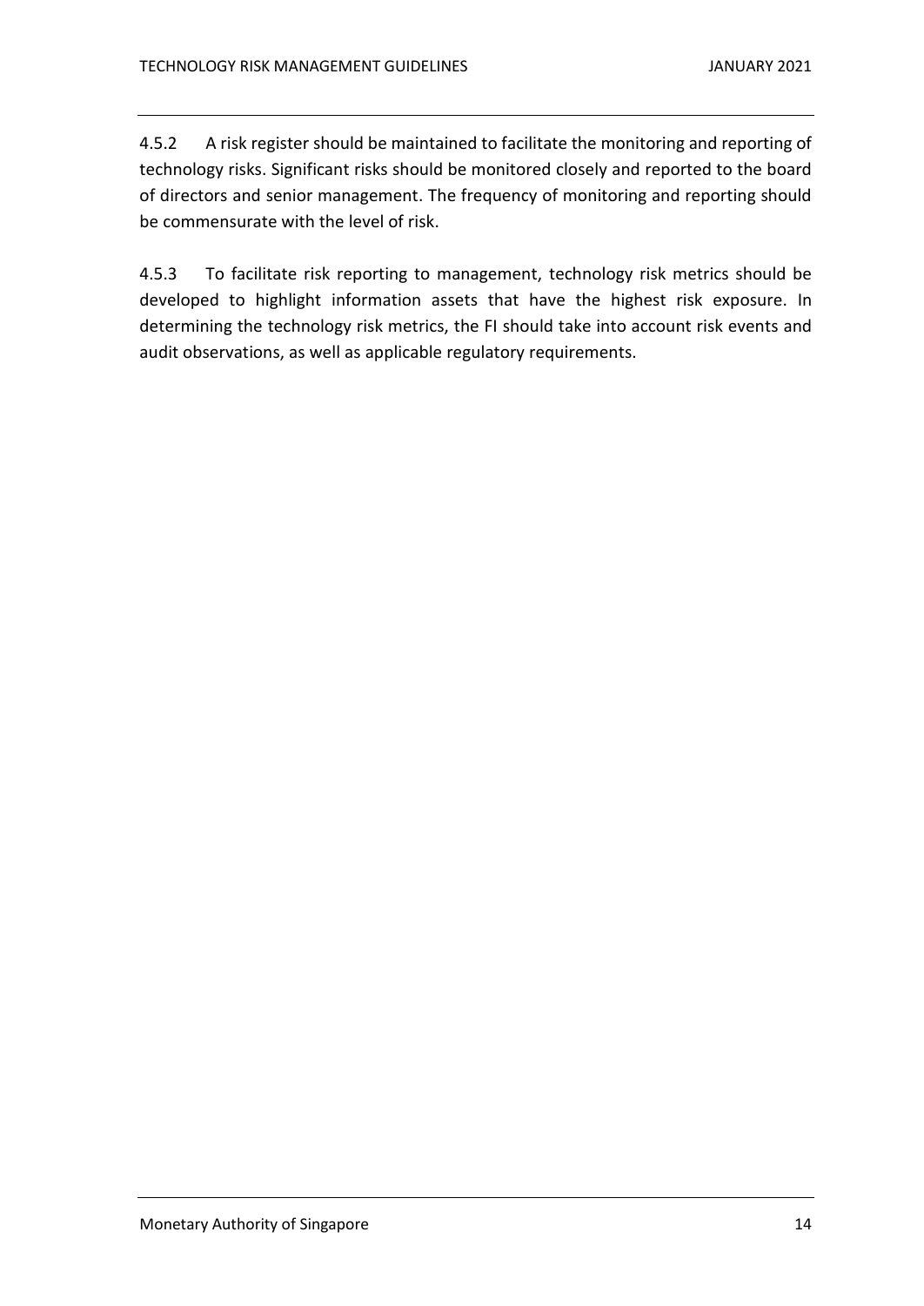4.5.2 A risk register should be maintained to facilitate the monitoring and reporting of technology risks. Significant risks should be monitored closely and reported to the board of directors and senior management. The frequency of monitoring and reporting should be commensurate with the level of risk.

4.5.3 To facilitate risk reporting to management, technology risk metrics should be developed to highlight information assets that have the highest risk exposure. In determining the technology risk metrics, the FI should take into account risk events and audit observations, as well as applicable regulatory requirements.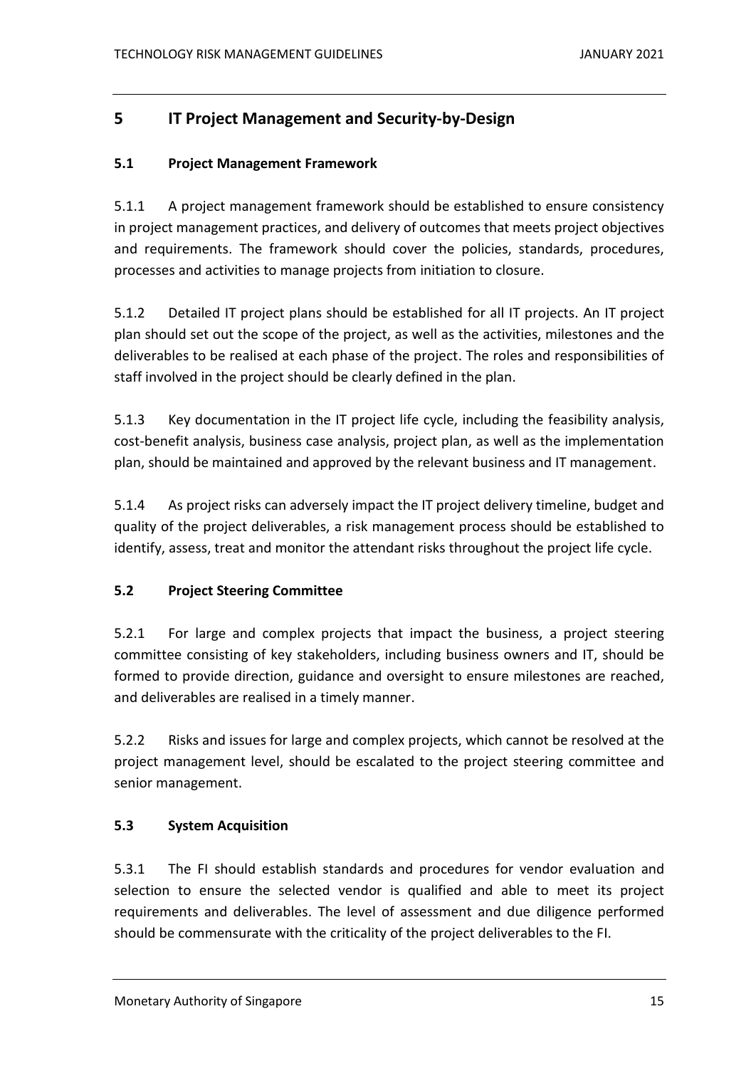# 5 IT Project Management and Security-by-Design

## 5.1 Project Management Framework

5.1.1 A project management framework should be established to ensure consistency in project management practices, and delivery of outcomes that meets project objectives and requirements. The framework should cover the policies, standards, procedures, processes and activities to manage projects from initiation to closure.

5.1.2 Detailed IT project plans should be established for all IT projects. An IT project plan should set out the scope of the project, as well as the activities, milestones and the deliverables to be realised at each phase of the project. The roles and responsibilities of staff involved in the project should be clearly defined in the plan.

5.1.3 Key documentation in the IT project life cycle, including the feasibility analysis, cost-benefit analysis, business case analysis, project plan, as well as the implementation plan, should be maintained and approved by the relevant business and IT management.

5.1.4 As project risks can adversely impact the IT project delivery timeline, budget and quality of the project deliverables, a risk management process should be established to identify, assess, treat and monitor the attendant risks throughout the project life cycle.

## 5.2 Project Steering Committee

5.2.1 For large and complex projects that impact the business, a project steering committee consisting of key stakeholders, including business owners and IT, should be formed to provide direction, guidance and oversight to ensure milestones are reached, and deliverables are realised in a timely manner.

5.2.2 Risks and issues for large and complex projects, which cannot be resolved at the project management level, should be escalated to the project steering committee and senior management.

## 5.3 System Acquisition

5.3.1 The FI should establish standards and procedures for vendor evaluation and selection to ensure the selected vendor is qualified and able to meet its project requirements and deliverables. The level of assessment and due diligence performed should be commensurate with the criticality of the project deliverables to the FI.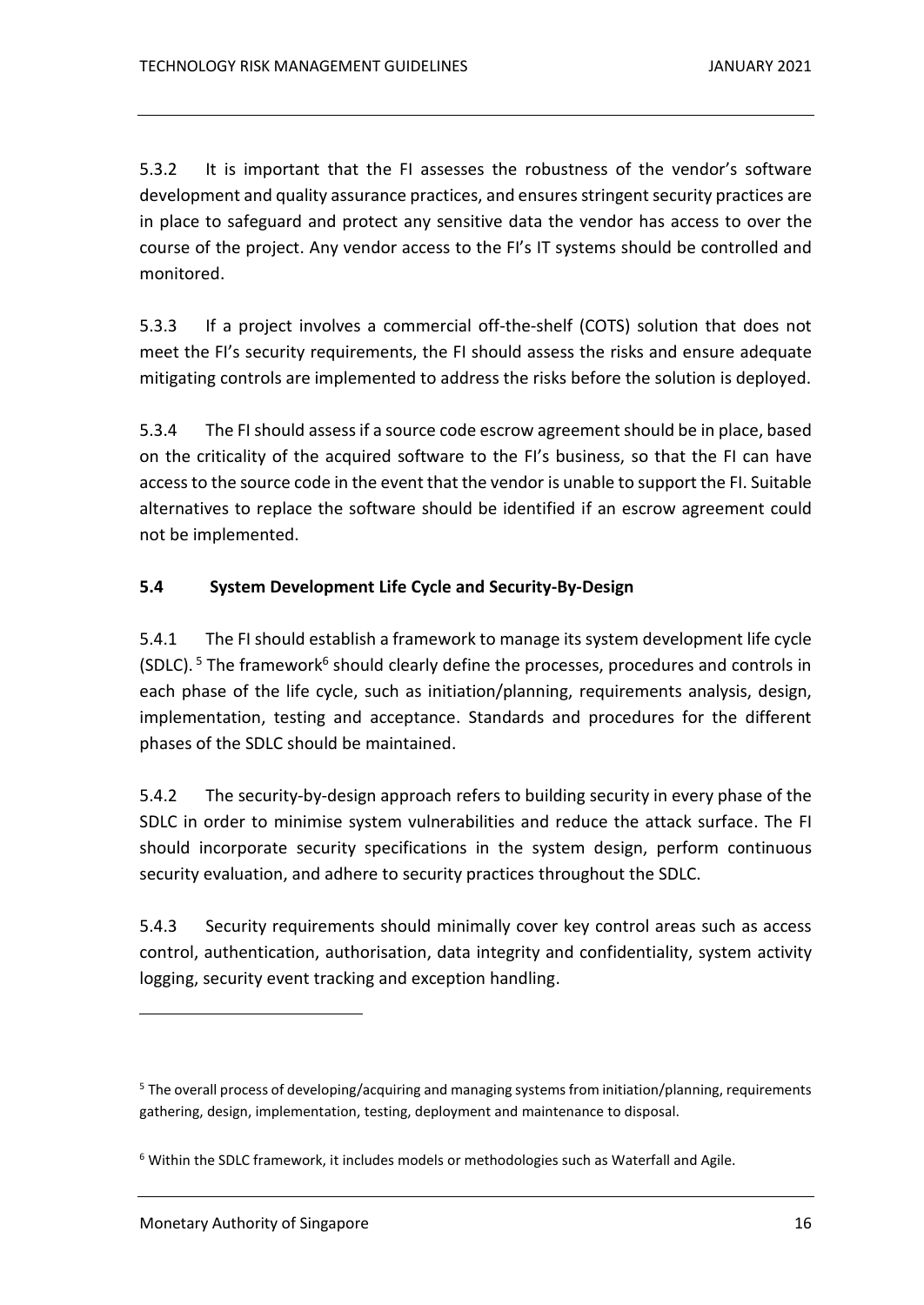5.3.2 It is important that the FI assesses the robustness of the vendor's software development and quality assurance practices, and ensures stringent security practices are in place to safeguard and protect any sensitive data the vendor has access to over the course of the project. Any vendor access to the FI's IT systems should be controlled and monitored.

5.3.3 If a project involves a commercial off-the-shelf (COTS) solution that does not meet the FI's security requirements, the FI should assess the risks and ensure adequate mitigating controls are implemented to address the risks before the solution is deployed.

5.3.4 The FI should assess if a source code escrow agreement should be in place, based on the criticality of the acquired software to the FI's business, so that the FI can have access to the source code in the event that the vendor is unable to support the FI. Suitable alternatives to replace the software should be identified if an escrow agreement could not be implemented.

### 5.4 System Development Life Cycle and Security-By-Design

5.4.1 The FI should establish a framework to manage its system development life cycle (SDLC).[5] The framework[6] should clearly define the processes, procedures and controls in each phase of the life cycle, such as initiation/planning, requirements analysis, design, implementation, testing and acceptance. Standards and procedures for the different phases of the SDLC should be maintained.

5.4.2 The security-by-design approach refers to building security in every phase of the SDLC in order to minimise system vulnerabilities and reduce the attack surface. The FI should incorporate security specifications in the system design, perform continuous security evaluation, and adhere to security practices throughout the SDLC.

5.4.3 Security requirements should minimally cover key control areas such as access control, authentication, authorisation, data integrity and confidentiality, system activity logging, security event tracking and exception handling.

---

[5] The overall process of developing/acquiring and managing systems from initiation/planning, requirements gathering, design, implementation, testing, deployment and maintenance to disposal.

[6] Within the SDLC framework, it includes models or methodologies such as Waterfall and Agile.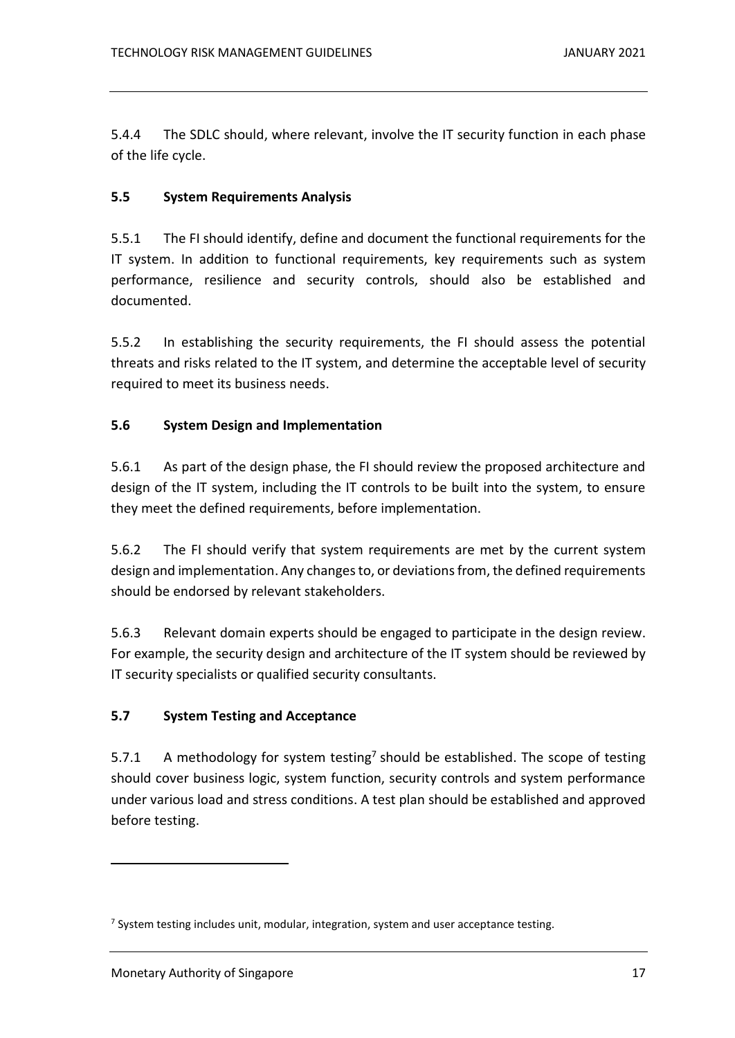5.4.4 The SDLC should, where relevant, involve the IT security function in each phase of the life cycle.

### 5.5 System Requirements Analysis

5.5.1 The FI should identify, define and document the functional requirements for the IT system. In addition to functional requirements, key requirements such as system performance, resilience and security controls, should also be established and documented.

5.5.2 In establishing the security requirements, the FI should assess the potential threats and risks related to the IT system, and determine the acceptable level of security required to meet its business needs.

### 5.6 System Design and Implementation

5.6.1 As part of the design phase, the FI should review the proposed architecture and design of the IT system, including the IT controls to be built into the system, to ensure they meet the defined requirements, before implementation.

5.6.2 The FI should verify that system requirements are met by the current system design and implementation. Any changes to, or deviations from, the defined requirements should be endorsed by relevant stakeholders.

5.6.3 Relevant domain experts should be engaged to participate in the design review. For example, the security design and architecture of the IT system should be reviewed by IT security specialists or qualified security consultants.

### 5.7 System Testing and Acceptance

5.7.1 A methodology for system testing[7] should be established. The scope of testing should cover business logic, system function, security controls and system performance under various load and stress conditions. A test plan should be established and approved before testing.

---

[7] System testing includes unit, modular, integration, system and user acceptance testing.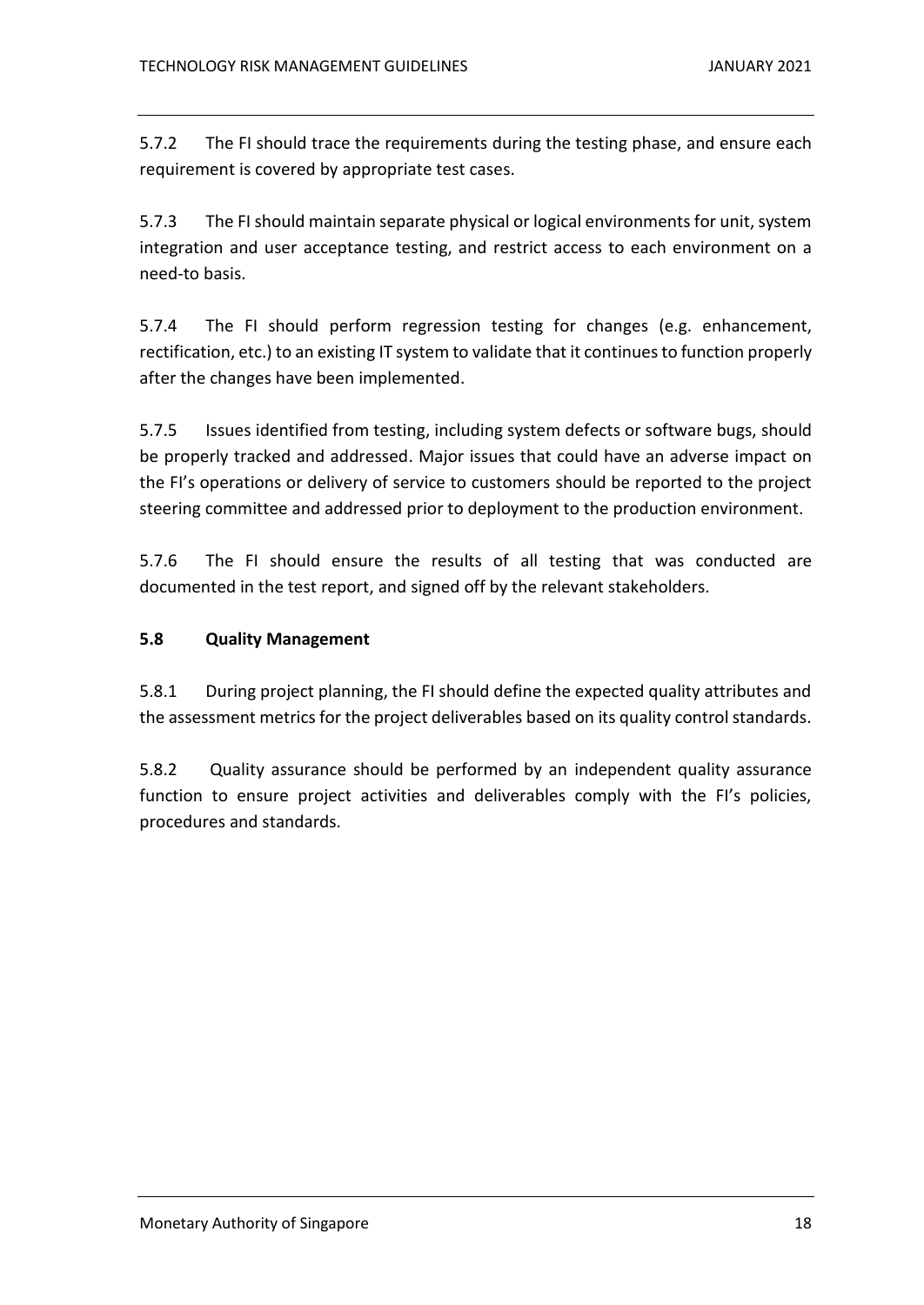5.7.2 The FI should trace the requirements during the testing phase, and ensure each requirement is covered by appropriate test cases.

5.7.3 The FI should maintain separate physical or logical environments for unit, system integration and user acceptance testing, and restrict access to each environment on a need-to basis.

5.7.4 The FI should perform regression testing for changes (e.g. enhancement, rectification, etc.) to an existing IT system to validate that it continues to function properly after the changes have been implemented.

5.7.5 Issues identified from testing, including system defects or software bugs, should be properly tracked and addressed. Major issues that could have an adverse impact on the FI's operations or delivery of service to customers should be reported to the project steering committee and addressed prior to deployment to the production environment.

5.7.6 The FI should ensure the results of all testing that was conducted are documented in the test report, and signed off by the relevant stakeholders.

### 5.8 Quality Management

5.8.1 During project planning, the FI should define the expected quality attributes and the assessment metrics for the project deliverables based on its quality control standards.

5.8.2 Quality assurance should be performed by an independent quality assurance function to ensure project activities and deliverables comply with the FI's policies, procedures and standards.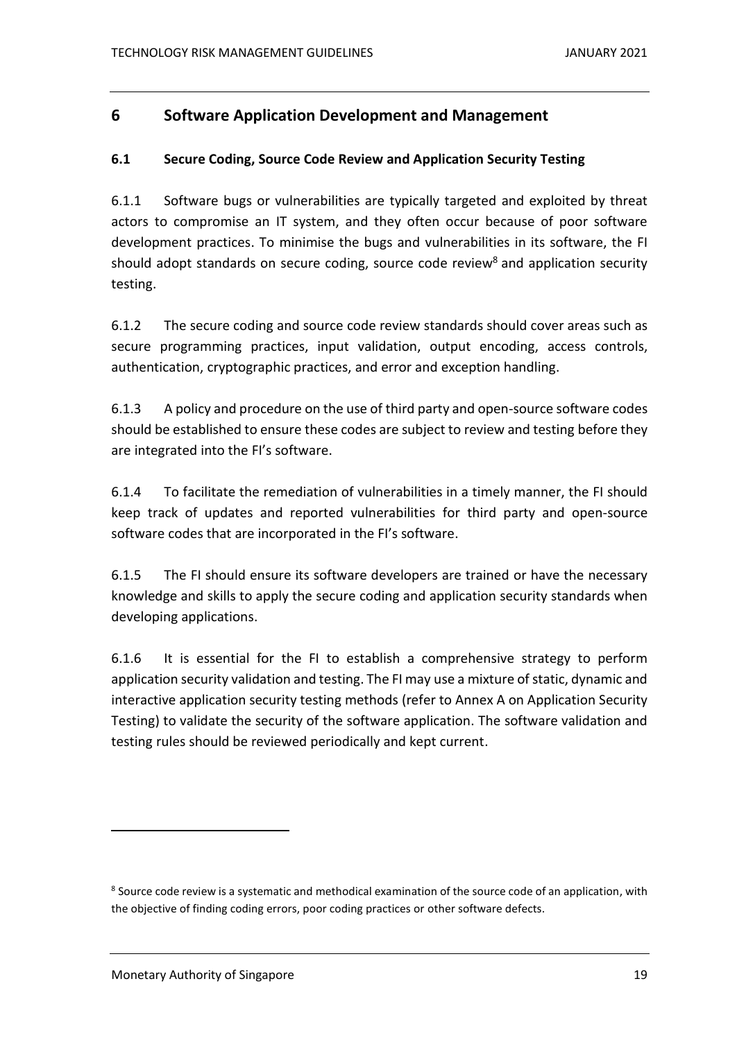# 6 Software Application Development and Management

## 6.1 Secure Coding, Source Code Review and Application Security Testing

6.1.1 Software bugs or vulnerabilities are typically targeted and exploited by threat actors to compromise an IT system, and they often occur because of poor software development practices. To minimise the bugs and vulnerabilities in its software, the FI should adopt standards on secure coding, source code review[8] and application security testing.

6.1.2 The secure coding and source code review standards should cover areas such as secure programming practices, input validation, output encoding, access controls, authentication, cryptographic practices, and error and exception handling.

6.1.3 A policy and procedure on the use of third party and open-source software codes should be established to ensure these codes are subject to review and testing before they are integrated into the FI's software.

6.1.4 To facilitate the remediation of vulnerabilities in a timely manner, the FI should keep track of updates and reported vulnerabilities for third party and open-source software codes that are incorporated in the FI's software.

6.1.5 The FI should ensure its software developers are trained or have the necessary knowledge and skills to apply the secure coding and application security standards when developing applications.

6.1.6 It is essential for the FI to establish a comprehensive strategy to perform application security validation and testing. The FI may use a mixture of static, dynamic and interactive application security testing methods (refer to Annex A on Application Security Testing) to validate the security of the software application. The software validation and testing rules should be reviewed periodically and kept current.

---

[8] Source code review is a systematic and methodical examination of the source code of an application, with the objective of finding coding errors, poor coding practices or other software defects.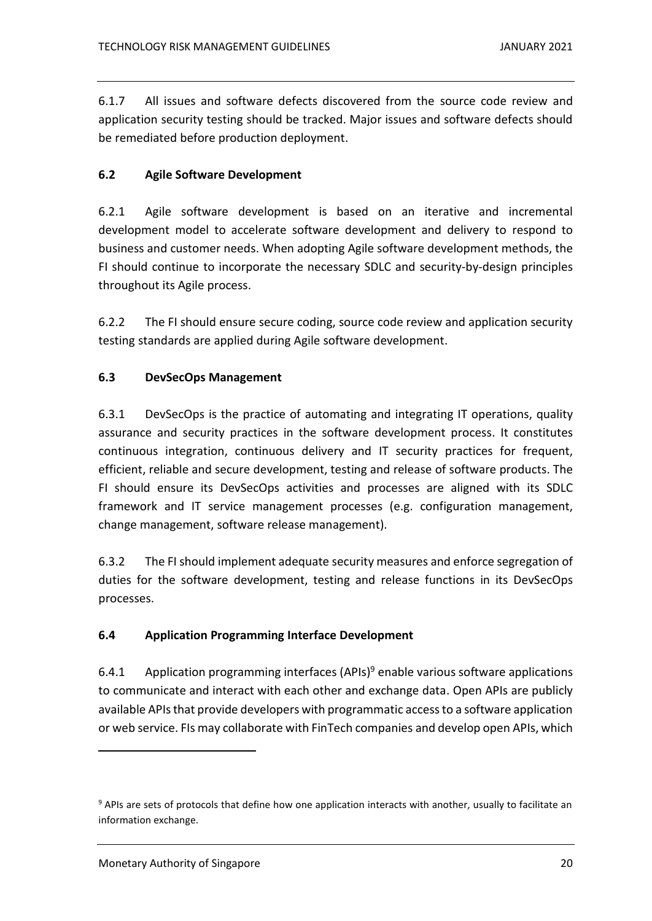6.1.7 All issues and software defects discovered from the source code review and application security testing should be tracked. Major issues and software defects should be remediated before production deployment.

### 6.2 Agile Software Development

6.2.1 Agile software development is based on an iterative and incremental development model to accelerate software development and delivery to respond to business and customer needs. When adopting Agile software development methods, the FI should continue to incorporate the necessary SDLC and security-by-design principles throughout its Agile process.

6.2.2 The FI should ensure secure coding, source code review and application security testing standards are applied during Agile software development.

### 6.3 DevSecOps Management

6.3.1 DevSecOps is the practice of automating and integrating IT operations, quality assurance and security practices in the software development process. It constitutes continuous integration, continuous delivery and IT security practices for frequent, efficient, reliable and secure development, testing and release of software products. The FI should ensure its DevSecOps activities and processes are aligned with its SDLC framework and IT service management processes (e.g. configuration management, change management, software release management).

6.3.2 The FI should implement adequate security measures and enforce segregation of duties for the software development, testing and release functions in its DevSecOps processes.

### 6.4 Application Programming Interface Development

6.4.1 Application programming interfaces (APIs)[9] enable various software applications to communicate and interact with each other and exchange data. Open APIs are publicly available APIs that provide developers with programmatic access to a software application or web service. FIs may collaborate with FinTech companies and develop open APIs, which

[9] APIs are sets of protocols that define how one application interacts with another, usually to facilitate an information exchange.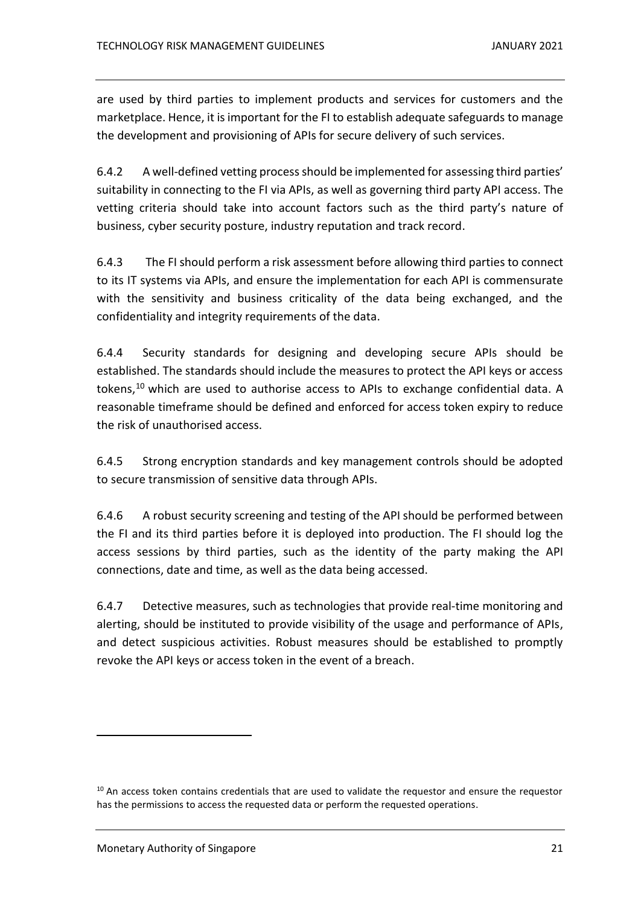are used by third parties to implement products and services for customers and the marketplace. Hence, it is important for the FI to establish adequate safeguards to manage the development and provisioning of APIs for secure delivery of such services.

6.4.2 A well-defined vetting process should be implemented for assessing third parties' suitability in connecting to the FI via APIs, as well as governing third party API access. The vetting criteria should take into account factors such as the third party's nature of business, cyber security posture, industry reputation and track record.

6.4.3 The FI should perform a risk assessment before allowing third parties to connect to its IT systems via APIs, and ensure the implementation for each API is commensurate with the sensitivity and business criticality of the data being exchanged, and the confidentiality and integrity requirements of the data.

6.4.4 Security standards for designing and developing secure APIs should be established. The standards should include the measures to protect the API keys or access tokens,[10] which are used to authorise access to APIs to exchange confidential data. A reasonable timeframe should be defined and enforced for access token expiry to reduce the risk of unauthorised access.

6.4.5 Strong encryption standards and key management controls should be adopted to secure transmission of sensitive data through APIs.

6.4.6 A robust security screening and testing of the API should be performed between the FI and its third parties before it is deployed into production. The FI should log the access sessions by third parties, such as the identity of the party making the API connections, date and time, as well as the data being accessed.

6.4.7 Detective measures, such as technologies that provide real-time monitoring and alerting, should be instituted to provide visibility of the usage and performance of APIs, and detect suspicious activities. Robust measures should be established to promptly revoke the API keys or access token in the event of a breach.

---

[10] An access token contains credentials that are used to validate the requestor and ensure the requestor has the permissions to access the requested data or perform the requested operations.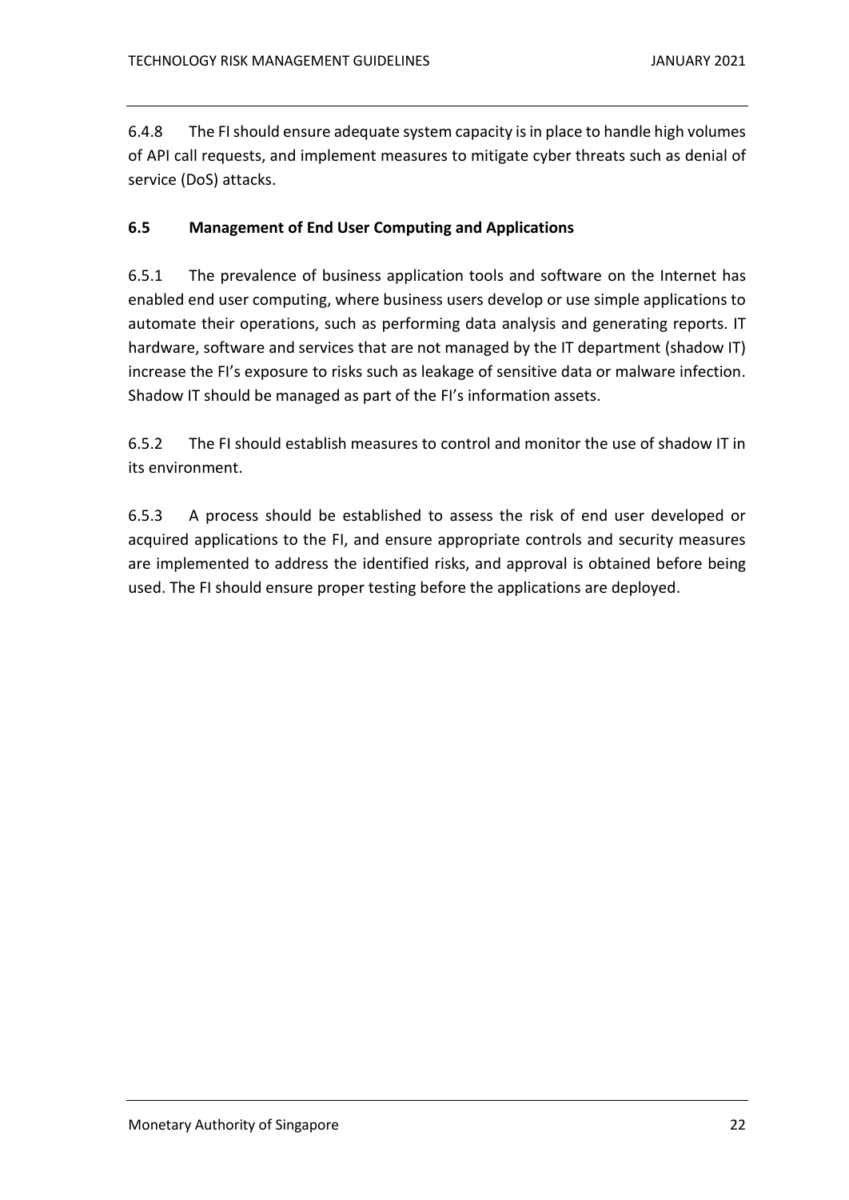6.4.8 The FI should ensure adequate system capacity is in place to handle high volumes of API call requests, and implement measures to mitigate cyber threats such as denial of service (DoS) attacks.

### 6.5 Management of End User Computing and Applications

6.5.1 The prevalence of business application tools and software on the Internet has enabled end user computing, where business users develop or use simple applications to automate their operations, such as performing data analysis and generating reports. IT hardware, software and services that are not managed by the IT department (shadow IT) increase the FI's exposure to risks such as leakage of sensitive data or malware infection. Shadow IT should be managed as part of the FI's information assets.

6.5.2 The FI should establish measures to control and monitor the use of shadow IT in its environment.

6.5.3 A process should be established to assess the risk of end user developed or acquired applications to the FI, and ensure appropriate controls and security measures are implemented to address the identified risks, and approval is obtained before being used. The FI should ensure proper testing before the applications are deployed.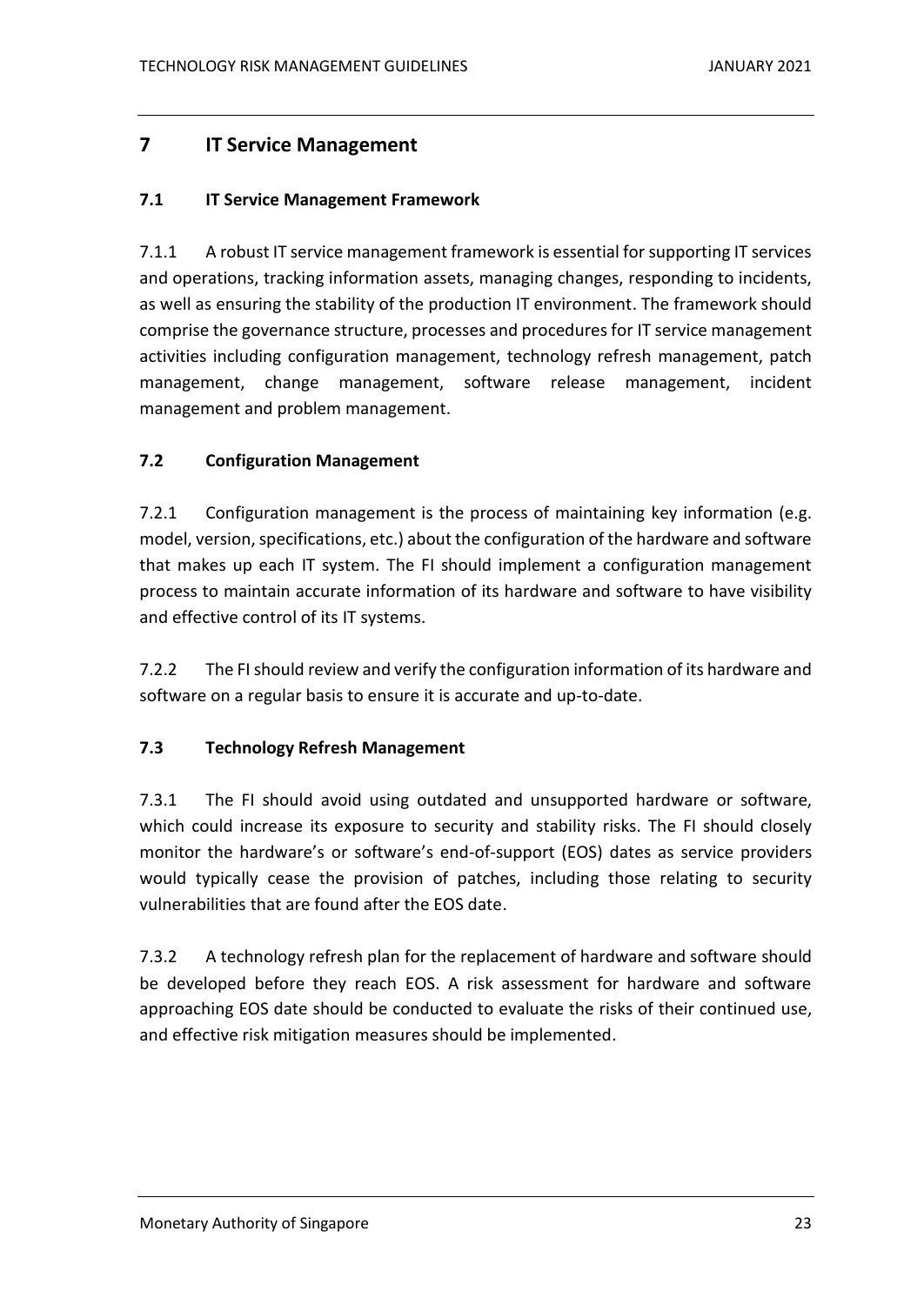# 7 IT Service Management

## 7.1 IT Service Management Framework

7.1.1 A robust IT service management framework is essential for supporting IT services and operations, tracking information assets, managing changes, responding to incidents, as well as ensuring the stability of the production IT environment. The framework should comprise the governance structure, processes and procedures for IT service management activities including configuration management, technology refresh management, patch management, change management, software release management, incident management and problem management.

## 7.2 Configuration Management

7.2.1 Configuration management is the process of maintaining key information (e.g. model, version, specifications, etc.) about the configuration of the hardware and software that makes up each IT system. The FI should implement a configuration management process to maintain accurate information of its hardware and software to have visibility and effective control of its IT systems.

7.2.2 The FI should review and verify the configuration information of its hardware and software on a regular basis to ensure it is accurate and up-to-date.

## 7.3 Technology Refresh Management

7.3.1 The FI should avoid using outdated and unsupported hardware or software, which could increase its exposure to security and stability risks. The FI should closely monitor the hardware's or software's end-of-support (EOS) dates as service providers would typically cease the provision of patches, including those relating to security vulnerabilities that are found after the EOS date.

7.3.2 A technology refresh plan for the replacement of hardware and software should be developed before they reach EOS. A risk assessment for hardware and software approaching EOS date should be conducted to evaluate the risks of their continued use, and effective risk mitigation measures should be implemented.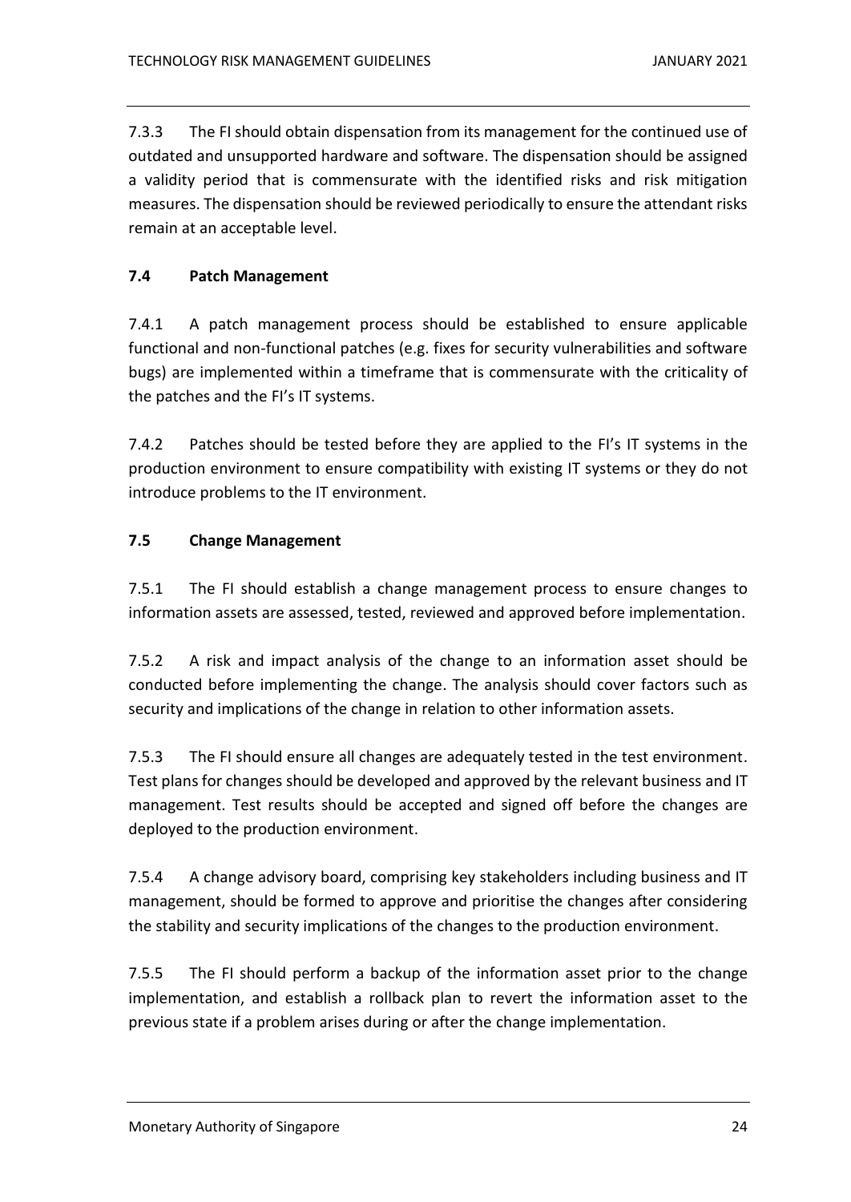7.3.3 The FI should obtain dispensation from its management for the continued use of outdated and unsupported hardware and software. The dispensation should be assigned a validity period that is commensurate with the identified risks and risk mitigation measures. The dispensation should be reviewed periodically to ensure the attendant risks remain at an acceptable level.

### 7.4 Patch Management

7.4.1 A patch management process should be established to ensure applicable functional and non-functional patches (e.g. fixes for security vulnerabilities and software bugs) are implemented within a timeframe that is commensurate with the criticality of the patches and the FI's IT systems.

7.4.2 Patches should be tested before they are applied to the FI's IT systems in the production environment to ensure compatibility with existing IT systems or they do not introduce problems to the IT environment.

### 7.5 Change Management

7.5.1 The FI should establish a change management process to ensure changes to information assets are assessed, tested, reviewed and approved before implementation.

7.5.2 A risk and impact analysis of the change to an information asset should be conducted before implementing the change. The analysis should cover factors such as security and implications of the change in relation to other information assets.

7.5.3 The FI should ensure all changes are adequately tested in the test environment. Test plans for changes should be developed and approved by the relevant business and IT management. Test results should be accepted and signed off before the changes are deployed to the production environment.

7.5.4 A change advisory board, comprising key stakeholders including business and IT management, should be formed to approve and prioritise the changes after considering the stability and security implications of the changes to the production environment.

7.5.5 The FI should perform a backup of the information asset prior to the change implementation, and establish a rollback plan to revert the information asset to the previous state if a problem arises during or after the change implementation.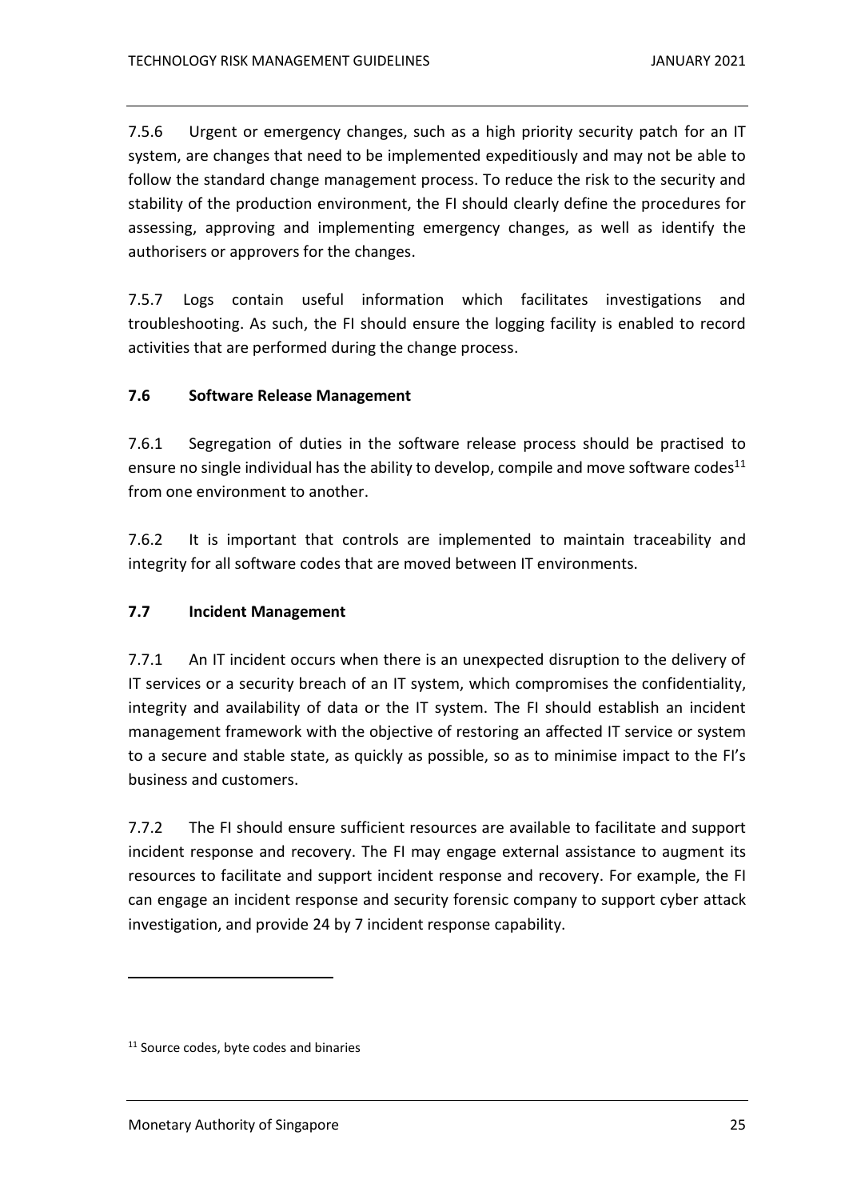7.5.6 Urgent or emergency changes, such as a high priority security patch for an IT system, are changes that need to be implemented expeditiously and may not be able to follow the standard change management process. To reduce the risk to the security and stability of the production environment, the FI should clearly define the procedures for assessing, approving and implementing emergency changes, as well as identify the authorisers or approvers for the changes.

7.5.7 Logs contain useful information which facilitates investigations and troubleshooting. As such, the FI should ensure the logging facility is enabled to record activities that are performed during the change process.

### 7.6 Software Release Management

7.6.1 Segregation of duties in the software release process should be practised to ensure no single individual has the ability to develop, compile and move software codes[11] from one environment to another.

7.6.2 It is important that controls are implemented to maintain traceability and integrity for all software codes that are moved between IT environments.

### 7.7 Incident Management

7.7.1 An IT incident occurs when there is an unexpected disruption to the delivery of IT services or a security breach of an IT system, which compromises the confidentiality, integrity and availability of data or the IT system. The FI should establish an incident management framework with the objective of restoring an affected IT service or system to a secure and stable state, as quickly as possible, so as to minimise impact to the FI's business and customers.

7.7.2 The FI should ensure sufficient resources are available to facilitate and support incident response and recovery. The FI may engage external assistance to augment its resources to facilitate and support incident response and recovery. For example, the FI can engage an incident response and security forensic company to support cyber attack investigation, and provide 24 by 7 incident response capability.

[11] Source codes, byte codes and binaries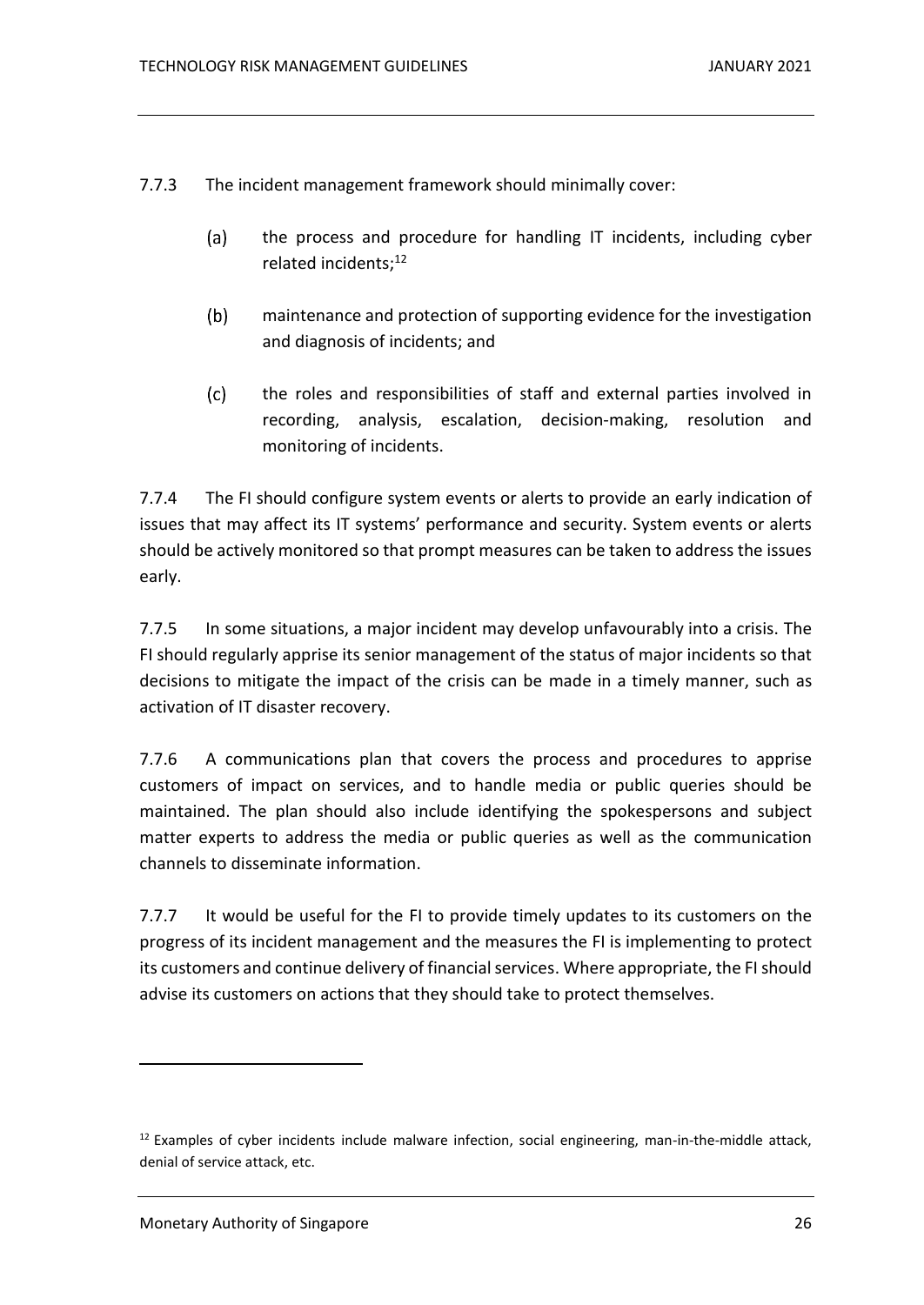7.7.3 The incident management framework should minimally cover:

(a) the process and procedure for handling IT incidents, including cyber related incidents;[12]

(b) maintenance and protection of supporting evidence for the investigation and diagnosis of incidents; and

(c) the roles and responsibilities of staff and external parties involved in recording, analysis, escalation, decision-making, resolution and monitoring of incidents.

7.7.4 The FI should configure system events or alerts to provide an early indication of issues that may affect its IT systems' performance and security. System events or alerts should be actively monitored so that prompt measures can be taken to address the issues early.

7.7.5 In some situations, a major incident may develop unfavourably into a crisis. The FI should regularly apprise its senior management of the status of major incidents so that decisions to mitigate the impact of the crisis can be made in a timely manner, such as activation of IT disaster recovery.

7.7.6 A communications plan that covers the process and procedures to apprise customers of impact on services, and to handle media or public queries should be maintained. The plan should also include identifying the spokespersons and subject matter experts to address the media or public queries as well as the communication channels to disseminate information.

7.7.7 It would be useful for the FI to provide timely updates to its customers on the progress of its incident management and the measures the FI is implementing to protect its customers and continue delivery of financial services. Where appropriate, the FI should advise its customers on actions that they should take to protect themselves.

---

[12] Examples of cyber incidents include malware infection, social engineering, man-in-the-middle attack, denial of service attack, etc.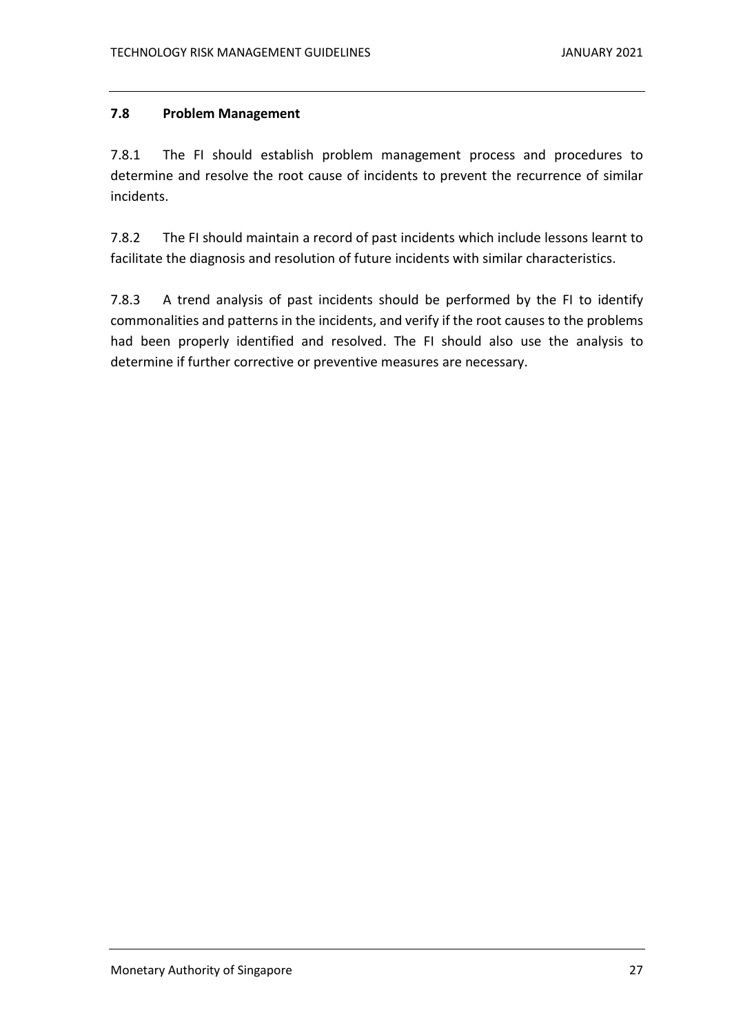### 7.8 Problem Management

7.8.1 The FI should establish problem management process and procedures to determine and resolve the root cause of incidents to prevent the recurrence of similar incidents.

7.8.2 The FI should maintain a record of past incidents which include lessons learnt to facilitate the diagnosis and resolution of future incidents with similar characteristics.

7.8.3 A trend analysis of past incidents should be performed by the FI to identify commonalities and patterns in the incidents, and verify if the root causes to the problems had been properly identified and resolved. The FI should also use the analysis to determine if further corrective or preventive measures are necessary.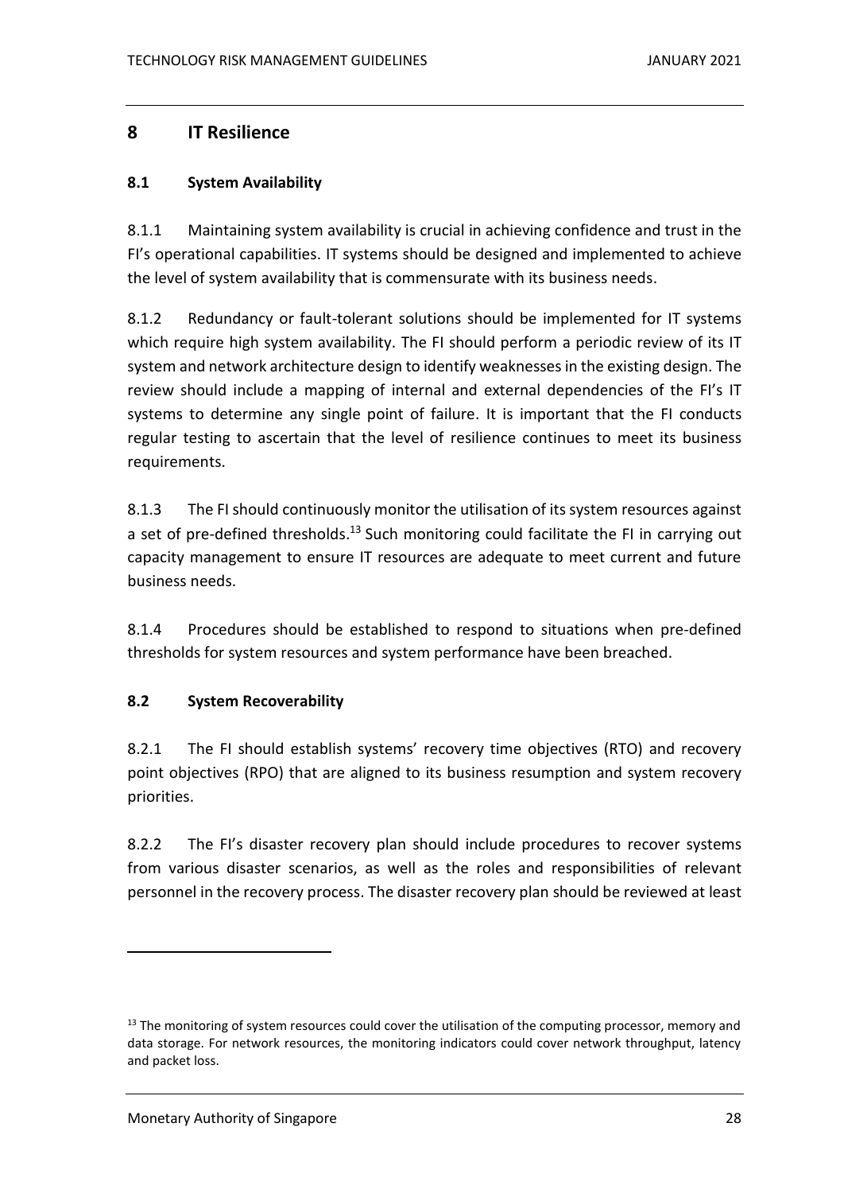# 8 IT Resilience

## 8.1 System Availability

8.1.1 Maintaining system availability is crucial in achieving confidence and trust in the FI's operational capabilities. IT systems should be designed and implemented to achieve the level of system availability that is commensurate with its business needs.

8.1.2 Redundancy or fault-tolerant solutions should be implemented for IT systems which require high system availability. The FI should perform a periodic review of its IT system and network architecture design to identify weaknesses in the existing design. The review should include a mapping of internal and external dependencies of the FI's IT systems to determine any single point of failure. It is important that the FI conducts regular testing to ascertain that the level of resilience continues to meet its business requirements.

8.1.3 The FI should continuously monitor the utilisation of its system resources against a set of pre-defined thresholds.[13] Such monitoring could facilitate the FI in carrying out capacity management to ensure IT resources are adequate to meet current and future business needs.

8.1.4 Procedures should be established to respond to situations when pre-defined thresholds for system resources and system performance have been breached.

## 8.2 System Recoverability

8.2.1 The FI should establish systems' recovery time objectives (RTO) and recovery point objectives (RPO) that are aligned to its business resumption and system recovery priorities.

8.2.2 The FI's disaster recovery plan should include procedures to recover systems from various disaster scenarios, as well as the roles and responsibilities of relevant personnel in the recovery process. The disaster recovery plan should be reviewed at least

[13] The monitoring of system resources could cover the utilisation of the computing processor, memory and data storage. For network resources, the monitoring indicators could cover network throughput, latency and packet loss.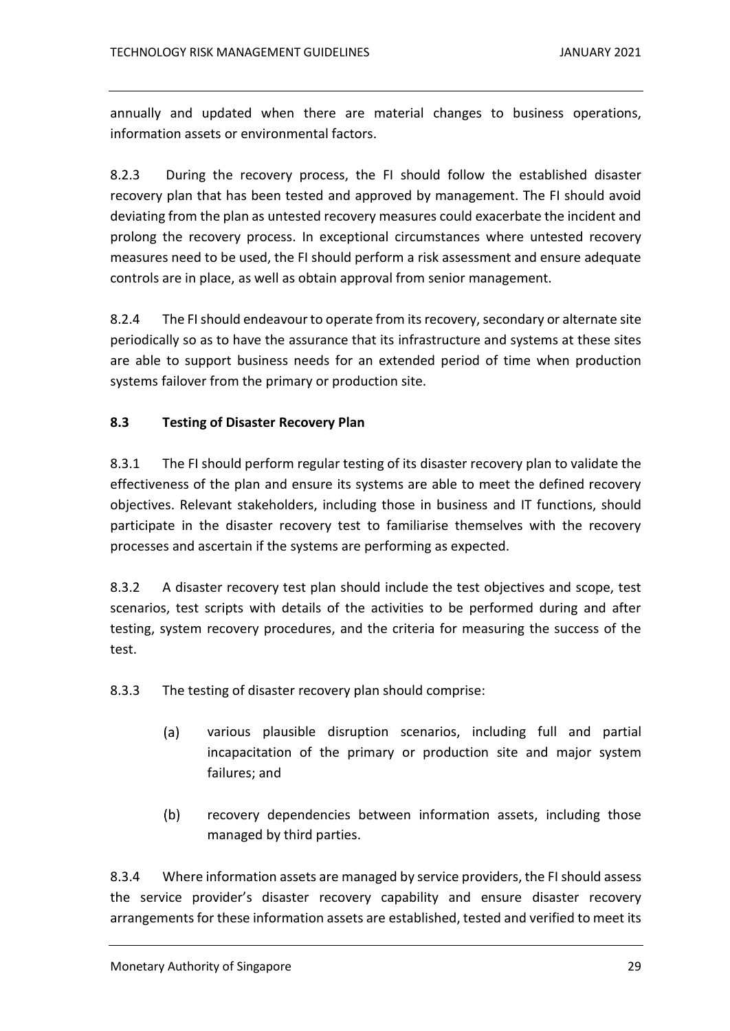annually and updated when there are material changes to business operations, information assets or environmental factors.

8.2.3 During the recovery process, the FI should follow the established disaster recovery plan that has been tested and approved by management. The FI should avoid deviating from the plan as untested recovery measures could exacerbate the incident and prolong the recovery process. In exceptional circumstances where untested recovery measures need to be used, the FI should perform a risk assessment and ensure adequate controls are in place, as well as obtain approval from senior management.

8.2.4 The FI should endeavour to operate from its recovery, secondary or alternate site periodically so as to have the assurance that its infrastructure and systems at these sites are able to support business needs for an extended period of time when production systems failover from the primary or production site.

### 8.3 Testing of Disaster Recovery Plan

8.3.1 The FI should perform regular testing of its disaster recovery plan to validate the effectiveness of the plan and ensure its systems are able to meet the defined recovery objectives. Relevant stakeholders, including those in business and IT functions, should participate in the disaster recovery test to familiarise themselves with the recovery processes and ascertain if the systems are performing as expected.

8.3.2 A disaster recovery test plan should include the test objectives and scope, test scenarios, test scripts with details of the activities to be performed during and after testing, system recovery procedures, and the criteria for measuring the success of the test.

8.3.3 The testing of disaster recovery plan should comprise:

(a) various plausible disruption scenarios, including full and partial incapacitation of the primary or production site and major system failures; and

(b) recovery dependencies between information assets, including those managed by third parties.

8.3.4 Where information assets are managed by service providers, the FI should assess the service provider's disaster recovery capability and ensure disaster recovery arrangements for these information assets are established, tested and verified to meet its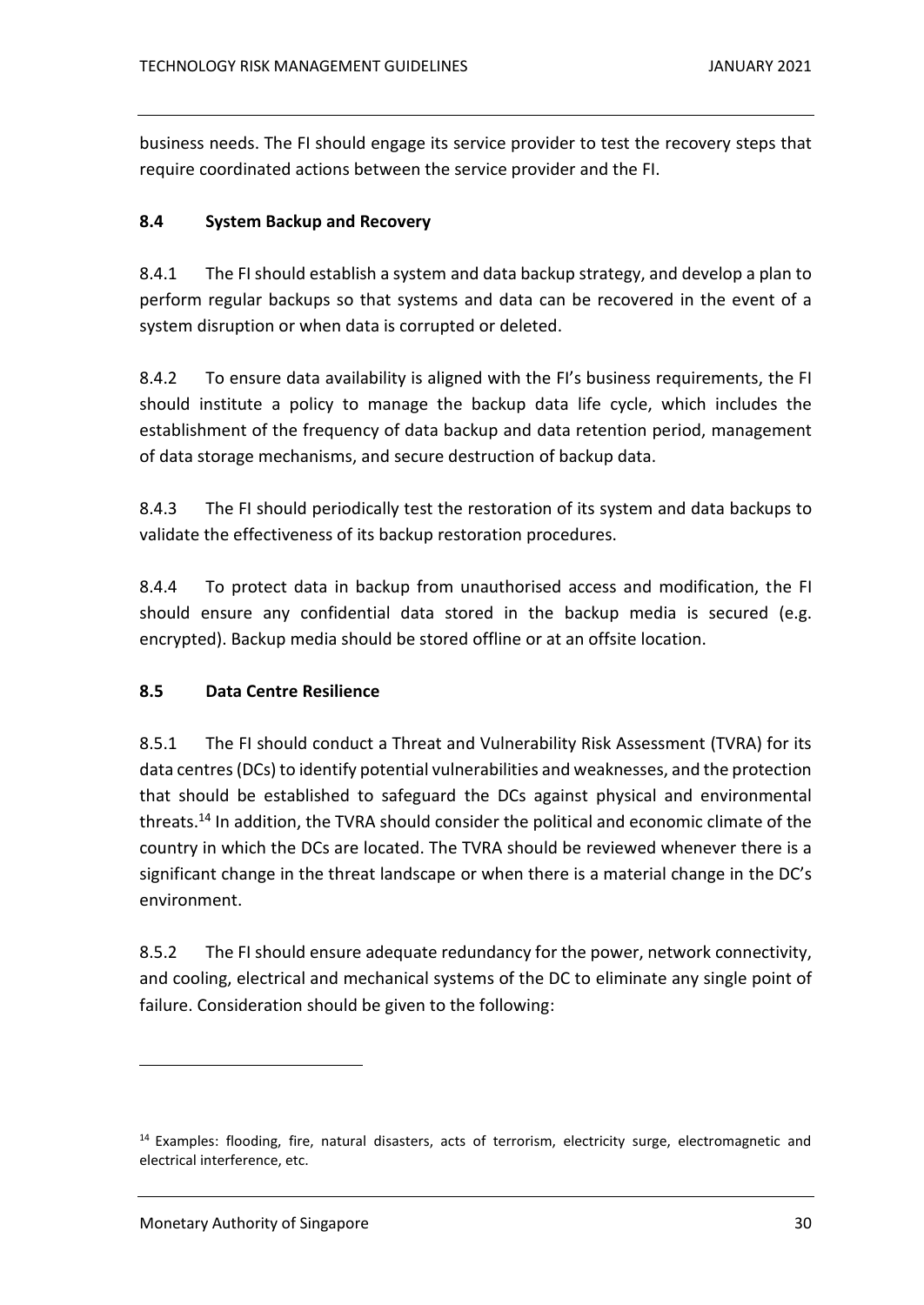business needs. The FI should engage its service provider to test the recovery steps that require coordinated actions between the service provider and the FI.

### 8.4 System Backup and Recovery

8.4.1 The FI should establish a system and data backup strategy, and develop a plan to perform regular backups so that systems and data can be recovered in the event of a system disruption or when data is corrupted or deleted.

8.4.2 To ensure data availability is aligned with the FI's business requirements, the FI should institute a policy to manage the backup data life cycle, which includes the establishment of the frequency of data backup and data retention period, management of data storage mechanisms, and secure destruction of backup data.

8.4.3 The FI should periodically test the restoration of its system and data backups to validate the effectiveness of its backup restoration procedures.

8.4.4 To protect data in backup from unauthorised access and modification, the FI should ensure any confidential data stored in the backup media is secured (e.g. encrypted). Backup media should be stored offline or at an offsite location.

### 8.5 Data Centre Resilience

8.5.1 The FI should conduct a Threat and Vulnerability Risk Assessment (TVRA) for its data centres (DCs) to identify potential vulnerabilities and weaknesses, and the protection that should be established to safeguard the DCs against physical and environmental threats.[14] In addition, the TVRA should consider the political and economic climate of the country in which the DCs are located. The TVRA should be reviewed whenever there is a significant change in the threat landscape or when there is a material change in the DC's environment.

8.5.2 The FI should ensure adequate redundancy for the power, network connectivity, and cooling, electrical and mechanical systems of the DC to eliminate any single point of failure. Consideration should be given to the following:

---

[14] Examples: flooding, fire, natural disasters, acts of terrorism, electricity surge, electromagnetic and electrical interference, etc.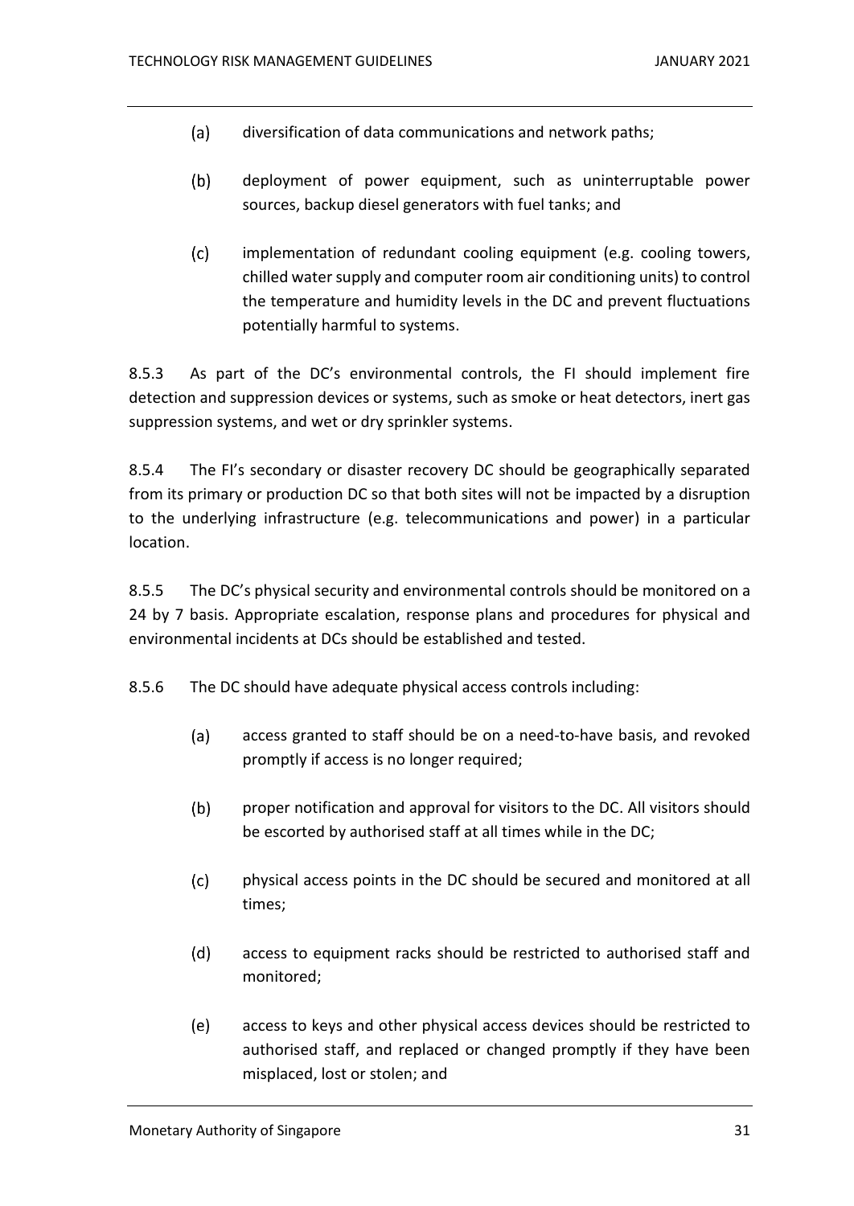(a) diversification of data communications and network paths;

(b) deployment of power equipment, such as uninterruptable power sources, backup diesel generators with fuel tanks; and

(c) implementation of redundant cooling equipment (e.g. cooling towers, chilled water supply and computer room air conditioning units) to control the temperature and humidity levels in the DC and prevent fluctuations potentially harmful to systems.

8.5.3 As part of the DC's environmental controls, the FI should implement fire detection and suppression devices or systems, such as smoke or heat detectors, inert gas suppression systems, and wet or dry sprinkler systems.

8.5.4 The FI's secondary or disaster recovery DC should be geographically separated from its primary or production DC so that both sites will not be impacted by a disruption to the underlying infrastructure (e.g. telecommunications and power) in a particular location.

8.5.5 The DC's physical security and environmental controls should be monitored on a 24 by 7 basis. Appropriate escalation, response plans and procedures for physical and environmental incidents at DCs should be established and tested.

8.5.6 The DC should have adequate physical access controls including:

(a) access granted to staff should be on a need-to-have basis, and revoked promptly if access is no longer required;

(b) proper notification and approval for visitors to the DC. All visitors should be escorted by authorised staff at all times while in the DC;

(c) physical access points in the DC should be secured and monitored at all times;

(d) access to equipment racks should be restricted to authorised staff and monitored;

(e) access to keys and other physical access devices should be restricted to authorised staff, and replaced or changed promptly if they have been misplaced, lost or stolen; and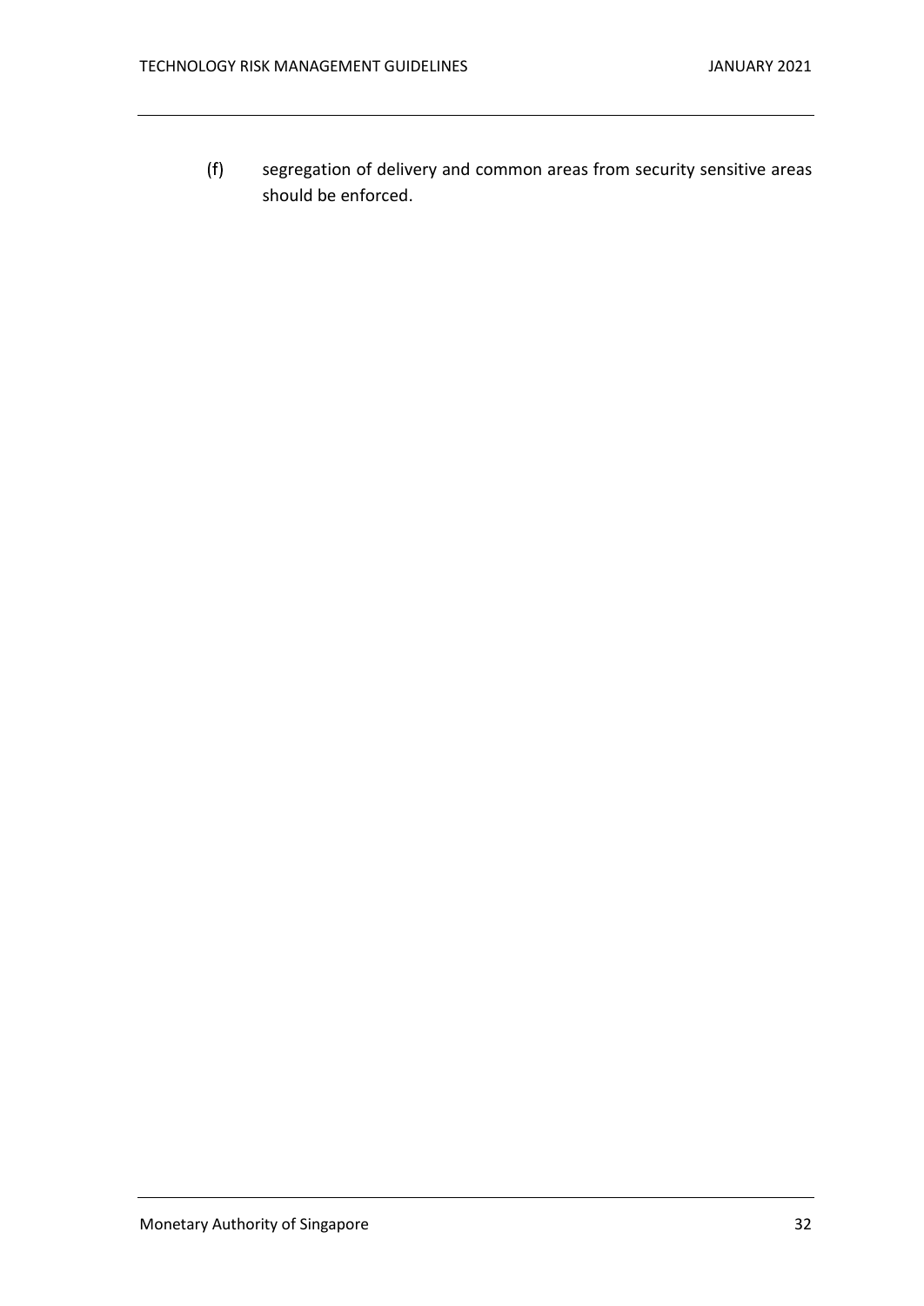(f) segregation of delivery and common areas from security sensitive areas should be enforced.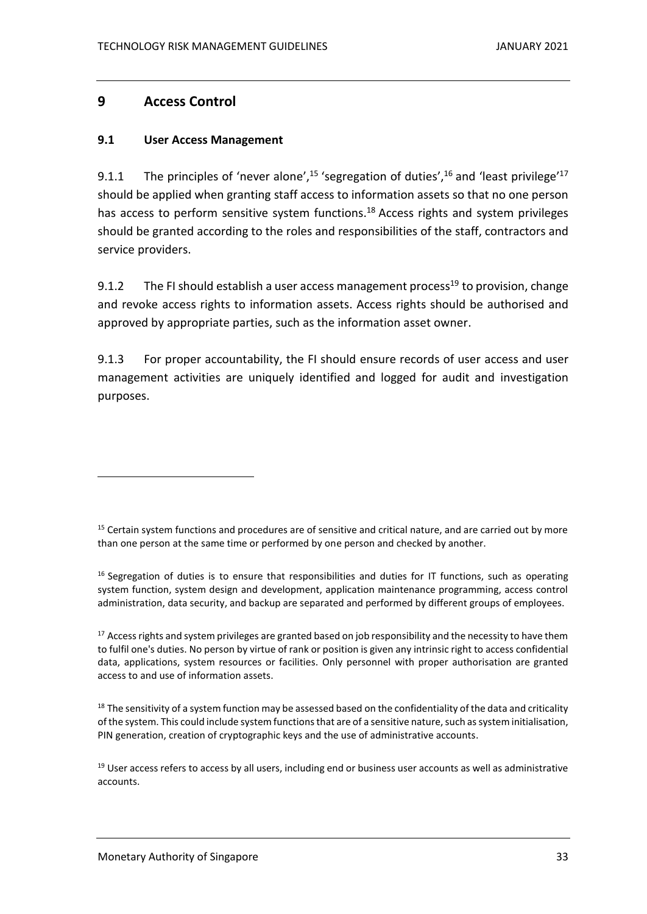# 9 Access Control

## 9.1 User Access Management

9.1.1 The principles of 'never alone',[15] 'segregation of duties',[16] and 'least privilege'[17] should be applied when granting staff access to information assets so that no one person has access to perform sensitive system functions.[18] Access rights and system privileges should be granted according to the roles and responsibilities of the staff, contractors and service providers.

9.1.2 The FI should establish a user access management process[19] to provision, change and revoke access rights to information assets. Access rights should be authorised and approved by appropriate parties, such as the information asset owner.

9.1.3 For proper accountability, the FI should ensure records of user access and user management activities are uniquely identified and logged for audit and investigation purposes.

---

[15] Certain system functions and procedures are of sensitive and critical nature, and are carried out by more than one person at the same time or performed by one person and checked by another.

[16] Segregation of duties is to ensure that responsibilities and duties for IT functions, such as operating system function, system design and development, application maintenance programming, access control administration, data security, and backup are separated and performed by different groups of employees.

[17] Access rights and system privileges are granted based on job responsibility and the necessity to have them to fulfil one's duties. No person by virtue of rank or position is given any intrinsic right to access confidential data, applications, system resources or facilities. Only personnel with proper authorisation are granted access to and use of information assets.

[18] The sensitivity of a system function may be assessed based on the confidentiality of the data and criticality of the system. This could include system functions that are of a sensitive nature, such as system initialisation, PIN generation, creation of cryptographic keys and the use of administrative accounts.

[19] User access refers to access by all users, including end or business user accounts as well as administrative accounts.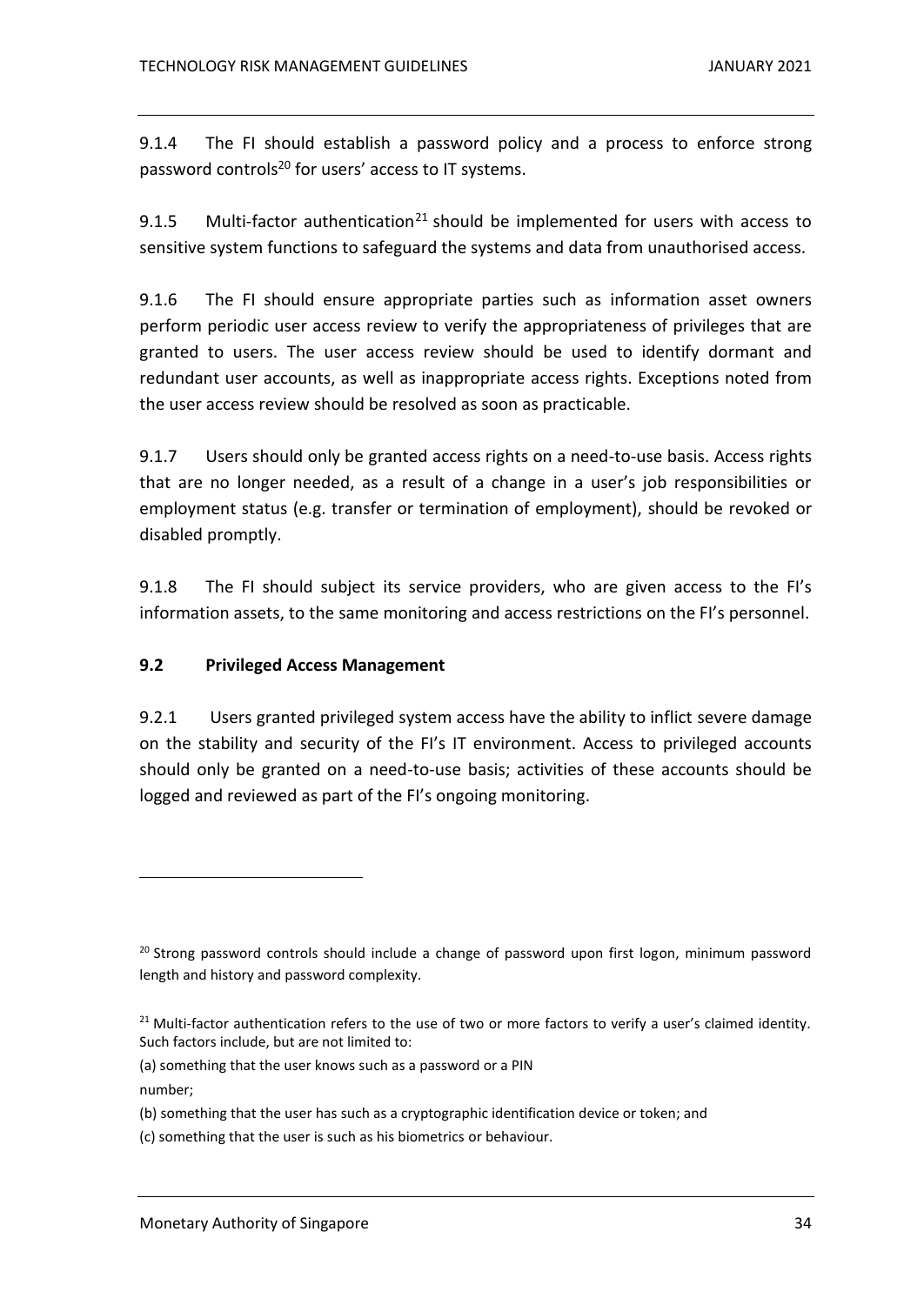9.1.4 The FI should establish a password policy and a process to enforce strong password controls[20] for users' access to IT systems.

9.1.5 Multi-factor authentication[21] should be implemented for users with access to sensitive system functions to safeguard the systems and data from unauthorised access.

9.1.6 The FI should ensure appropriate parties such as information asset owners perform periodic user access review to verify the appropriateness of privileges that are granted to users. The user access review should be used to identify dormant and redundant user accounts, as well as inappropriate access rights. Exceptions noted from the user access review should be resolved as soon as practicable.

9.1.7 Users should only be granted access rights on a need-to-use basis. Access rights that are no longer needed, as a result of a change in a user's job responsibilities or employment status (e.g. transfer or termination of employment), should be revoked or disabled promptly.

9.1.8 The FI should subject its service providers, who are given access to the FI's information assets, to the same monitoring and access restrictions on the FI's personnel.

### 9.2 Privileged Access Management

9.2.1 Users granted privileged system access have the ability to inflict severe damage on the stability and security of the FI's IT environment. Access to privileged accounts should only be granted on a need-to-use basis; activities of these accounts should be logged and reviewed as part of the FI's ongoing monitoring.

---

[20] Strong password controls should include a change of password upon first logon, minimum password length and history and password complexity.

[21] Multi-factor authentication refers to the use of two or more factors to verify a user's claimed identity. Such factors include, but are not limited to:

(a) something that the user knows such as a password or a PIN number;

(b) something that the user has such as a cryptographic identification device or token; and

(c) something that the user is such as his biometrics or behaviour.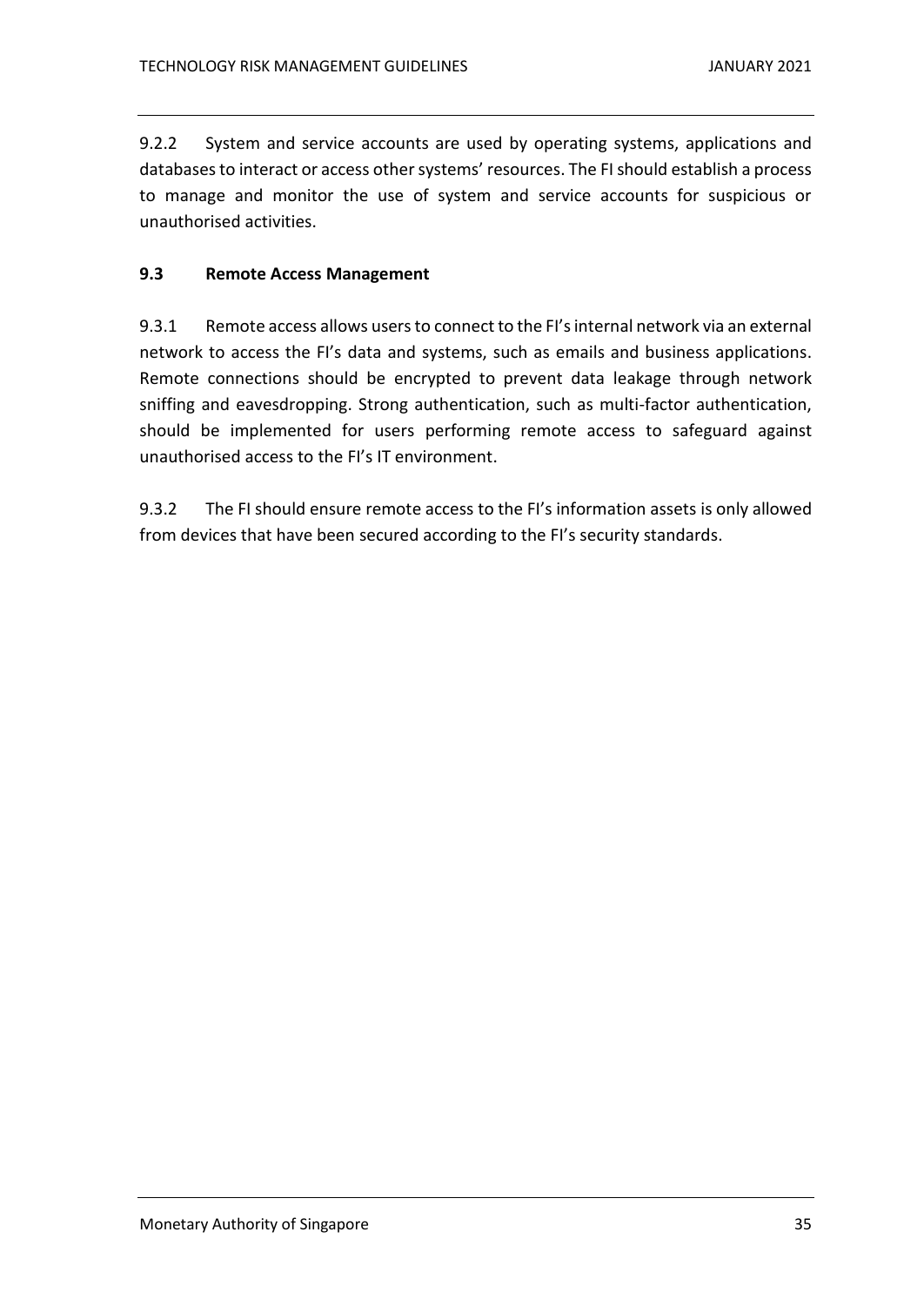9.2.2 System and service accounts are used by operating systems, applications and databases to interact or access other systems' resources. The FI should establish a process to manage and monitor the use of system and service accounts for suspicious or unauthorised activities.

### 9.3 Remote Access Management

9.3.1 Remote access allows users to connect to the FI's internal network via an external network to access the FI's data and systems, such as emails and business applications. Remote connections should be encrypted to prevent data leakage through network sniffing and eavesdropping. Strong authentication, such as multi-factor authentication, should be implemented for users performing remote access to safeguard against unauthorised access to the FI's IT environment.

9.3.2 The FI should ensure remote access to the FI's information assets is only allowed from devices that have been secured according to the FI's security standards.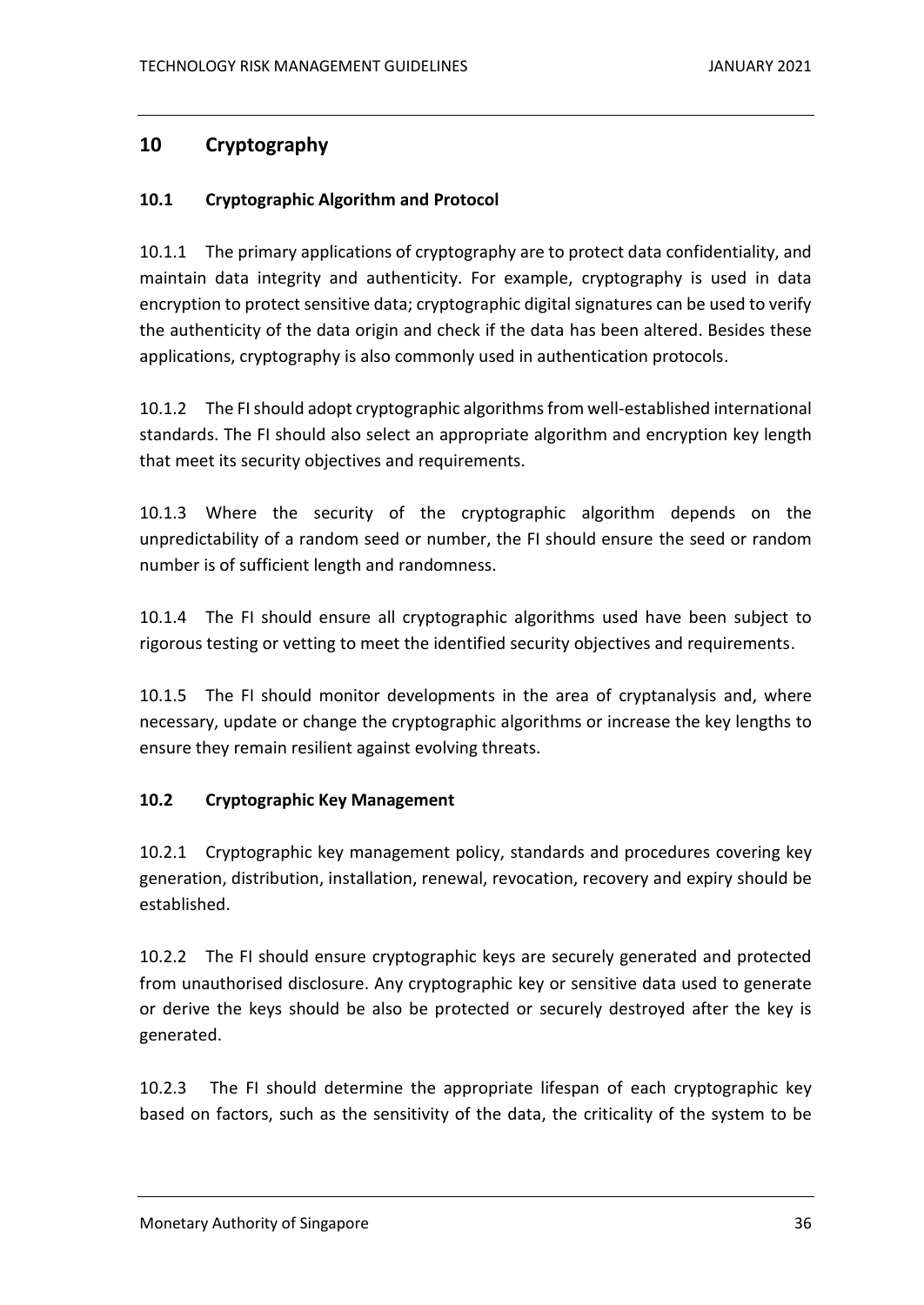## 10 Cryptography

### 10.1 Cryptographic Algorithm and Protocol

10.1.1 The primary applications of cryptography are to protect data confidentiality, and maintain data integrity and authenticity. For example, cryptography is used in data encryption to protect sensitive data; cryptographic digital signatures can be used to verify the authenticity of the data origin and check if the data has been altered. Besides these applications, cryptography is also commonly used in authentication protocols.

10.1.2 The FI should adopt cryptographic algorithms from well-established international standards. The FI should also select an appropriate algorithm and encryption key length that meet its security objectives and requirements.

10.1.3 Where the security of the cryptographic algorithm depends on the unpredictability of a random seed or number, the FI should ensure the seed or random number is of sufficient length and randomness.

10.1.4 The FI should ensure all cryptographic algorithms used have been subject to rigorous testing or vetting to meet the identified security objectives and requirements.

10.1.5 The FI should monitor developments in the area of cryptanalysis and, where necessary, update or change the cryptographic algorithms or increase the key lengths to ensure they remain resilient against evolving threats.

### 10.2 Cryptographic Key Management

10.2.1 Cryptographic key management policy, standards and procedures covering key generation, distribution, installation, renewal, revocation, recovery and expiry should be established.

10.2.2 The FI should ensure cryptographic keys are securely generated and protected from unauthorised disclosure. Any cryptographic key or sensitive data used to generate or derive the keys should be also be protected or securely destroyed after the key is generated.

10.2.3 The FI should determine the appropriate lifespan of each cryptographic key based on factors, such as the sensitivity of the data, the criticality of the system to be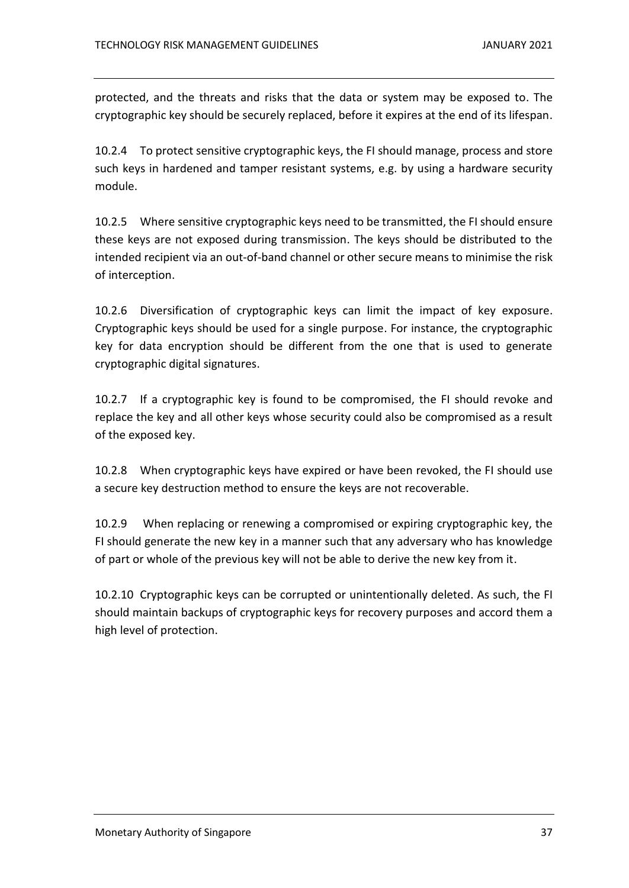protected, and the threats and risks that the data or system may be exposed to. The cryptographic key should be securely replaced, before it expires at the end of its lifespan.

10.2.4 To protect sensitive cryptographic keys, the FI should manage, process and store such keys in hardened and tamper resistant systems, e.g. by using a hardware security module.

10.2.5 Where sensitive cryptographic keys need to be transmitted, the FI should ensure these keys are not exposed during transmission. The keys should be distributed to the intended recipient via an out-of-band channel or other secure means to minimise the risk of interception.

10.2.6 Diversification of cryptographic keys can limit the impact of key exposure. Cryptographic keys should be used for a single purpose. For instance, the cryptographic key for data encryption should be different from the one that is used to generate cryptographic digital signatures.

10.2.7 If a cryptographic key is found to be compromised, the FI should revoke and replace the key and all other keys whose security could also be compromised as a result of the exposed key.

10.2.8 When cryptographic keys have expired or have been revoked, the FI should use a secure key destruction method to ensure the keys are not recoverable.

10.2.9 When replacing or renewing a compromised or expiring cryptographic key, the FI should generate the new key in a manner such that any adversary who has knowledge of part or whole of the previous key will not be able to derive the new key from it.

10.2.10 Cryptographic keys can be corrupted or unintentionally deleted. As such, the FI should maintain backups of cryptographic keys for recovery purposes and accord them a high level of protection.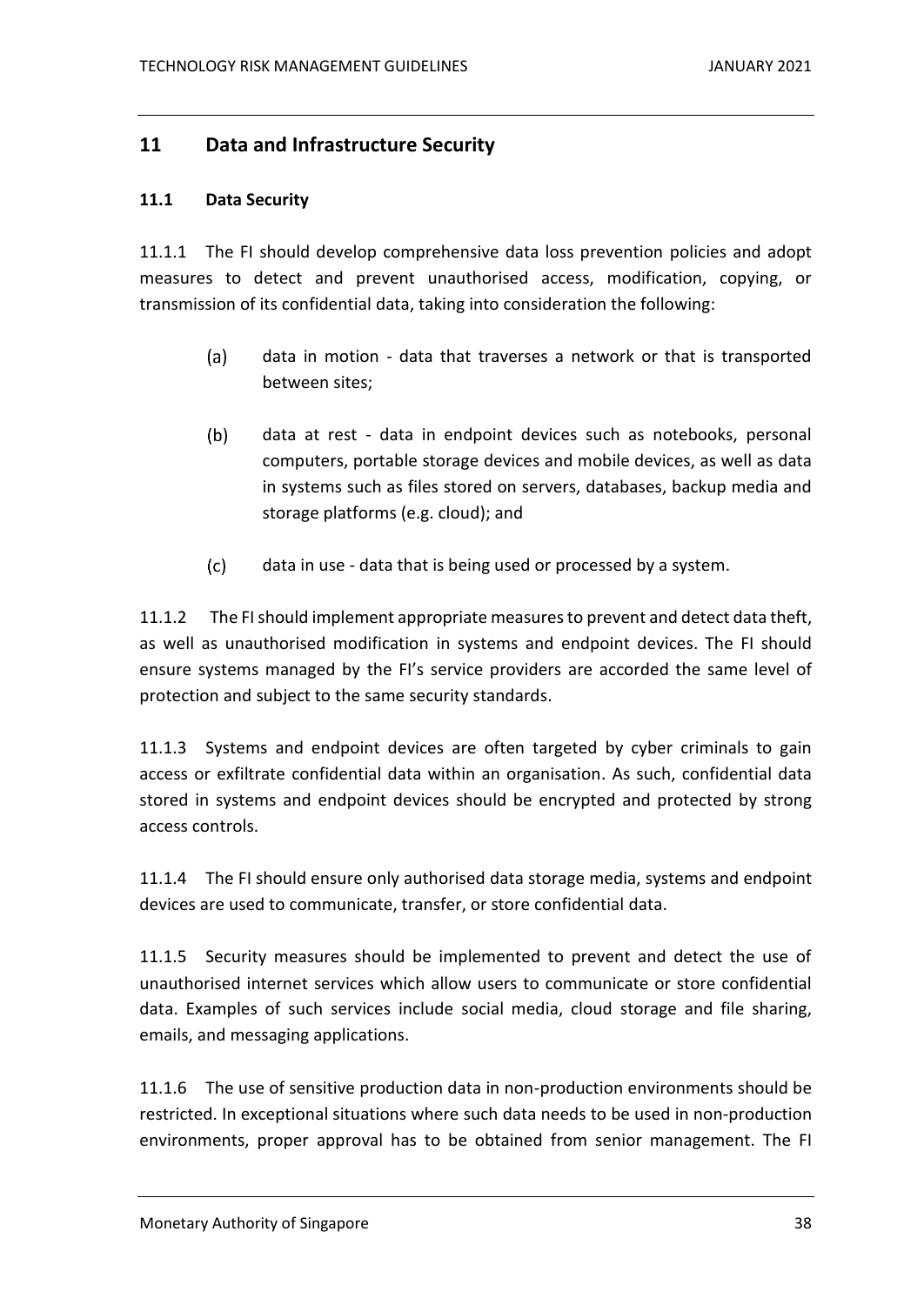## 11 Data and Infrastructure Security

### 11.1 Data Security

11.1.1 The FI should develop comprehensive data loss prevention policies and adopt measures to detect and prevent unauthorised access, modification, copying, or transmission of its confidential data, taking into consideration the following:

(a) data in motion - data that traverses a network or that is transported between sites;

(b) data at rest - data in endpoint devices such as notebooks, personal computers, portable storage devices and mobile devices, as well as data in systems such as files stored on servers, databases, backup media and storage platforms (e.g. cloud); and

(c) data in use - data that is being used or processed by a system.

11.1.2 The FI should implement appropriate measures to prevent and detect data theft, as well as unauthorised modification in systems and endpoint devices. The FI should ensure systems managed by the FI's service providers are accorded the same level of protection and subject to the same security standards.

11.1.3 Systems and endpoint devices are often targeted by cyber criminals to gain access or exfiltrate confidential data within an organisation. As such, confidential data stored in systems and endpoint devices should be encrypted and protected by strong access controls.

11.1.4 The FI should ensure only authorised data storage media, systems and endpoint devices are used to communicate, transfer, or store confidential data.

11.1.5 Security measures should be implemented to prevent and detect the use of unauthorised internet services which allow users to communicate or store confidential data. Examples of such services include social media, cloud storage and file sharing, emails, and messaging applications.

11.1.6 The use of sensitive production data in non-production environments should be restricted. In exceptional situations where such data needs to be used in non-production environments, proper approval has to be obtained from senior management. The FI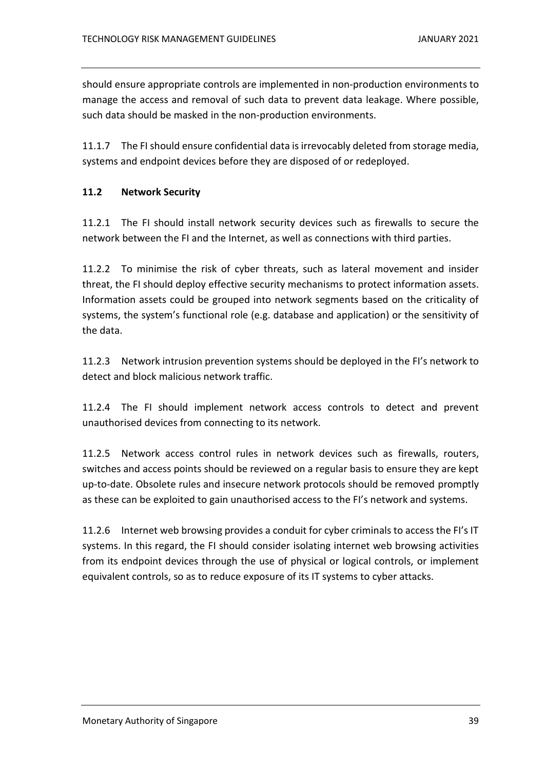should ensure appropriate controls are implemented in non-production environments to manage the access and removal of such data to prevent data leakage. Where possible, such data should be masked in the non-production environments.

11.1.7 The FI should ensure confidential data is irrevocably deleted from storage media, systems and endpoint devices before they are disposed of or redeployed.

### 11.2 Network Security

11.2.1 The FI should install network security devices such as firewalls to secure the network between the FI and the Internet, as well as connections with third parties.

11.2.2 To minimise the risk of cyber threats, such as lateral movement and insider threat, the FI should deploy effective security mechanisms to protect information assets. Information assets could be grouped into network segments based on the criticality of systems, the system's functional role (e.g. database and application) or the sensitivity of the data.

11.2.3 Network intrusion prevention systems should be deployed in the FI's network to detect and block malicious network traffic.

11.2.4 The FI should implement network access controls to detect and prevent unauthorised devices from connecting to its network.

11.2.5 Network access control rules in network devices such as firewalls, routers, switches and access points should be reviewed on a regular basis to ensure they are kept up-to-date. Obsolete rules and insecure network protocols should be removed promptly as these can be exploited to gain unauthorised access to the FI's network and systems.

11.2.6 Internet web browsing provides a conduit for cyber criminals to access the FI's IT systems. In this regard, the FI should consider isolating internet web browsing activities from its endpoint devices through the use of physical or logical controls, or implement equivalent controls, so as to reduce exposure of its IT systems to cyber attacks.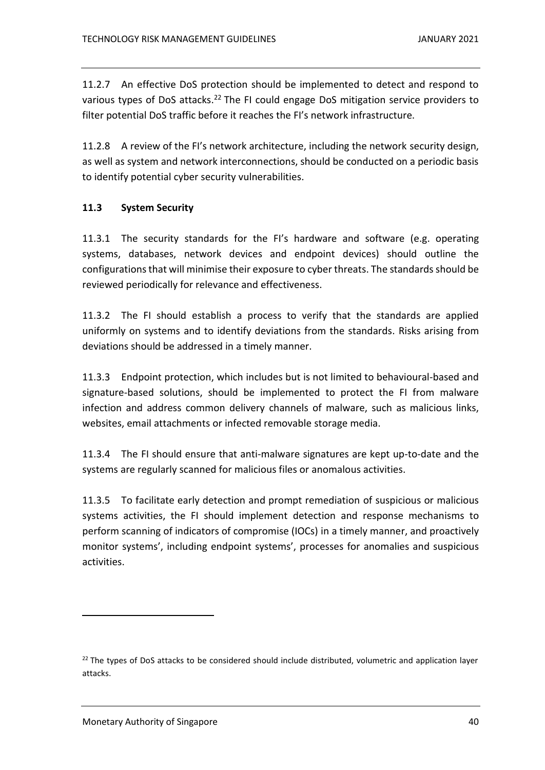11.2.7 An effective DoS protection should be implemented to detect and respond to various types of DoS attacks.[22] The FI could engage DoS mitigation service providers to filter potential DoS traffic before it reaches the FI's network infrastructure.

11.2.8 A review of the FI's network architecture, including the network security design, as well as system and network interconnections, should be conducted on a periodic basis to identify potential cyber security vulnerabilities.

### 11.3 System Security

11.3.1 The security standards for the FI's hardware and software (e.g. operating systems, databases, network devices and endpoint devices) should outline the configurations that will minimise their exposure to cyber threats. The standards should be reviewed periodically for relevance and effectiveness.

11.3.2 The FI should establish a process to verify that the standards are applied uniformly on systems and to identify deviations from the standards. Risks arising from deviations should be addressed in a timely manner.

11.3.3 Endpoint protection, which includes but is not limited to behavioural-based and signature-based solutions, should be implemented to protect the FI from malware infection and address common delivery channels of malware, such as malicious links, websites, email attachments or infected removable storage media.

11.3.4 The FI should ensure that anti-malware signatures are kept up-to-date and the systems are regularly scanned for malicious files or anomalous activities.

11.3.5 To facilitate early detection and prompt remediation of suspicious or malicious systems activities, the FI should implement detection and response mechanisms to perform scanning of indicators of compromise (IOCs) in a timely manner, and proactively monitor systems', including endpoint systems', processes for anomalies and suspicious activities.

---

[22] The types of DoS attacks to be considered should include distributed, volumetric and application layer attacks.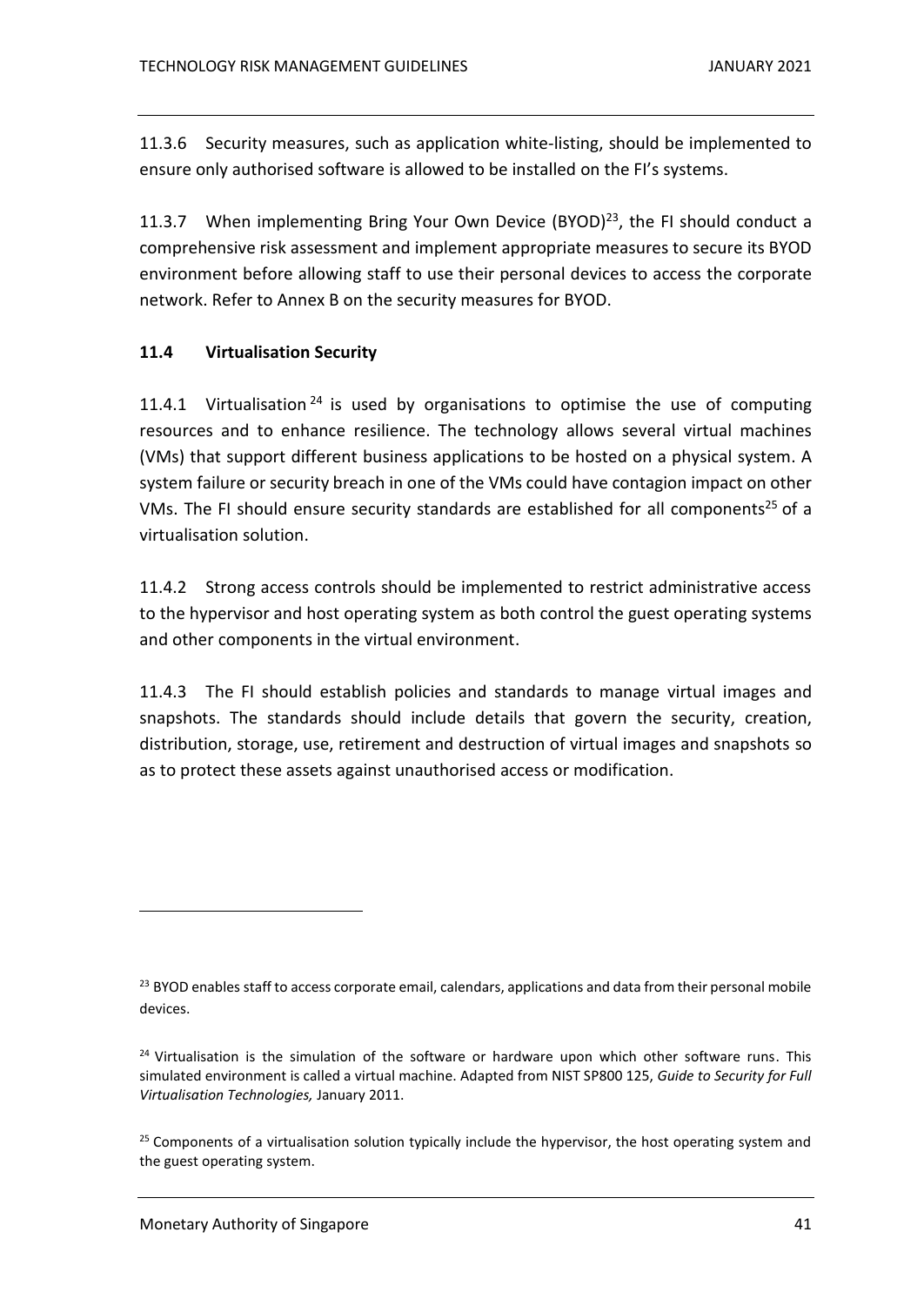11.3.6 Security measures, such as application white-listing, should be implemented to ensure only authorised software is allowed to be installed on the FI's systems.

11.3.7 When implementing Bring Your Own Device (BYOD)[23], the FI should conduct a comprehensive risk assessment and implement appropriate measures to secure its BYOD environment before allowing staff to use their personal devices to access the corporate network. Refer to Annex B on the security measures for BYOD.

### 11.4 Virtualisation Security

11.4.1 Virtualisation[24] is used by organisations to optimise the use of computing resources and to enhance resilience. The technology allows several virtual machines (VMs) that support different business applications to be hosted on a physical system. A system failure or security breach in one of the VMs could have contagion impact on other VMs. The FI should ensure security standards are established for all components[25] of a virtualisation solution.

11.4.2 Strong access controls should be implemented to restrict administrative access to the hypervisor and host operating system as both control the guest operating systems and other components in the virtual environment.

11.4.3 The FI should establish policies and standards to manage virtual images and snapshots. The standards should include details that govern the security, creation, distribution, storage, use, retirement and destruction of virtual images and snapshots so as to protect these assets against unauthorised access or modification.

---

[23] BYOD enables staff to access corporate email, calendars, applications and data from their personal mobile devices.

[24] Virtualisation is the simulation of the software or hardware upon which other software runs. This simulated environment is called a virtual machine. Adapted from NIST SP800 125, *Guide to Security for Full Virtualisation Technologies,* January 2011.

[25] Components of a virtualisation solution typically include the hypervisor, the host operating system and the guest operating system.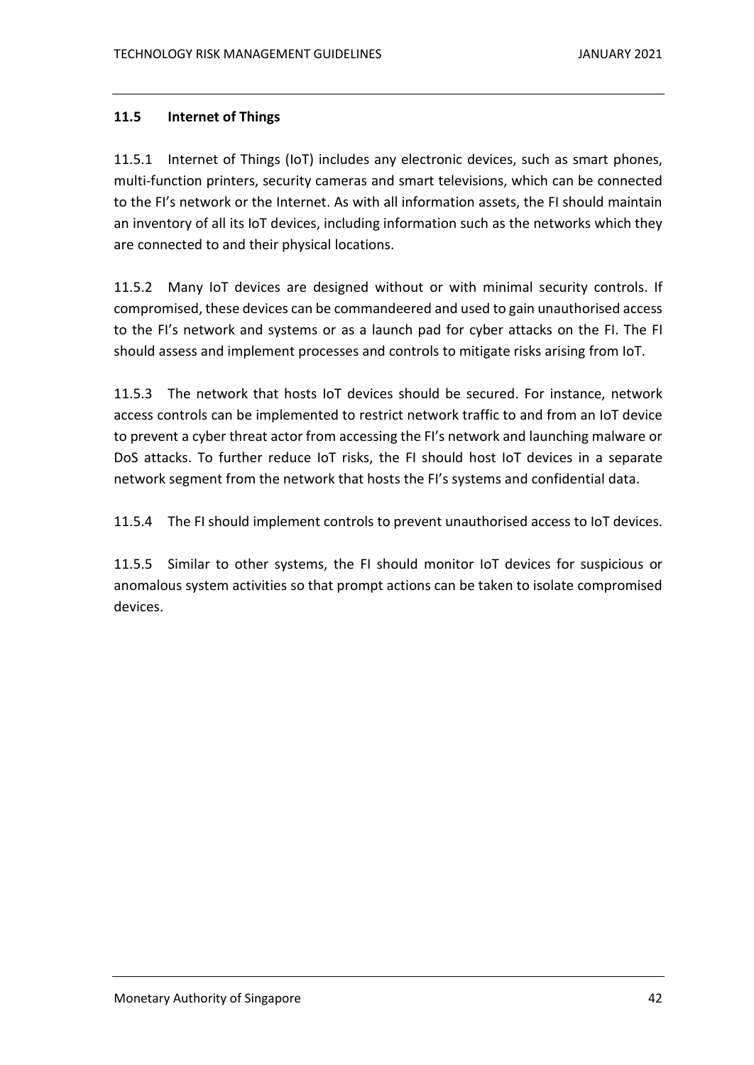## 11.5 Internet of Things

11.5.1 Internet of Things (IoT) includes any electronic devices, such as smart phones, multi-function printers, security cameras and smart televisions, which can be connected to the FI's network or the Internet. As with all information assets, the FI should maintain an inventory of all its IoT devices, including information such as the networks which they are connected to and their physical locations.

11.5.2 Many IoT devices are designed without or with minimal security controls. If compromised, these devices can be commandeered and used to gain unauthorised access to the FI's network and systems or as a launch pad for cyber attacks on the FI. The FI should assess and implement processes and controls to mitigate risks arising from IoT.

11.5.3 The network that hosts IoT devices should be secured. For instance, network access controls can be implemented to restrict network traffic to and from an IoT device to prevent a cyber threat actor from accessing the FI's network and launching malware or DoS attacks. To further reduce IoT risks, the FI should host IoT devices in a separate network segment from the network that hosts the FI's systems and confidential data.

11.5.4 The FI should implement controls to prevent unauthorised access to IoT devices.

11.5.5 Similar to other systems, the FI should monitor IoT devices for suspicious or anomalous system activities so that prompt actions can be taken to isolate compromised devices.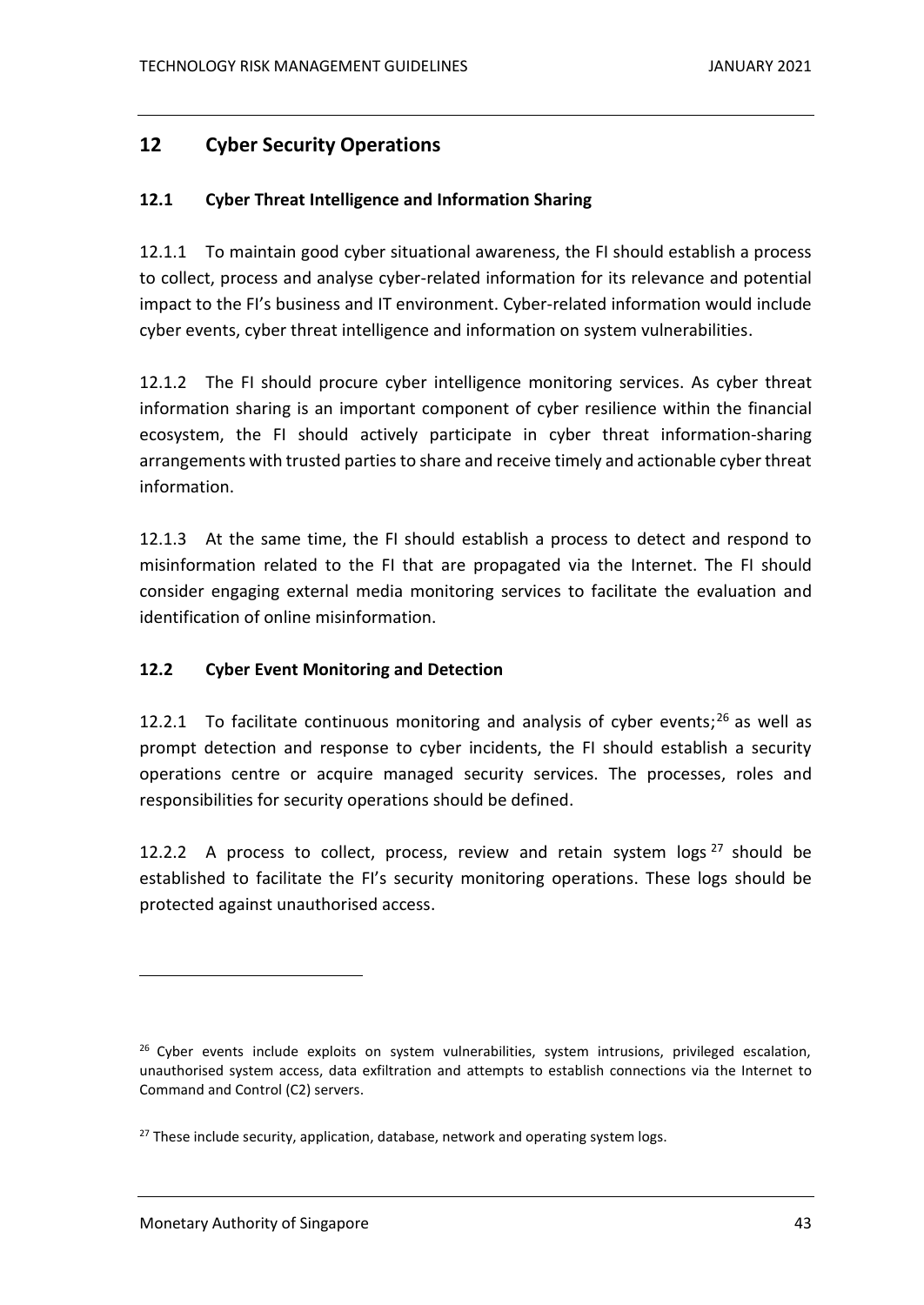## 12 Cyber Security Operations

### 12.1 Cyber Threat Intelligence and Information Sharing

12.1.1 To maintain good cyber situational awareness, the FI should establish a process to collect, process and analyse cyber-related information for its relevance and potential impact to the FI's business and IT environment. Cyber-related information would include cyber events, cyber threat intelligence and information on system vulnerabilities.

12.1.2 The FI should procure cyber intelligence monitoring services. As cyber threat information sharing is an important component of cyber resilience within the financial ecosystem, the FI should actively participate in cyber threat information-sharing arrangements with trusted parties to share and receive timely and actionable cyber threat information.

12.1.3 At the same time, the FI should establish a process to detect and respond to misinformation related to the FI that are propagated via the Internet. The FI should consider engaging external media monitoring services to facilitate the evaluation and identification of online misinformation.

### 12.2 Cyber Event Monitoring and Detection

12.2.1 To facilitate continuous monitoring and analysis of cyber events;[26] as well as prompt detection and response to cyber incidents, the FI should establish a security operations centre or acquire managed security services. The processes, roles and responsibilities for security operations should be defined.

12.2.2 A process to collect, process, review and retain system logs[27] should be established to facilitate the FI's security monitoring operations. These logs should be protected against unauthorised access.

---

[26] Cyber events include exploits on system vulnerabilities, system intrusions, privileged escalation, unauthorised system access, data exfiltration and attempts to establish connections via the Internet to Command and Control (C2) servers.

[27] These include security, application, database, network and operating system logs.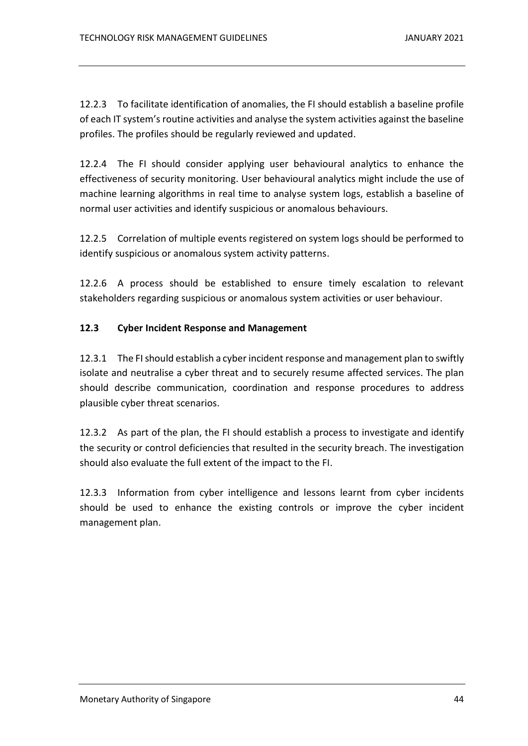12.2.3 To facilitate identification of anomalies, the FI should establish a baseline profile of each IT system's routine activities and analyse the system activities against the baseline profiles. The profiles should be regularly reviewed and updated.

12.2.4 The FI should consider applying user behavioural analytics to enhance the effectiveness of security monitoring. User behavioural analytics might include the use of machine learning algorithms in real time to analyse system logs, establish a baseline of normal user activities and identify suspicious or anomalous behaviours.

12.2.5 Correlation of multiple events registered on system logs should be performed to identify suspicious or anomalous system activity patterns.

12.2.6 A process should be established to ensure timely escalation to relevant stakeholders regarding suspicious or anomalous system activities or user behaviour.

### 12.3 Cyber Incident Response and Management

12.3.1 The FI should establish a cyber incident response and management plan to swiftly isolate and neutralise a cyber threat and to securely resume affected services. The plan should describe communication, coordination and response procedures to address plausible cyber threat scenarios.

12.3.2 As part of the plan, the FI should establish a process to investigate and identify the security or control deficiencies that resulted in the security breach. The investigation should also evaluate the full extent of the impact to the FI.

12.3.3 Information from cyber intelligence and lessons learnt from cyber incidents should be used to enhance the existing controls or improve the cyber incident management plan.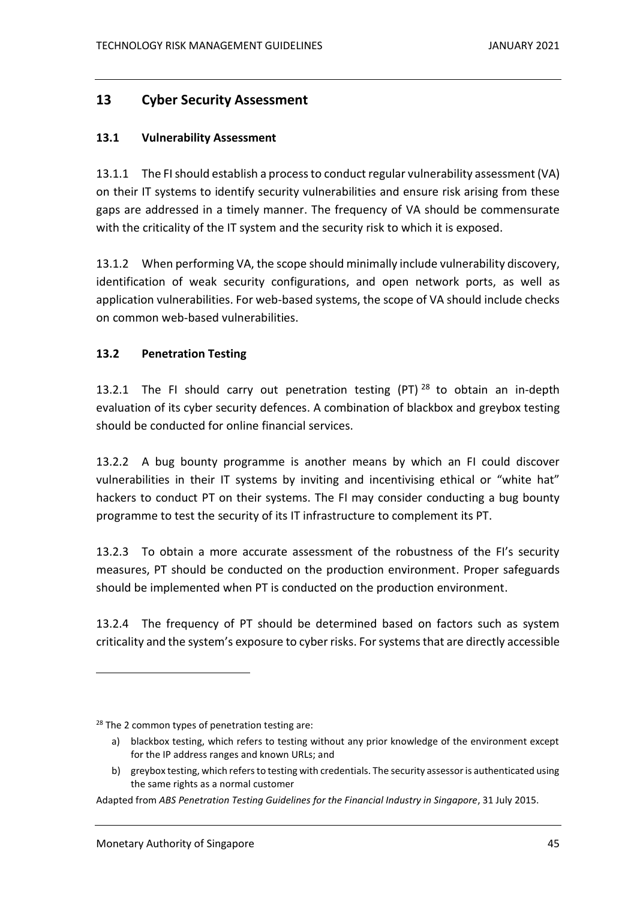## 13 Cyber Security Assessment

### 13.1 Vulnerability Assessment

13.1.1 The FI should establish a process to conduct regular vulnerability assessment (VA) on their IT systems to identify security vulnerabilities and ensure risk arising from these gaps are addressed in a timely manner. The frequency of VA should be commensurate with the criticality of the IT system and the security risk to which it is exposed.

13.1.2 When performing VA, the scope should minimally include vulnerability discovery, identification of weak security configurations, and open network ports, as well as application vulnerabilities. For web-based systems, the scope of VA should include checks on common web-based vulnerabilities.

### 13.2 Penetration Testing

13.2.1 The FI should carry out penetration testing (PT) [28] to obtain an in-depth evaluation of its cyber security defences. A combination of blackbox and greybox testing should be conducted for online financial services.

13.2.2 A bug bounty programme is another means by which an FI could discover vulnerabilities in their IT systems by inviting and incentivising ethical or "white hat" hackers to conduct PT on their systems. The FI may consider conducting a bug bounty programme to test the security of its IT infrastructure to complement its PT.

13.2.3 To obtain a more accurate assessment of the robustness of the FI's security measures, PT should be conducted on the production environment. Proper safeguards should be implemented when PT is conducted on the production environment.

13.2.4 The frequency of PT should be determined based on factors such as system criticality and the system's exposure to cyber risks. For systems that are directly accessible

---

[28] The 2 common types of penetration testing are:

a) blackbox testing, which refers to testing without any prior knowledge of the environment except for the IP address ranges and known URLs; and
b) greybox testing, which refers to testing with credentials. The security assessor is authenticated using the same rights as a normal customer

Adapted from *ABS Penetration Testing Guidelines for the Financial Industry in Singapore*, 31 July 2015.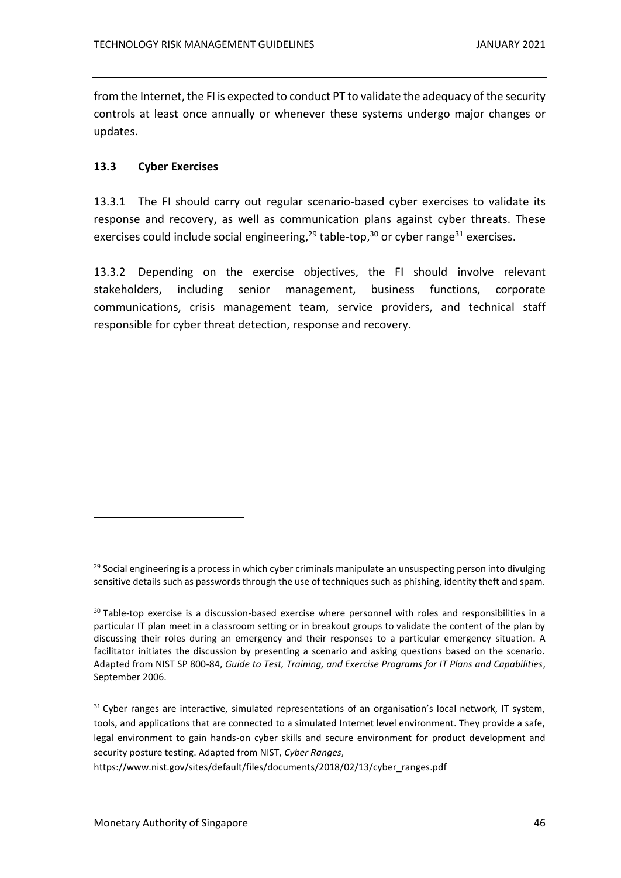from the Internet, the FI is expected to conduct PT to validate the adequacy of the security controls at least once annually or whenever these systems undergo major changes or updates.

### 13.3 Cyber Exercises

13.3.1 The FI should carry out regular scenario-based cyber exercises to validate its response and recovery, as well as communication plans against cyber threats. These exercises could include social engineering,[29] table-top,[30] or cyber range[31] exercises.

13.3.2 Depending on the exercise objectives, the FI should involve relevant stakeholders, including senior management, business functions, corporate communications, crisis management team, service providers, and technical staff responsible for cyber threat detection, response and recovery.

---

[29] Social engineering is a process in which cyber criminals manipulate an unsuspecting person into divulging sensitive details such as passwords through the use of techniques such as phishing, identity theft and spam.

[30] Table-top exercise is a discussion-based exercise where personnel with roles and responsibilities in a particular IT plan meet in a classroom setting or in breakout groups to validate the content of the plan by discussing their roles during an emergency and their responses to a particular emergency situation. A facilitator initiates the discussion by presenting a scenario and asking questions based on the scenario. Adapted from NIST SP 800-84, *Guide to Test, Training, and Exercise Programs for IT Plans and Capabilities*, September 2006.

[31] Cyber ranges are interactive, simulated representations of an organisation's local network, IT system, tools, and applications that are connected to a simulated Internet level environment. They provide a safe, legal environment to gain hands-on cyber skills and secure environment for product development and security posture testing. Adapted from NIST, *Cyber Ranges*, https://www.nist.gov/sites/default/files/documents/2018/02/13/cyber_ranges.pdf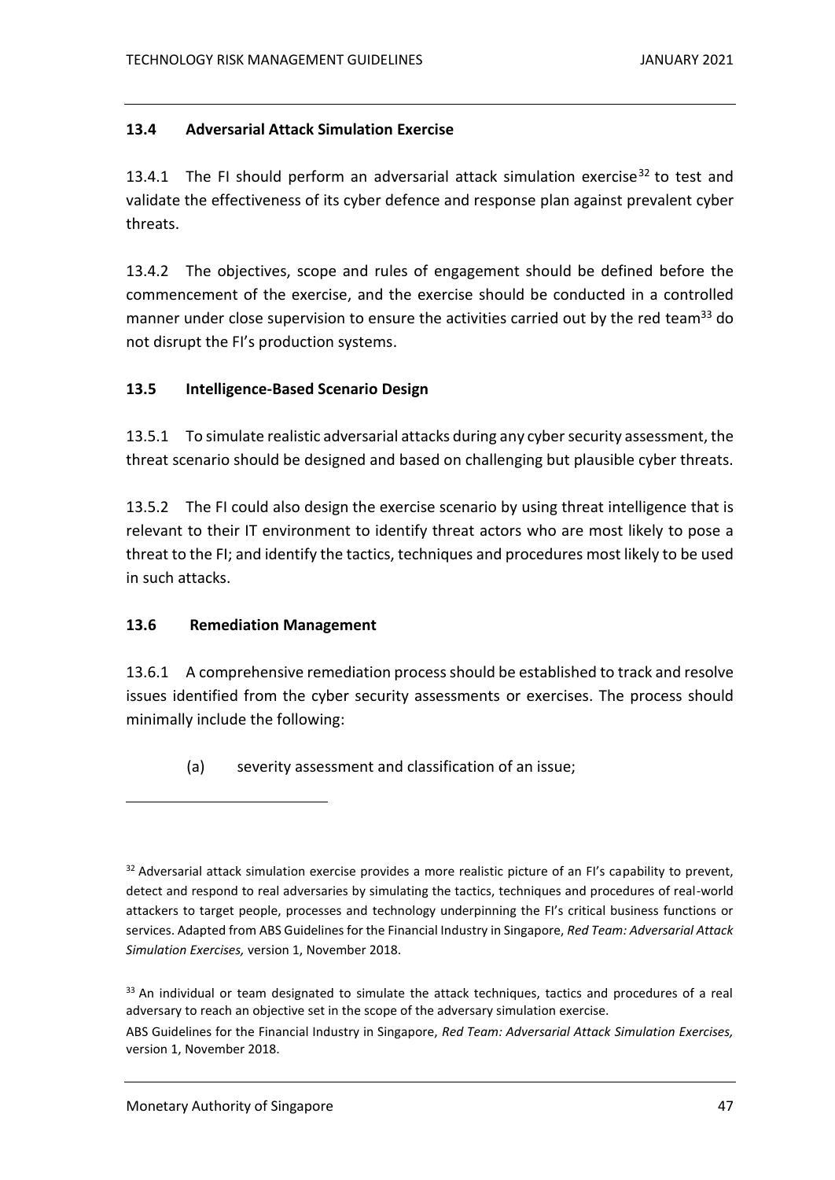### 13.4 Adversarial Attack Simulation Exercise

13.4.1 The FI should perform an adversarial attack simulation exercise[32] to test and validate the effectiveness of its cyber defence and response plan against prevalent cyber threats.

13.4.2 The objectives, scope and rules of engagement should be defined before the commencement of the exercise, and the exercise should be conducted in a controlled manner under close supervision to ensure the activities carried out by the red team[33] do not disrupt the FI's production systems.

### 13.5 Intelligence-Based Scenario Design

13.5.1 To simulate realistic adversarial attacks during any cyber security assessment, the threat scenario should be designed and based on challenging but plausible cyber threats.

13.5.2 The FI could also design the exercise scenario by using threat intelligence that is relevant to their IT environment to identify threat actors who are most likely to pose a threat to the FI; and identify the tactics, techniques and procedures most likely to be used in such attacks.

### 13.6 Remediation Management

13.6.1 A comprehensive remediation process should be established to track and resolve issues identified from the cyber security assessments or exercises. The process should minimally include the following:

(a) severity assessment and classification of an issue;

---

[32] Adversarial attack simulation exercise provides a more realistic picture of an FI's capability to prevent, detect and respond to real adversaries by simulating the tactics, techniques and procedures of real-world attackers to target people, processes and technology underpinning the FI's critical business functions or services. Adapted from ABS Guidelines for the Financial Industry in Singapore, *Red Team: Adversarial Attack Simulation Exercises,* version 1, November 2018.

[33] An individual or team designated to simulate the attack techniques, tactics and procedures of a real adversary to reach an objective set in the scope of the adversary simulation exercise.
ABS Guidelines for the Financial Industry in Singapore, *Red Team: Adversarial Attack Simulation Exercises,* version 1, November 2018.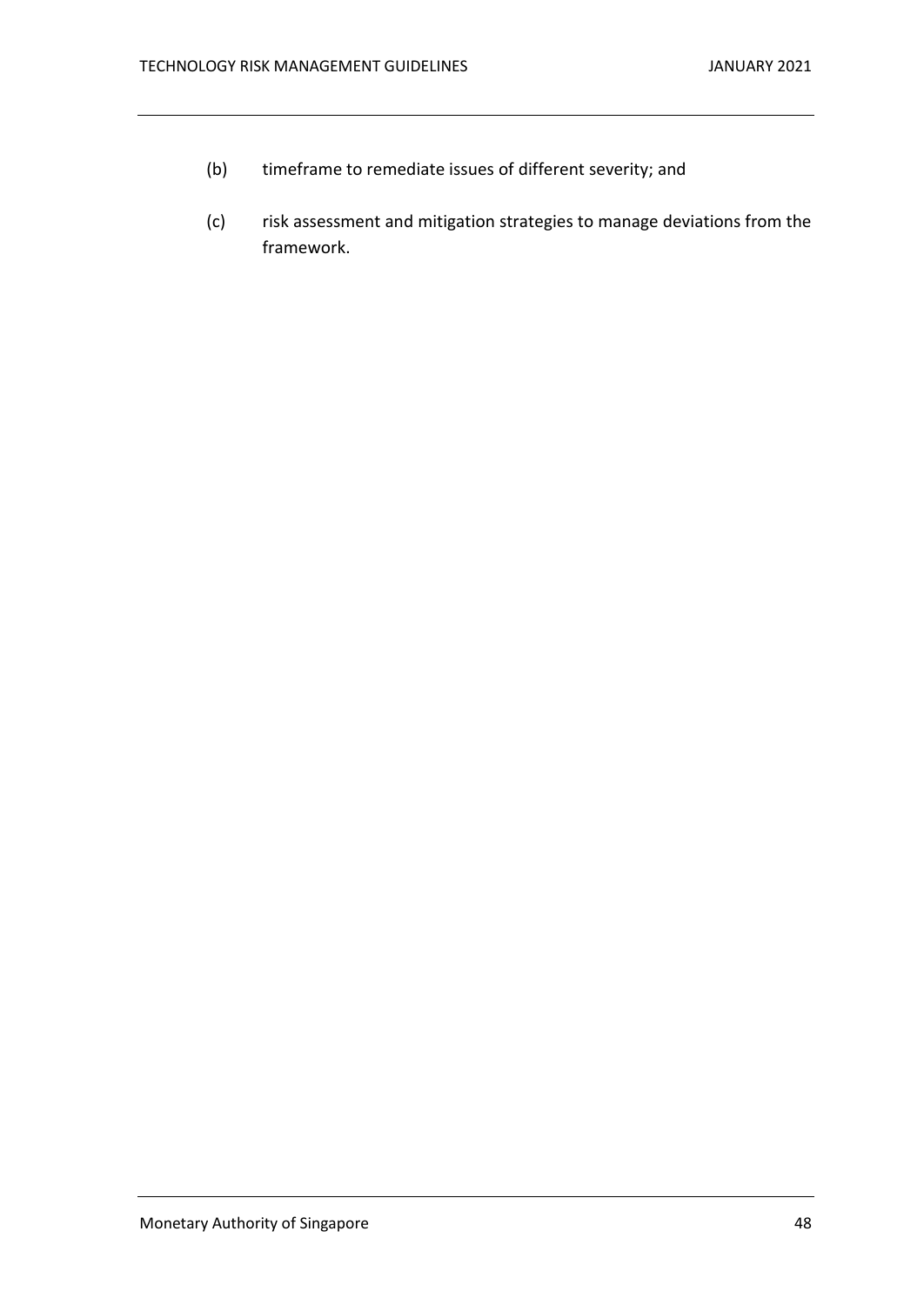(b) timeframe to remediate issues of different severity; and

(c) risk assessment and mitigation strategies to manage deviations from the framework.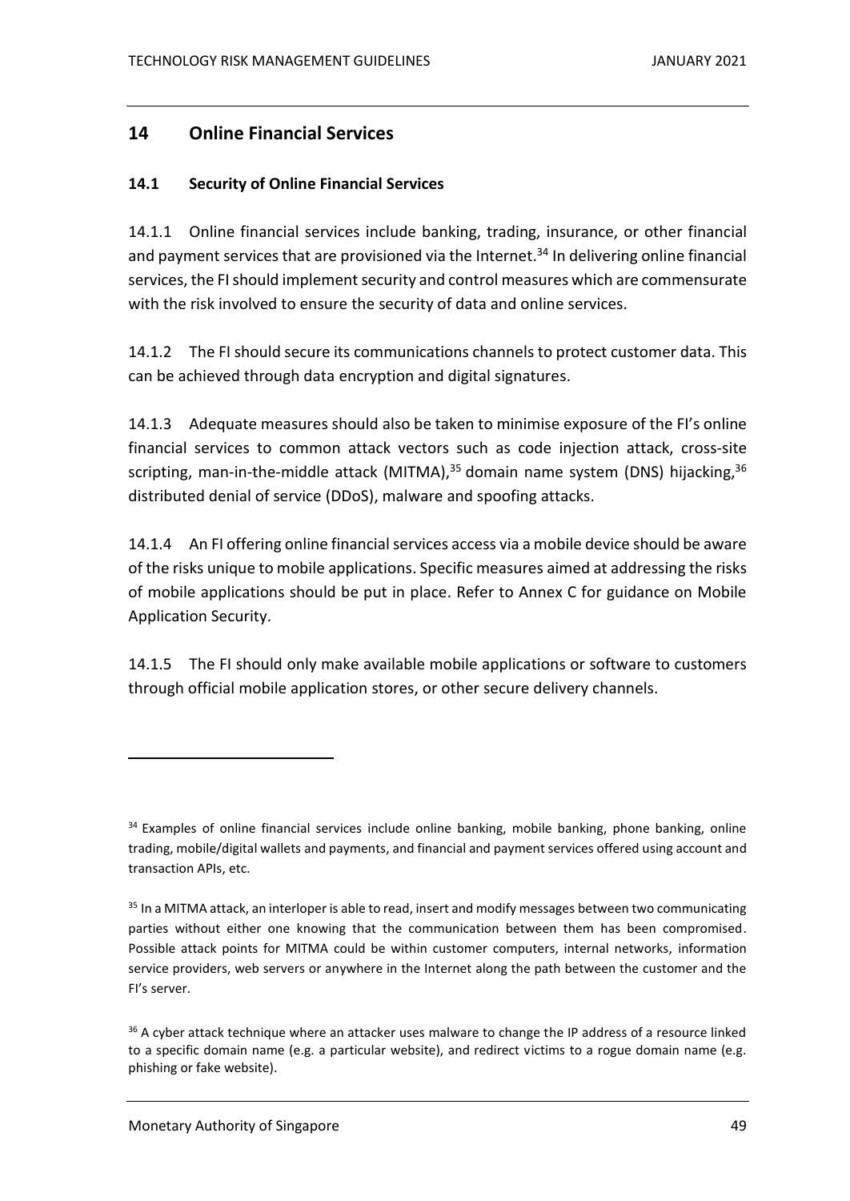## 14 Online Financial Services

### 14.1 Security of Online Financial Services

14.1.1 Online financial services include banking, trading, insurance, or other financial and payment services that are provisioned via the Internet.[34] In delivering online financial services, the FI should implement security and control measures which are commensurate with the risk involved to ensure the security of data and online services.

14.1.2 The FI should secure its communications channels to protect customer data. This can be achieved through data encryption and digital signatures.

14.1.3 Adequate measures should also be taken to minimise exposure of the FI's online financial services to common attack vectors such as code injection attack, cross-site scripting, man-in-the-middle attack (MITMA),[35] domain name system (DNS) hijacking,[36] distributed denial of service (DDoS), malware and spoofing attacks.

14.1.4 An FI offering online financial services access via a mobile device should be aware of the risks unique to mobile applications. Specific measures aimed at addressing the risks of mobile applications should be put in place. Refer to Annex C for guidance on Mobile Application Security.

14.1.5 The FI should only make available mobile applications or software to customers through official mobile application stores, or other secure delivery channels.

---

[34] Examples of online financial services include online banking, mobile banking, phone banking, online trading, mobile/digital wallets and payments, and financial and payment services offered using account and transaction APIs, etc.

[35] In a MITMA attack, an interloper is able to read, insert and modify messages between two communicating parties without either one knowing that the communication between them has been compromised. Possible attack points for MITMA could be within customer computers, internal networks, information service providers, web servers or anywhere in the Internet along the path between the customer and the FI's server.

[36] A cyber attack technique where an attacker uses malware to change the IP address of a resource linked to a specific domain name (e.g. a particular website), and redirect victims to a rogue domain name (e.g. phishing or fake website).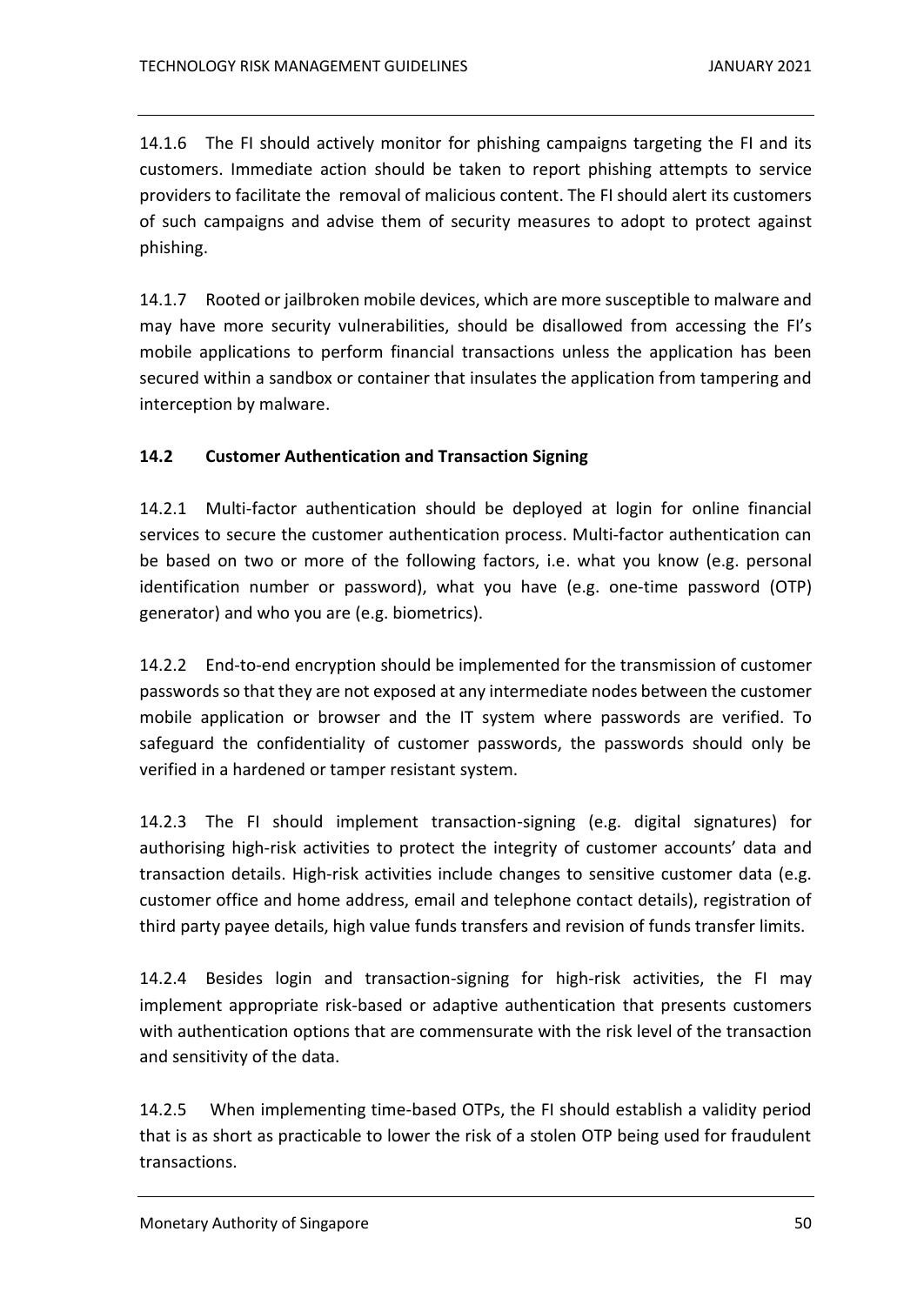14.1.6 The FI should actively monitor for phishing campaigns targeting the FI and its customers. Immediate action should be taken to report phishing attempts to service providers to facilitate the removal of malicious content. The FI should alert its customers of such campaigns and advise them of security measures to adopt to protect against phishing.

14.1.7 Rooted or jailbroken mobile devices, which are more susceptible to malware and may have more security vulnerabilities, should be disallowed from accessing the FI's mobile applications to perform financial transactions unless the application has been secured within a sandbox or container that insulates the application from tampering and interception by malware.

### 14.2 Customer Authentication and Transaction Signing

14.2.1 Multi-factor authentication should be deployed at login for online financial services to secure the customer authentication process. Multi-factor authentication can be based on two or more of the following factors, i.e. what you know (e.g. personal identification number or password), what you have (e.g. one-time password (OTP) generator) and who you are (e.g. biometrics).

14.2.2 End-to-end encryption should be implemented for the transmission of customer passwords so that they are not exposed at any intermediate nodes between the customer mobile application or browser and the IT system where passwords are verified. To safeguard the confidentiality of customer passwords, the passwords should only be verified in a hardened or tamper resistant system.

14.2.3 The FI should implement transaction-signing (e.g. digital signatures) for authorising high-risk activities to protect the integrity of customer accounts' data and transaction details. High-risk activities include changes to sensitive customer data (e.g. customer office and home address, email and telephone contact details), registration of third party payee details, high value funds transfers and revision of funds transfer limits.

14.2.4 Besides login and transaction-signing for high-risk activities, the FI may implement appropriate risk-based or adaptive authentication that presents customers with authentication options that are commensurate with the risk level of the transaction and sensitivity of the data.

14.2.5 When implementing time-based OTPs, the FI should establish a validity period that is as short as practicable to lower the risk of a stolen OTP being used for fraudulent transactions.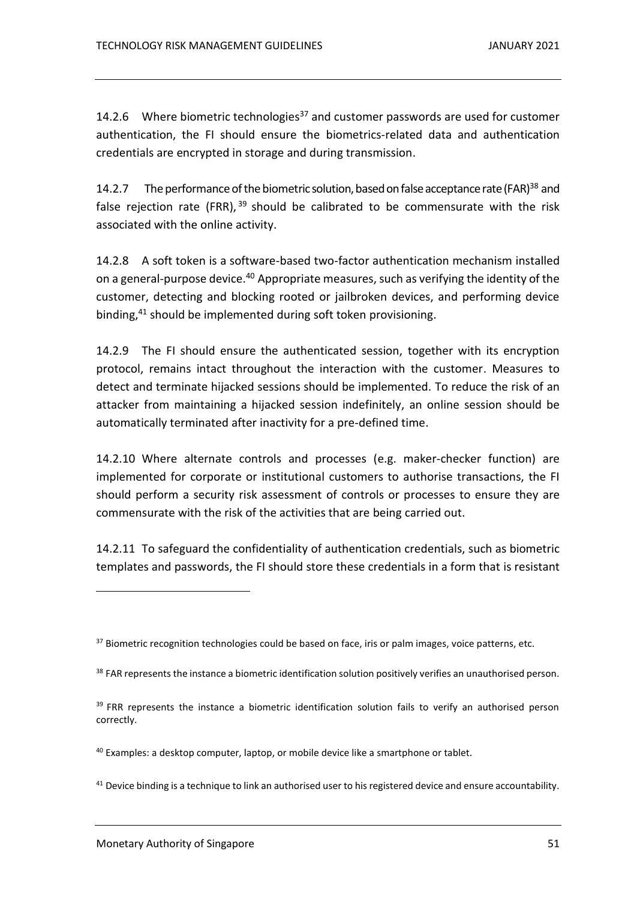14.2.6 Where biometric technologies[37] and customer passwords are used for customer authentication, the FI should ensure the biometrics-related data and authentication credentials are encrypted in storage and during transmission.

14.2.7 The performance of the biometric solution, based on false acceptance rate (FAR)[38] and false rejection rate (FRR),[39] should be calibrated to be commensurate with the risk associated with the online activity.

14.2.8 A soft token is a software-based two-factor authentication mechanism installed on a general-purpose device.[40] Appropriate measures, such as verifying the identity of the customer, detecting and blocking rooted or jailbroken devices, and performing device binding,[41] should be implemented during soft token provisioning.

14.2.9 The FI should ensure the authenticated session, together with its encryption protocol, remains intact throughout the interaction with the customer. Measures to detect and terminate hijacked sessions should be implemented. To reduce the risk of an attacker from maintaining a hijacked session indefinitely, an online session should be automatically terminated after inactivity for a pre-defined time.

14.2.10 Where alternate controls and processes (e.g. maker-checker function) are implemented for corporate or institutional customers to authorise transactions, the FI should perform a security risk assessment of controls or processes to ensure they are commensurate with the risk of the activities that are being carried out.

14.2.11 To safeguard the confidentiality of authentication credentials, such as biometric templates and passwords, the FI should store these credentials in a form that is resistant

---

[37] Biometric recognition technologies could be based on face, iris or palm images, voice patterns, etc.

[38] FAR represents the instance a biometric identification solution positively verifies an unauthorised person.

[39] FRR represents the instance a biometric identification solution fails to verify an authorised person correctly.

[40] Examples: a desktop computer, laptop, or mobile device like a smartphone or tablet.

[41] Device binding is a technique to link an authorised user to his registered device and ensure accountability.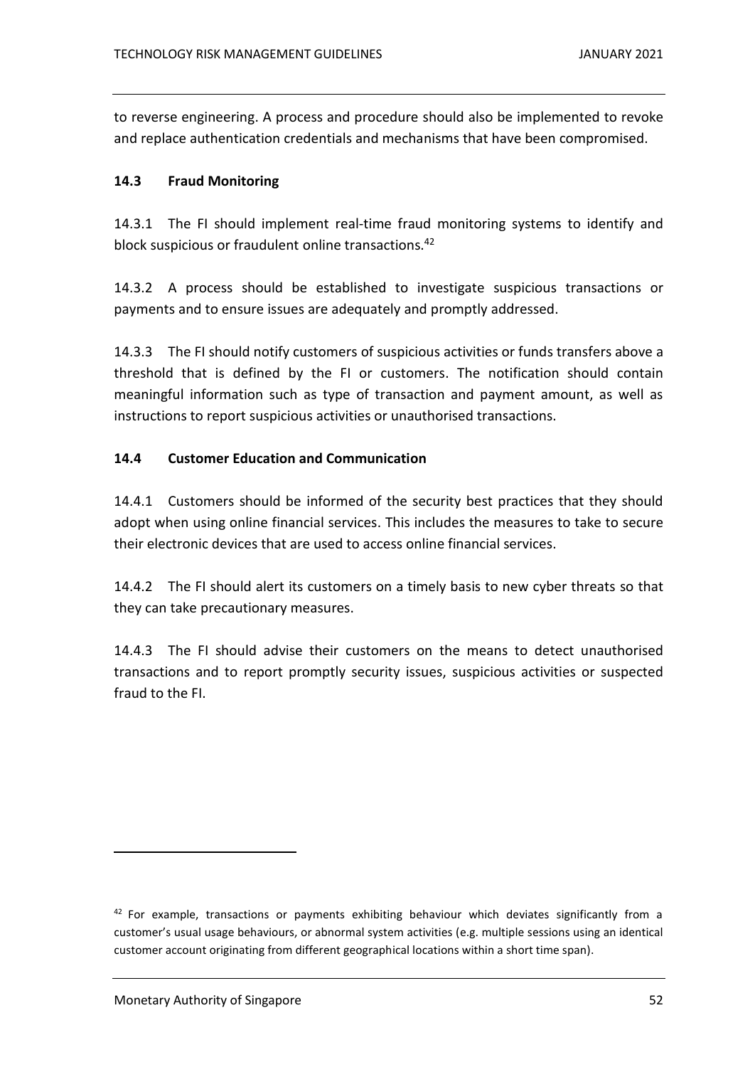to reverse engineering. A process and procedure should also be implemented to revoke and replace authentication credentials and mechanisms that have been compromised.

### 14.3 Fraud Monitoring

14.3.1 The FI should implement real-time fraud monitoring systems to identify and block suspicious or fraudulent online transactions.[42]

14.3.2 A process should be established to investigate suspicious transactions or payments and to ensure issues are adequately and promptly addressed.

14.3.3 The FI should notify customers of suspicious activities or funds transfers above a threshold that is defined by the FI or customers. The notification should contain meaningful information such as type of transaction and payment amount, as well as instructions to report suspicious activities or unauthorised transactions.

### 14.4 Customer Education and Communication

14.4.1 Customers should be informed of the security best practices that they should adopt when using online financial services. This includes the measures to take to secure their electronic devices that are used to access online financial services.

14.4.2 The FI should alert its customers on a timely basis to new cyber threats so that they can take precautionary measures.

14.4.3 The FI should advise their customers on the means to detect unauthorised transactions and to report promptly security issues, suspicious activities or suspected fraud to the FI.

[42] For example, transactions or payments exhibiting behaviour which deviates significantly from a customer's usual usage behaviours, or abnormal system activities (e.g. multiple sessions using an identical customer account originating from different geographical locations within a short time span).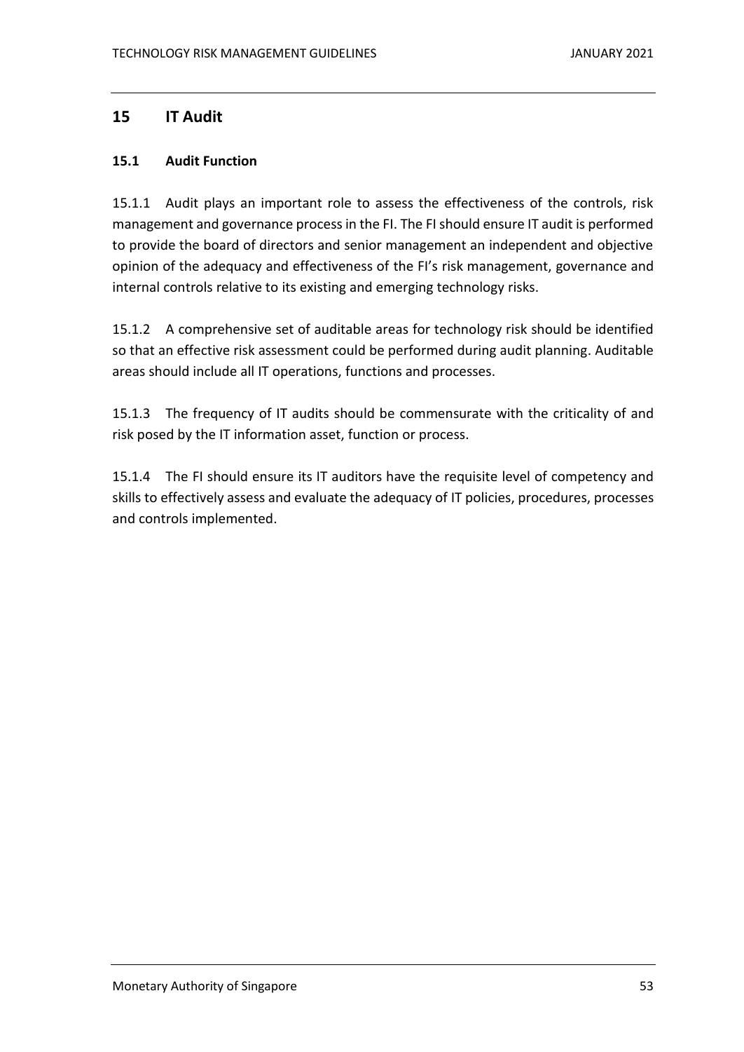## 15 IT Audit

### 15.1 Audit Function

15.1.1 Audit plays an important role to assess the effectiveness of the controls, risk management and governance process in the FI. The FI should ensure IT audit is performed to provide the board of directors and senior management an independent and objective opinion of the adequacy and effectiveness of the FI's risk management, governance and internal controls relative to its existing and emerging technology risks.

15.1.2 A comprehensive set of auditable areas for technology risk should be identified so that an effective risk assessment could be performed during audit planning. Auditable areas should include all IT operations, functions and processes.

15.1.3 The frequency of IT audits should be commensurate with the criticality of and risk posed by the IT information asset, function or process.

15.1.4 The FI should ensure its IT auditors have the requisite level of competency and skills to effectively assess and evaluate the adequacy of IT policies, procedures, processes and controls implemented.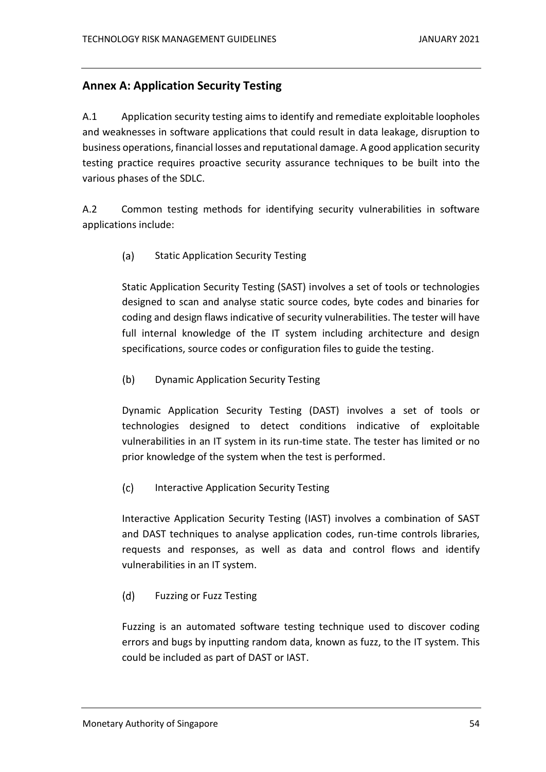## Annex A: Application Security Testing

A.1 Application security testing aims to identify and remediate exploitable loopholes and weaknesses in software applications that could result in data leakage, disruption to business operations, financial losses and reputational damage. A good application security testing practice requires proactive security assurance techniques to be built into the various phases of the SDLC.

A.2 Common testing methods for identifying security vulnerabilities in software applications include:

(a) Static Application Security Testing

Static Application Security Testing (SAST) involves a set of tools or technologies designed to scan and analyse static source codes, byte codes and binaries for coding and design flaws indicative of security vulnerabilities. The tester will have full internal knowledge of the IT system including architecture and design specifications, source codes or configuration files to guide the testing.

(b) Dynamic Application Security Testing

Dynamic Application Security Testing (DAST) involves a set of tools or technologies designed to detect conditions indicative of exploitable vulnerabilities in an IT system in its run-time state. The tester has limited or no prior knowledge of the system when the test is performed.

(c) Interactive Application Security Testing

Interactive Application Security Testing (IAST) involves a combination of SAST and DAST techniques to analyse application codes, run-time controls libraries, requests and responses, as well as data and control flows and identify vulnerabilities in an IT system.

(d) Fuzzing or Fuzz Testing

Fuzzing is an automated software testing technique used to discover coding errors and bugs by inputting random data, known as fuzz, to the IT system. This could be included as part of DAST or IAST.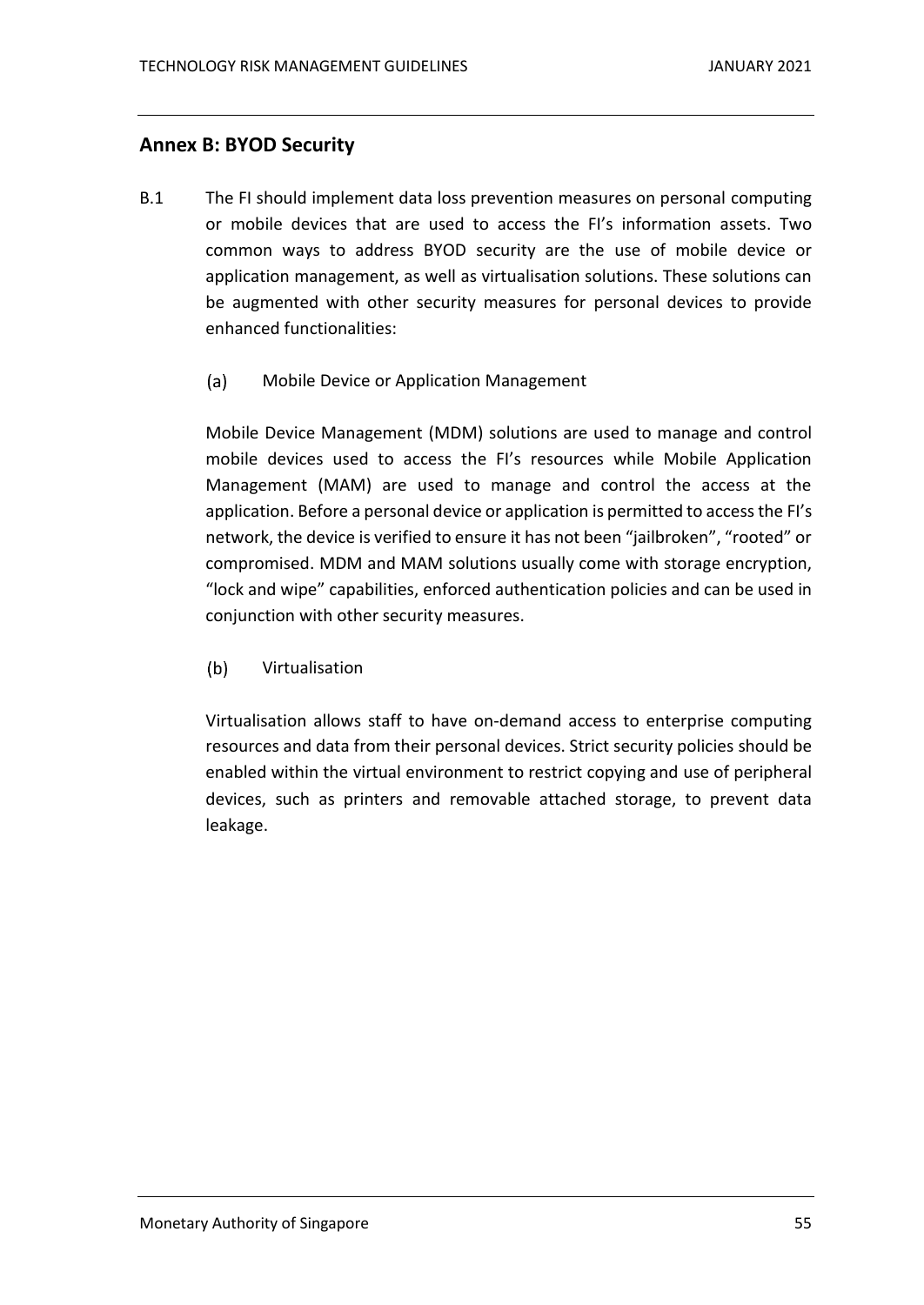## Annex B: BYOD Security

B.1 The FI should implement data loss prevention measures on personal computing or mobile devices that are used to access the FI's information assets. Two common ways to address BYOD security are the use of mobile device or application management, as well as virtualisation solutions. These solutions can be augmented with other security measures for personal devices to provide enhanced functionalities:

(a) Mobile Device or Application Management

Mobile Device Management (MDM) solutions are used to manage and control mobile devices used to access the FI's resources while Mobile Application Management (MAM) are used to manage and control the access at the application. Before a personal device or application is permitted to access the FI's network, the device is verified to ensure it has not been "jailbroken", "rooted" or compromised. MDM and MAM solutions usually come with storage encryption, "lock and wipe" capabilities, enforced authentication policies and can be used in conjunction with other security measures.

(b) Virtualisation

Virtualisation allows staff to have on-demand access to enterprise computing resources and data from their personal devices. Strict security policies should be enabled within the virtual environment to restrict copying and use of peripheral devices, such as printers and removable attached storage, to prevent data leakage.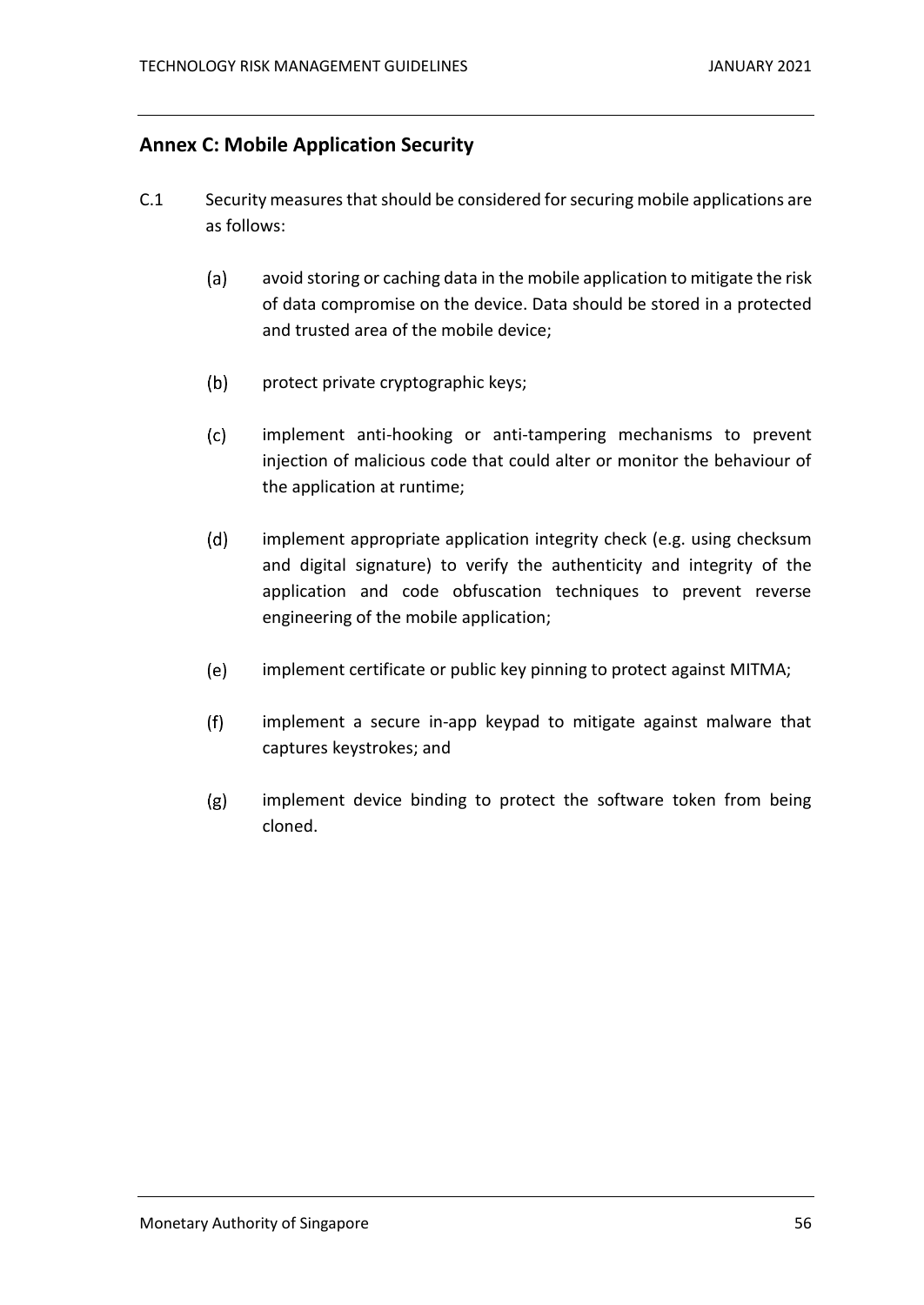## Annex C: Mobile Application Security

C.1 Security measures that should be considered for securing mobile applications are as follows:

(a) avoid storing or caching data in the mobile application to mitigate the risk of data compromise on the device. Data should be stored in a protected and trusted area of the mobile device;

(b) protect private cryptographic keys;

(c) implement anti-hooking or anti-tampering mechanisms to prevent injection of malicious code that could alter or monitor the behaviour of the application at runtime;

(d) implement appropriate application integrity check (e.g. using checksum and digital signature) to verify the authenticity and integrity of the application and code obfuscation techniques to prevent reverse engineering of the mobile application;

(e) implement certificate or public key pinning to protect against MITMA;

(f) implement a secure in-app keypad to mitigate against malware that captures keystrokes; and

(g) implement device binding to protect the software token from being cloned.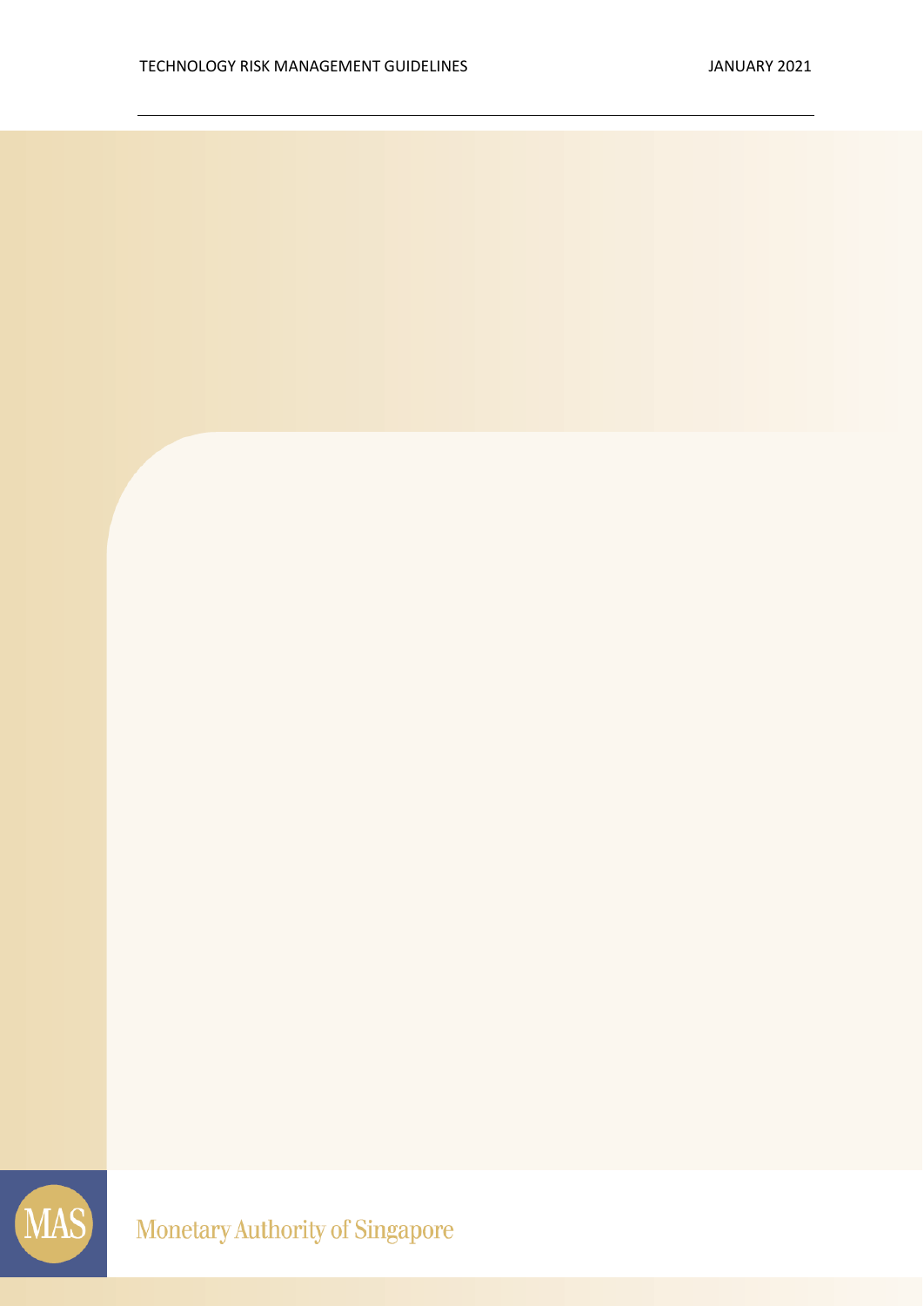Monetary Authority of Singapore